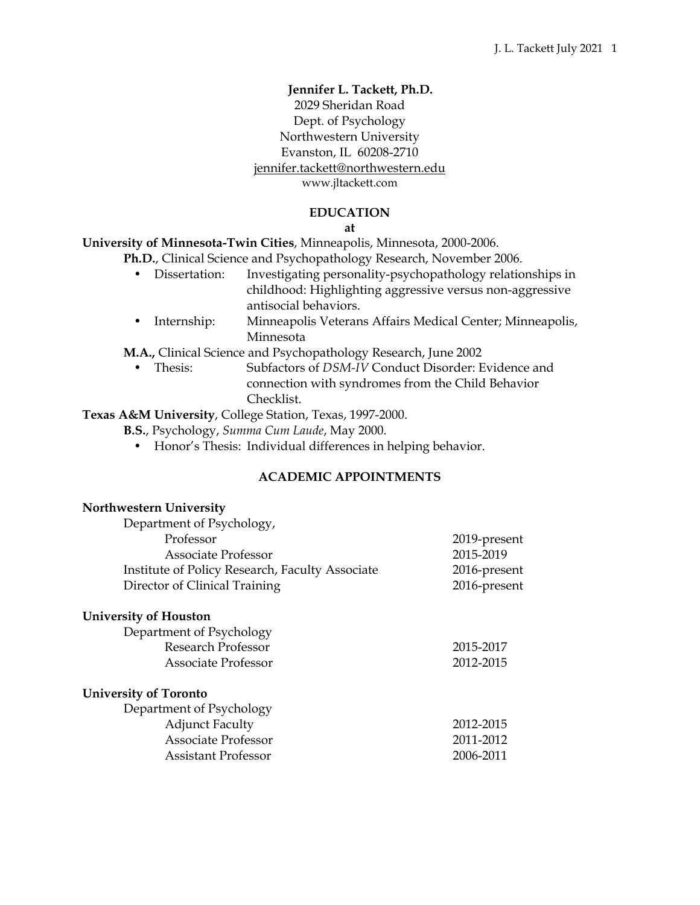# Jennifer L. Tackett, Ph.D.

2029 Sheridan Road
Dept. of Psychology
Northwestern University
Evanston, IL 60208-2710
jennifer.tackett@northwestern.edu
www.jltackett.com

## EDUCATION

**at**

**University of Minnesota-Twin Cities**, Minneapolis, Minnesota, 2000-2006.

**Ph.D.**, Clinical Science and Psychopathology Research, November 2006.

- Dissertation: Investigating personality-psychopathology relationships in childhood: Highlighting aggressive versus non-aggressive antisocial behaviors.
- Internship: Minneapolis Veterans Affairs Medical Center; Minneapolis, Minnesota

**M.A.,** Clinical Science and Psychopathology Research, June 2002

- Thesis: Subfactors of *DSM-IV* Conduct Disorder: Evidence and connection with syndromes from the Child Behavior Checklist.

**Texas A&M University**, College Station, Texas, 1997-2000.

**B.S.**, Psychology, *Summa Cum Laude*, May 2000.

- Honor's Thesis: Individual differences in helping behavior.

## ACADEMIC APPOINTMENTS

**Northwestern University**

| | |
|---|---|
| Department of Psychology, | |
| Professor | 2019-present |
| Associate Professor | 2015-2019 |
| Institute of Policy Research, Faculty Associate | 2016-present |
| Director of Clinical Training | 2016-present |

**University of Houston**

| | |
|---|---|
| Department of Psychology | |
| Research Professor | 2015-2017 |
| Associate Professor | 2012-2015 |

**University of Toronto**

| | |
|---|---|
| Department of Psychology | |
| Adjunct Faculty | 2012-2015 |
| Associate Professor | 2011-2012 |
| Assistant Professor | 2006-2011 |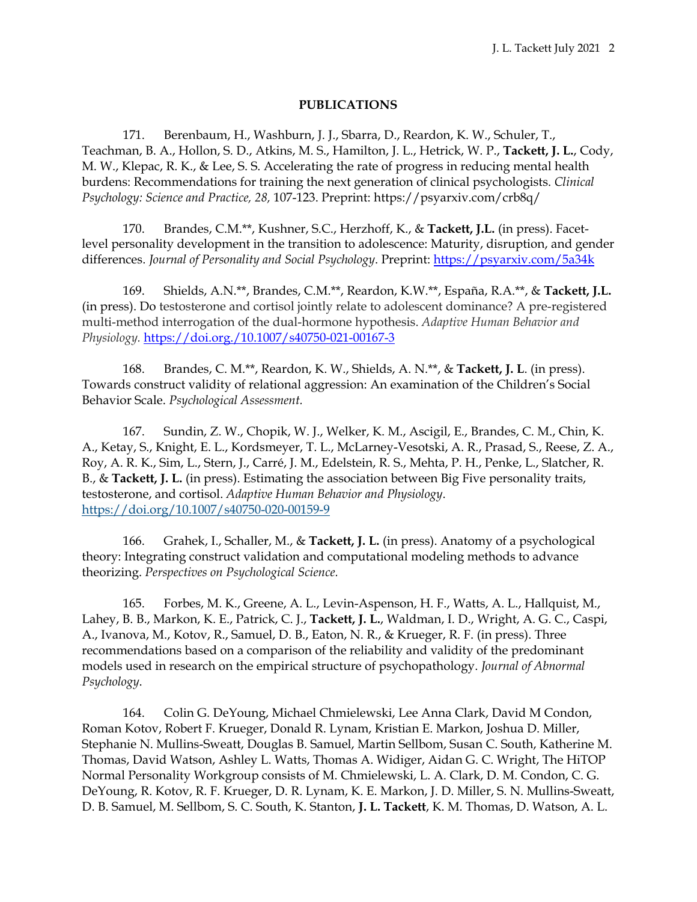## PUBLICATIONS

171. Berenbaum, H., Washburn, J. J., Sbarra, D., Reardon, K. W., Schuler, T., Teachman, B. A., Hollon, S. D., Atkins, M. S., Hamilton, J. L., Hetrick, W. P., **Tackett, J. L.**, Cody, M. W., Klepac, R. K., & Lee, S. S. Accelerating the rate of progress in reducing mental health burdens: Recommendations for training the next generation of clinical psychologists. *Clinical Psychology: Science and Practice, 28,* 107-123. Preprint: https://psyarxiv.com/crb8q/

170. Brandes, C.M.**, Kushner, S.C., Herzhoff, K., & **Tackett, J.L.** (in press). Facet-level personality development in the transition to adolescence: Maturity, disruption, and gender differences. *Journal of Personality and Social Psychology*. Preprint: https://psyarxiv.com/5a34k

169. Shields, A.N.**, Brandes, C.M.**, Reardon, K.W.**, España, R.A.**, & **Tackett, J.L.** (in press). Do testosterone and cortisol jointly relate to adolescent dominance? A pre-registered multi-method interrogation of the dual-hormone hypothesis. *Adaptive Human Behavior and Physiology.* https://doi.org./10.1007/s40750-021-00167-3

168. Brandes, C. M.**, Reardon, K. W., Shields, A. N.**, & **Tackett, J. L**. (in press). Towards construct validity of relational aggression: An examination of the Children's Social Behavior Scale. *Psychological Assessment.*

167. Sundin, Z. W., Chopik, W. J., Welker, K. M., Ascigil, E., Brandes, C. M., Chin, K. A., Ketay, S., Knight, E. L., Kordsmeyer, T. L., McLarney-Vesotski, A. R., Prasad, S., Reese, Z. A., Roy, A. R. K., Sim, L., Stern, J., Carré, J. M., Edelstein, R. S., Mehta, P. H., Penke, L., Slatcher, R. B., & **Tackett, J. L.** (in press). Estimating the association between Big Five personality traits, testosterone, and cortisol. *Adaptive Human Behavior and Physiology*. https://doi.org/10.1007/s40750-020-00159-9

166. Grahek, I., Schaller, M., & **Tackett, J. L.** (in press). Anatomy of a psychological theory: Integrating construct validation and computational modeling methods to advance theorizing. *Perspectives on Psychological Science.*

165. Forbes, M. K., Greene, A. L., Levin-Aspenson, H. F., Watts, A. L., Hallquist, M., Lahey, B. B., Markon, K. E., Patrick, C. J., **Tackett, J. L.**, Waldman, I. D., Wright, A. G. C., Caspi, A., Ivanova, M., Kotov, R., Samuel, D. B., Eaton, N. R., & Krueger, R. F. (in press). Three recommendations based on a comparison of the reliability and validity of the predominant models used in research on the empirical structure of psychopathology. *Journal of Abnormal Psychology*.

164. Colin G. DeYoung, Michael Chmielewski, Lee Anna Clark, David M Condon, Roman Kotov, Robert F. Krueger, Donald R. Lynam, Kristian E. Markon, Joshua D. Miller, Stephanie N. Mullins-Sweatt, Douglas B. Samuel, Martin Sellbom, Susan C. South, Katherine M. Thomas, David Watson, Ashley L. Watts, Thomas A. Widiger, Aidan G. C. Wright, The HiTOP Normal Personality Workgroup consists of M. Chmielewski, L. A. Clark, D. M. Condon, C. G. DeYoung, R. Kotov, R. F. Krueger, D. R. Lynam, K. E. Markon, J. D. Miller, S. N. Mullins-Sweatt, D. B. Samuel, M. Sellbom, S. C. South, K. Stanton, **J. L. Tackett**, K. M. Thomas, D. Watson, A. L.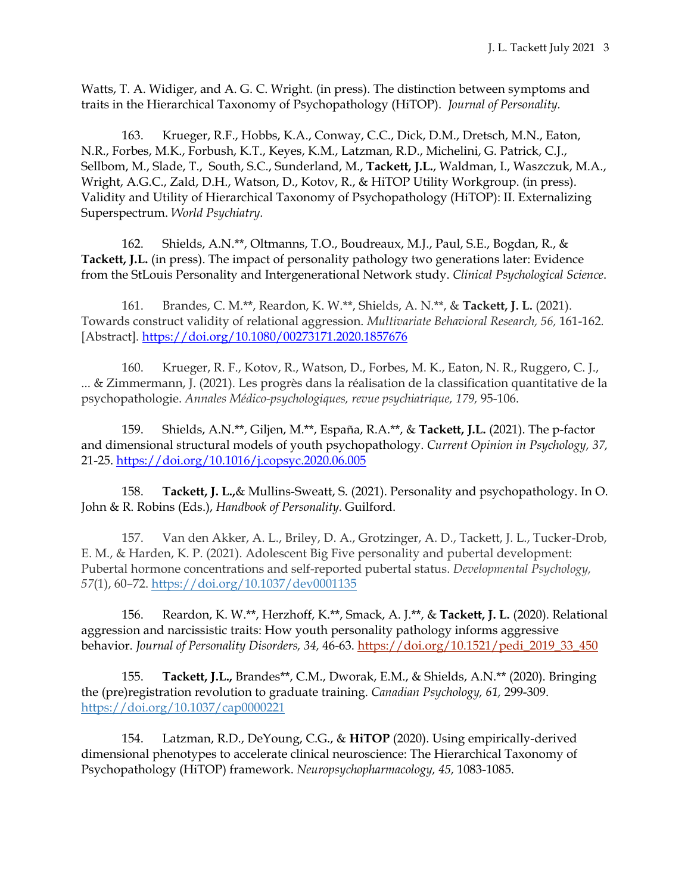Watts, T. A. Widiger, and A. G. C. Wright. (in press). The distinction between symptoms and traits in the Hierarchical Taxonomy of Psychopathology (HiTOP). *Journal of Personality.*

163. Krueger, R.F., Hobbs, K.A., Conway, C.C., Dick, D.M., Dretsch, M.N., Eaton, N.R., Forbes, M.K., Forbush, K.T., Keyes, K.M., Latzman, R.D., Michelini, G. Patrick, C.J., Sellbom, M., Slade, T., South, S.C., Sunderland, M., **Tackett, J.L.**, Waldman, I., Waszczuk, M.A., Wright, A.G.C., Zald, D.H., Watson, D., Kotov, R., & HiTOP Utility Workgroup. (in press). Validity and Utility of Hierarchical Taxonomy of Psychopathology (HiTOP): II. Externalizing Superspectrum. *World Psychiatry.*

162. Shields, A.N.**, Oltmanns, T.O., Boudreaux, M.J., Paul, S.E., Bogdan, R., & **Tackett, J.L.** (in press). The impact of personality pathology two generations later: Evidence from the StLouis Personality and Intergenerational Network study. *Clinical Psychological Science*.

161. Brandes, C. M.**, Reardon, K. W.**, Shields, A. N.**, & **Tackett, J. L.** (2021). Towards construct validity of relational aggression. *Multivariate Behavioral Research, 56,* 161-162. [Abstract]. https://doi.org/10.1080/00273171.2020.1857676

160. Krueger, R. F., Kotov, R., Watson, D., Forbes, M. K., Eaton, N. R., Ruggero, C. J., ... & Zimmermann, J. (2021). Les progrès dans la réalisation de la classification quantitative de la psychopathologie. *Annales Médico-psychologiques, revue psychiatrique, 179,* 95-106.

159. Shields, A.N.**, Giljen, M.**, España, R.A.**, & **Tackett, J.L.** (2021). The p-factor and dimensional structural models of youth psychopathology. *Current Opinion in Psychology, 37,* 21-25. https://doi.org/10.1016/j.copsyc.2020.06.005

158. **Tackett, J. L.,**& Mullins-Sweatt, S. (2021). Personality and psychopathology. In O. John & R. Robins (Eds.), *Handbook of Personality*. Guilford.

157. Van den Akker, A. L., Briley, D. A., Grotzinger, A. D., Tackett, J. L., Tucker-Drob, E. M., & Harden, K. P. (2021). Adolescent Big Five personality and pubertal development: Pubertal hormone concentrations and self-reported pubertal status. *Developmental Psychology, 57*(1), 60–72. https://doi.org/10.1037/dev0001135

156. Reardon, K. W.**, Herzhoff, K.**, Smack, A. J.**, & **Tackett, J. L.** (2020). Relational aggression and narcissistic traits: How youth personality pathology informs aggressive behavior. *Journal of Personality Disorders, 34,* 46-63. https://doi.org/10.1521/pedi_2019_33_450

155. **Tackett, J.L.,** Brandes**, C.M., Dworak, E.M., & Shields, A.N.** (2020). Bringing the (pre)registration revolution to graduate training. *Canadian Psychology, 61,* 299-309. https://doi.org/10.1037/cap0000221

154. Latzman, R.D., DeYoung, C.G., & **HiTOP** (2020). Using empirically-derived dimensional phenotypes to accelerate clinical neuroscience: The Hierarchical Taxonomy of Psychopathology (HiTOP) framework. *Neuropsychopharmacology, 45,* 1083-1085.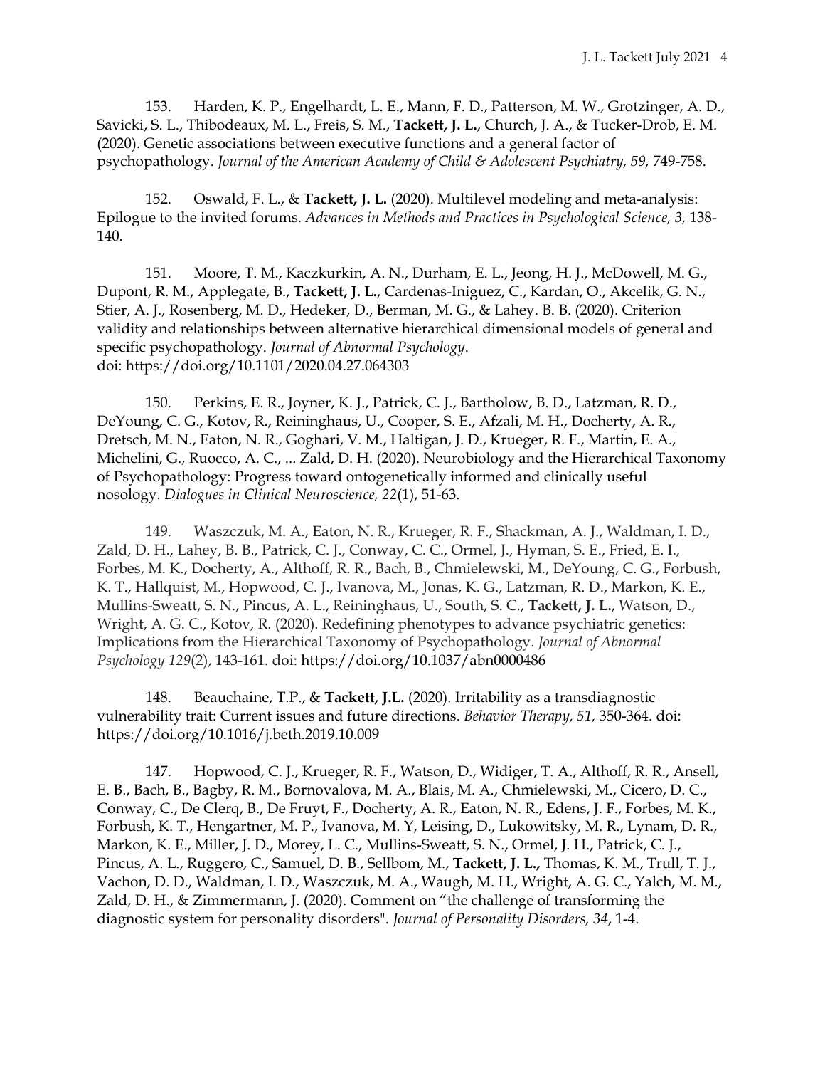153. Harden, K. P., Engelhardt, L. E., Mann, F. D., Patterson, M. W., Grotzinger, A. D., Savicki, S. L., Thibodeaux, M. L., Freis, S. M., **Tackett, J. L.**, Church, J. A., & Tucker-Drob, E. M. (2020). Genetic associations between executive functions and a general factor of psychopathology. *Journal of the American Academy of Child & Adolescent Psychiatry, 59,* 749-758.

152. Oswald, F. L., & **Tackett, J. L.** (2020). Multilevel modeling and meta-analysis: Epilogue to the invited forums. *Advances in Methods and Practices in Psychological Science, 3,* 138-140.

151. Moore, T. M., Kaczkurkin, A. N., Durham, E. L., Jeong, H. J., McDowell, M. G., Dupont, R. M., Applegate, B., **Tackett, J. L.**, Cardenas-Iniguez, C., Kardan, O., Akcelik, G. N., Stier, A. J., Rosenberg, M. D., Hedeker, D., Berman, M. G., & Lahey. B. B. (2020). Criterion validity and relationships between alternative hierarchical dimensional models of general and specific psychopathology. *Journal of Abnormal Psychology*. doi: https://doi.org/10.1101/2020.04.27.064303

150. Perkins, E. R., Joyner, K. J., Patrick, C. J., Bartholow, B. D., Latzman, R. D., DeYoung, C. G., Kotov, R., Reininghaus, U., Cooper, S. E., Afzali, M. H., Docherty, A. R., Dretsch, M. N., Eaton, N. R., Goghari, V. M., Haltigan, J. D., Krueger, R. F., Martin, E. A., Michelini, G., Ruocco, A. C., ... Zald, D. H. (2020). Neurobiology and the Hierarchical Taxonomy of Psychopathology: Progress toward ontogenetically informed and clinically useful nosology. *Dialogues in Clinical Neuroscience, 22*(1), 51-63.

149. Waszczuk, M. A., Eaton, N. R., Krueger, R. F., Shackman, A. J., Waldman, I. D., Zald, D. H., Lahey, B. B., Patrick, C. J., Conway, C. C., Ormel, J., Hyman, S. E., Fried, E. I., Forbes, M. K., Docherty, A., Althoff, R. R., Bach, B., Chmielewski, M., DeYoung, C. G., Forbush, K. T., Hallquist, M., Hopwood, C. J., Ivanova, M., Jonas, K. G., Latzman, R. D., Markon, K. E., Mullins-Sweatt, S. N., Pincus, A. L., Reininghaus, U., South, S. C., **Tackett, J. L.**, Watson, D., Wright, A. G. C., Kotov, R. (2020). Redefining phenotypes to advance psychiatric genetics: Implications from the Hierarchical Taxonomy of Psychopathology. *Journal of Abnormal Psychology 129*(2), 143-161. doi: https://doi.org/10.1037/abn0000486

148. Beauchaine, T.P., & **Tackett, J.L.** (2020). Irritability as a transdiagnostic vulnerability trait: Current issues and future directions. *Behavior Therapy, 51,* 350-364. doi: https://doi.org/10.1016/j.beth.2019.10.009

147. Hopwood, C. J., Krueger, R. F., Watson, D., Widiger, T. A., Althoff, R. R., Ansell, E. B., Bach, B., Bagby, R. M., Bornovalova, M. A., Blais, M. A., Chmielewski, M., Cicero, D. C., Conway, C., De Clerq, B., De Fruyt, F., Docherty, A. R., Eaton, N. R., Edens, J. F., Forbes, M. K., Forbush, K. T., Hengartner, M. P., Ivanova, M. Y, Leising, D., Lukowitsky, M. R., Lynam, D. R., Markon, K. E., Miller, J. D., Morey, L. C., Mullins-Sweatt, S. N., Ormel, J. H., Patrick, C. J., Pincus, A. L., Ruggero, C., Samuel, D. B., Sellbom, M., **Tackett, J. L.,** Thomas, K. M., Trull, T. J., Vachon, D. D., Waldman, I. D., Waszczuk, M. A., Waugh, M. H., Wright, A. G. C., Yalch, M. M., Zald, D. H., & Zimmermann, J. (2020). Comment on "the challenge of transforming the diagnostic system for personality disorders". *Journal of Personality Disorders, 34*, 1-4.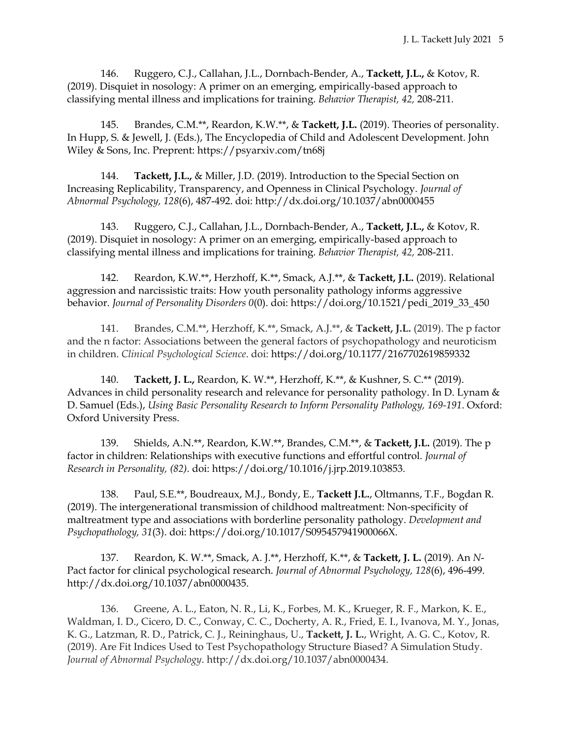146. Ruggero, C.J., Callahan, J.L., Dornbach-Bender, A., **Tackett, J.L.,** & Kotov, R. (2019). Disquiet in nosology: A primer on an emerging, empirically-based approach to classifying mental illness and implications for training. *Behavior Therapist, 42,* 208-211.

145. Brandes, C.M.**, Reardon, K.W.**, & **Tackett, J.L.** (2019). Theories of personality. In Hupp, S. & Jewell, J. (Eds.), The Encyclopedia of Child and Adolescent Development. John Wiley & Sons, Inc. Preprent: https://psyarxiv.com/tn68j

144. **Tackett, J.L.,** & Miller, J.D. (2019). Introduction to the Special Section on Increasing Replicability, Transparency, and Openness in Clinical Psychology. *Journal of Abnormal Psychology, 128*(6), 487-492. doi: http://dx.doi.org/10.1037/abn0000455

143. Ruggero, C.J., Callahan, J.L., Dornbach-Bender, A., **Tackett, J.L.,** & Kotov, R. (2019). Disquiet in nosology: A primer on an emerging, empirically-based approach to classifying mental illness and implications for training. *Behavior Therapist, 42,* 208-211.

142. Reardon, K.W.**, Herzhoff, K.**, Smack, A.J.**, & **Tackett, J.L.** (2019). Relational aggression and narcissistic traits: How youth personality pathology informs aggressive behavior. *Journal of Personality Disorders 0*(0). doi: https://doi.org/10.1521/pedi_2019_33_450

141. Brandes, C.M.**, Herzhoff, K.**, Smack, A.J.**, & **Tackett, J.L.** (2019). The p factor and the n factor: Associations between the general factors of psychopathology and neuroticism in children. *Clinical Psychological Science*. doi: https://doi.org/10.1177/2167702619859332

140. **Tackett, J. L.,** Reardon, K. W.**, Herzhoff, K.**, & Kushner, S. C.** (2019). Advances in child personality research and relevance for personality pathology. In D. Lynam & D. Samuel (Eds.), *Using Basic Personality Research to Inform Personality Pathology, 169-191*. Oxford: Oxford University Press.

139. Shields, A.N.**, Reardon, K.W.**, Brandes, C.M.**, & **Tackett, J.L.** (2019). The p factor in children: Relationships with executive functions and effortful control. *Journal of Research in Personality, (82)*. doi: https://doi.org/10.1016/j.jrp.2019.103853.

138. Paul, S.E.**, Boudreaux, M.J., Bondy, E., **Tackett J.L.,** Oltmanns, T.F., Bogdan R. (2019). The intergenerational transmission of childhood maltreatment: Non-specificity of maltreatment type and associations with borderline personality pathology. *Development and Psychopathology, 31*(3). doi: https://doi.org/10.1017/S095457941900066X.

137. Reardon, K. W.**, Smack, A. J.**, Herzhoff, K.**, & **Tackett, J. L.** (2019). An *N*-Pact factor for clinical psychological research. *Journal of Abnormal Psychology, 128*(6), 496-499. http://dx.doi.org/10.1037/abn0000435.

136. Greene, A. L., Eaton, N. R., Li, K., Forbes, M. K., Krueger, R. F., Markon, K. E., Waldman, I. D., Cicero, D. C., Conway, C. C., Docherty, A. R., Fried, E. I., Ivanova, M. Y., Jonas, K. G., Latzman, R. D., Patrick, C. J., Reininghaus, U., **Tackett, J. L.**, Wright, A. G. C., Kotov, R. (2019). Are Fit Indices Used to Test Psychopathology Structure Biased? A Simulation Study. *Journal of Abnormal Psychology*. http://dx.doi.org/10.1037/abn0000434.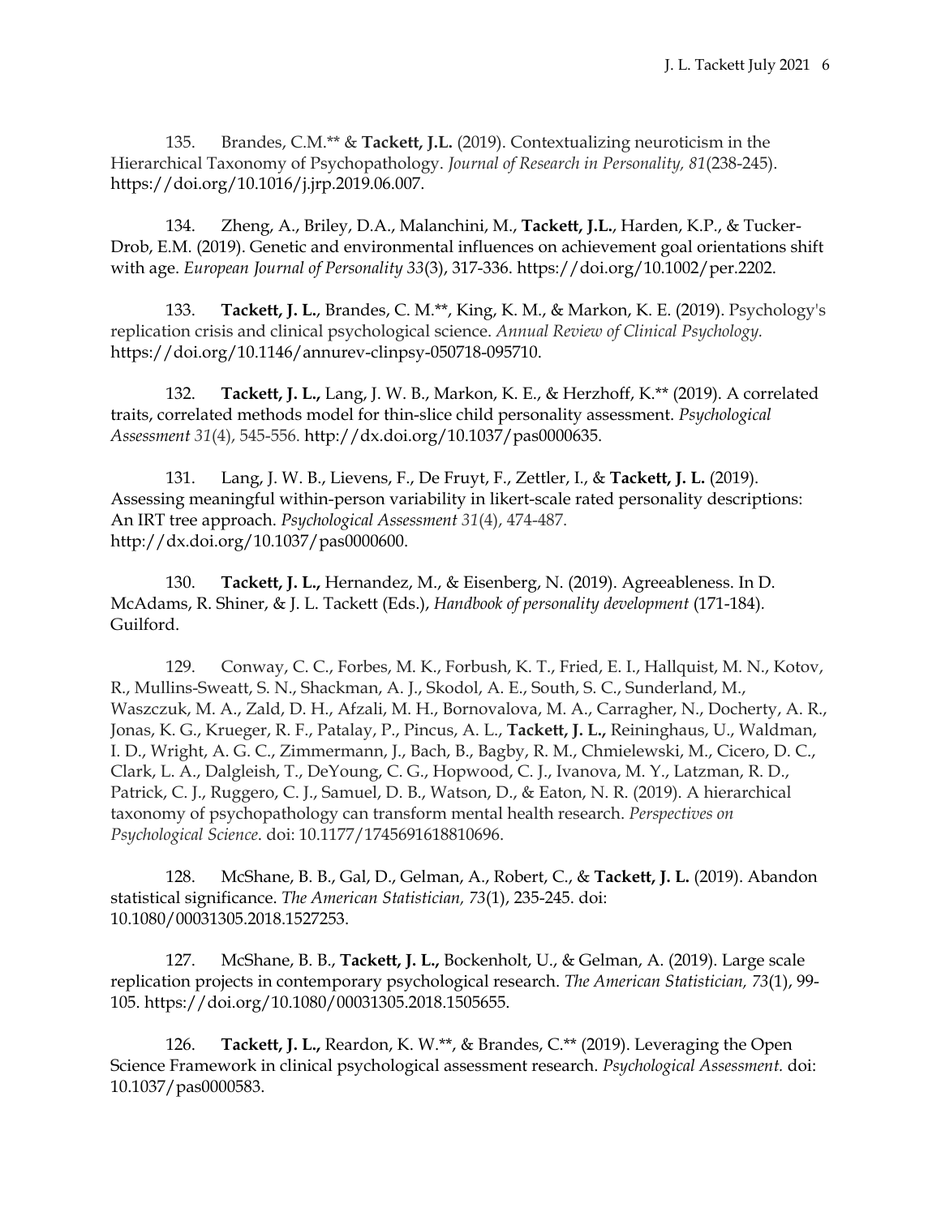135. Brandes, C.M.** & **Tackett, J.L.** (2019). Contextualizing neuroticism in the Hierarchical Taxonomy of Psychopathology. *Journal of Research in Personality, 81*(238-245). https://doi.org/10.1016/j.jrp.2019.06.007.

134. Zheng, A., Briley, D.A., Malanchini, M., **Tackett, J.L.**, Harden, K.P., & Tucker-Drob, E.M. (2019). Genetic and environmental influences on achievement goal orientations shift with age. *European Journal of Personality 33*(3), 317-336. https://doi.org/10.1002/per.2202.

133. **Tackett, J. L.**, Brandes, C. M.**, King, K. M., & Markon, K. E. (2019). Psychology's replication crisis and clinical psychological science. *Annual Review of Clinical Psychology.* https://doi.org/10.1146/annurev-clinpsy-050718-095710.

132. **Tackett, J. L.,** Lang, J. W. B., Markon, K. E., & Herzhoff, K.** (2019). A correlated traits, correlated methods model for thin-slice child personality assessment. *Psychological Assessment 31*(4), 545-556. http://dx.doi.org/10.1037/pas0000635.

131. Lang, J. W. B., Lievens, F., De Fruyt, F., Zettler, I., & **Tackett, J. L.** (2019). Assessing meaningful within-person variability in likert-scale rated personality descriptions: An IRT tree approach. *Psychological Assessment 31*(4), 474-487. http://dx.doi.org/10.1037/pas0000600.

130. **Tackett, J. L.,** Hernandez, M., & Eisenberg, N. (2019). Agreeableness. In D. McAdams, R. Shiner, & J. L. Tackett (Eds.), *Handbook of personality development* (171-184). Guilford.

129. Conway, C. C., Forbes, M. K., Forbush, K. T., Fried, E. I., Hallquist, M. N., Kotov, R., Mullins-Sweatt, S. N., Shackman, A. J., Skodol, A. E., South, S. C., Sunderland, M., Waszczuk, M. A., Zald, D. H., Afzali, M. H., Bornovalova, M. A., Carragher, N., Docherty, A. R., Jonas, K. G., Krueger, R. F., Patalay, P., Pincus, A. L., **Tackett, J. L.,** Reininghaus, U., Waldman, I. D., Wright, A. G. C., Zimmermann, J., Bach, B., Bagby, R. M., Chmielewski, M., Cicero, D. C., Clark, L. A., Dalgleish, T., DeYoung, C. G., Hopwood, C. J., Ivanova, M. Y., Latzman, R. D., Patrick, C. J., Ruggero, C. J., Samuel, D. B., Watson, D., & Eaton, N. R. (2019). A hierarchical taxonomy of psychopathology can transform mental health research. *Perspectives on Psychological Science*. doi: 10.1177/1745691618810696.

128. McShane, B. B., Gal, D., Gelman, A., Robert, C., & **Tackett, J. L.** (2019). Abandon statistical significance. *The American Statistician, 73*(1), 235-245. doi: 10.1080/00031305.2018.1527253.

127. McShane, B. B., **Tackett, J. L.,** Bockenholt, U., & Gelman, A. (2019). Large scale replication projects in contemporary psychological research. *The American Statistician, 73*(1), 99-105. https://doi.org/10.1080/00031305.2018.1505655.

126. **Tackett, J. L.,** Reardon, K. W.**, & Brandes, C.** (2019). Leveraging the Open Science Framework in clinical psychological assessment research. *Psychological Assessment.* doi: 10.1037/pas0000583.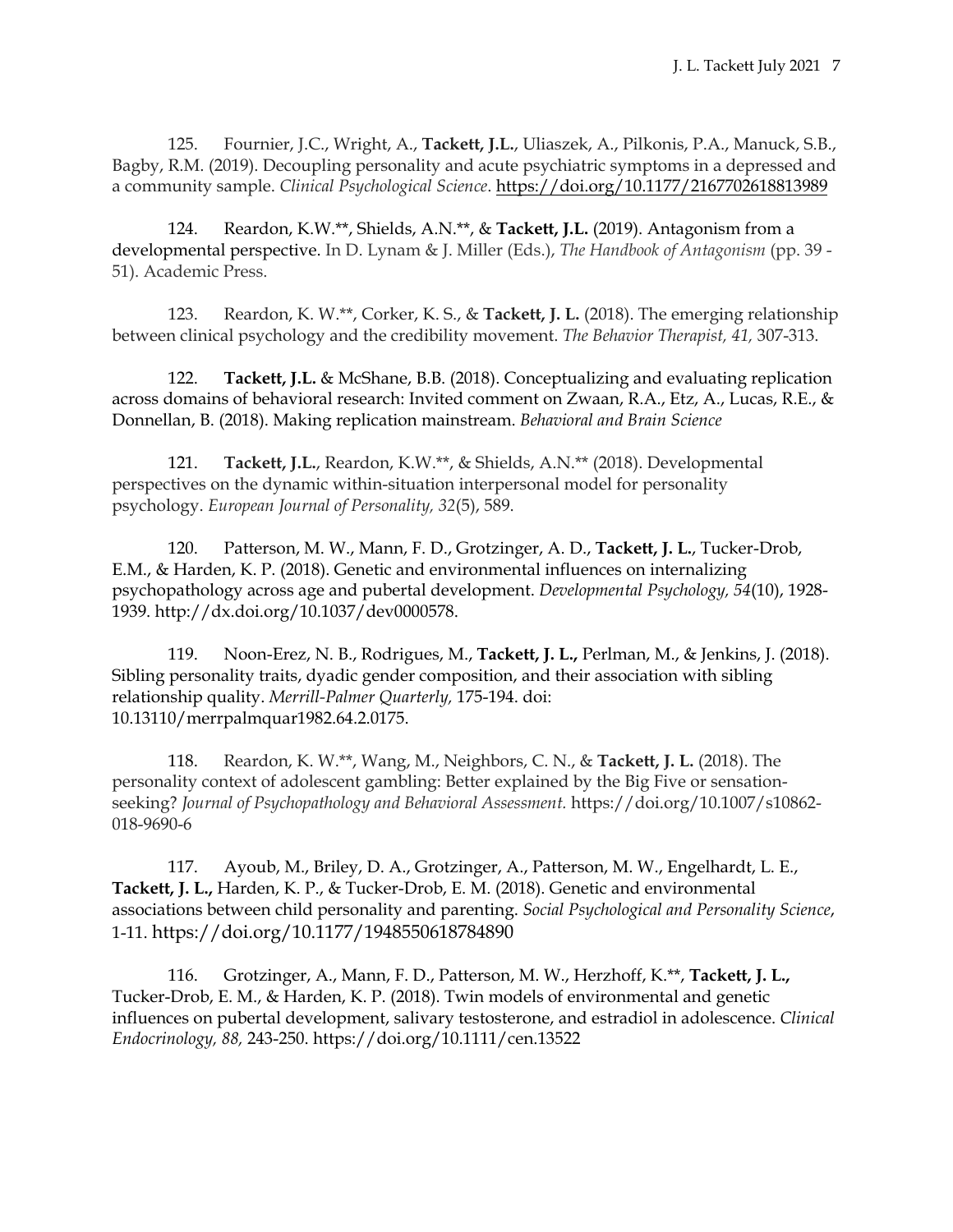125. Fournier, J.C., Wright, A., **Tackett, J.L.**, Uliaszek, A., Pilkonis, P.A., Manuck, S.B., Bagby, R.M. (2019). Decoupling personality and acute psychiatric symptoms in a depressed and a community sample. *Clinical Psychological Science*. https://doi.org/10.1177/2167702618813989

124. Reardon, K.W.**, Shields, A.N.**, & **Tackett, J.L.** (2019). Antagonism from a developmental perspective. In D. Lynam & J. Miller (Eds.), *The Handbook of Antagonism* (pp. 39 - 51). Academic Press.

123. Reardon, K. W.**, Corker, K. S., & **Tackett, J. L.** (2018). The emerging relationship between clinical psychology and the credibility movement. *The Behavior Therapist, 41,* 307-313.

122. **Tackett, J.L.** & McShane, B.B. (2018). Conceptualizing and evaluating replication across domains of behavioral research: Invited comment on Zwaan, R.A., Etz, A., Lucas, R.E., & Donnellan, B. (2018). Making replication mainstream. *Behavioral and Brain Science*

121. **Tackett, J.L.**, Reardon, K.W.**, & Shields, A.N.** (2018). Developmental perspectives on the dynamic within-situation interpersonal model for personality psychology. *European Journal of Personality, 32*(5), 589.

120. Patterson, M. W., Mann, F. D., Grotzinger, A. D., **Tackett, J. L.**, Tucker-Drob, E.M., & Harden, K. P. (2018). Genetic and environmental influences on internalizing psychopathology across age and pubertal development. *Developmental Psychology, 54*(10), 1928-1939. http://dx.doi.org/10.1037/dev0000578.

119. Noon-Erez, N. B., Rodrigues, M., **Tackett, J. L.,** Perlman, M., & Jenkins, J. (2018). Sibling personality traits, dyadic gender composition, and their association with sibling relationship quality. *Merrill-Palmer Quarterly,* 175-194. doi: 10.13110/merrpalmquar1982.64.2.0175.

118. Reardon, K. W.**, Wang, M., Neighbors, C. N., & **Tackett, J. L.** (2018). The personality context of adolescent gambling: Better explained by the Big Five or sensation-seeking? *Journal of Psychopathology and Behavioral Assessment.* https://doi.org/10.1007/s10862-018-9690-6

117. Ayoub, M., Briley, D. A., Grotzinger, A., Patterson, M. W., Engelhardt, L. E., **Tackett, J. L.,** Harden, K. P., & Tucker-Drob, E. M. (2018). Genetic and environmental associations between child personality and parenting. *Social Psychological and Personality Science*, 1-11. https://doi.org/10.1177/1948550618784890

116. Grotzinger, A., Mann, F. D., Patterson, M. W., Herzhoff, K.**, **Tackett, J. L.,** Tucker-Drob, E. M., & Harden, K. P. (2018). Twin models of environmental and genetic influences on pubertal development, salivary testosterone, and estradiol in adolescence. *Clinical Endocrinology, 88,* 243-250. https://doi.org/10.1111/cen.13522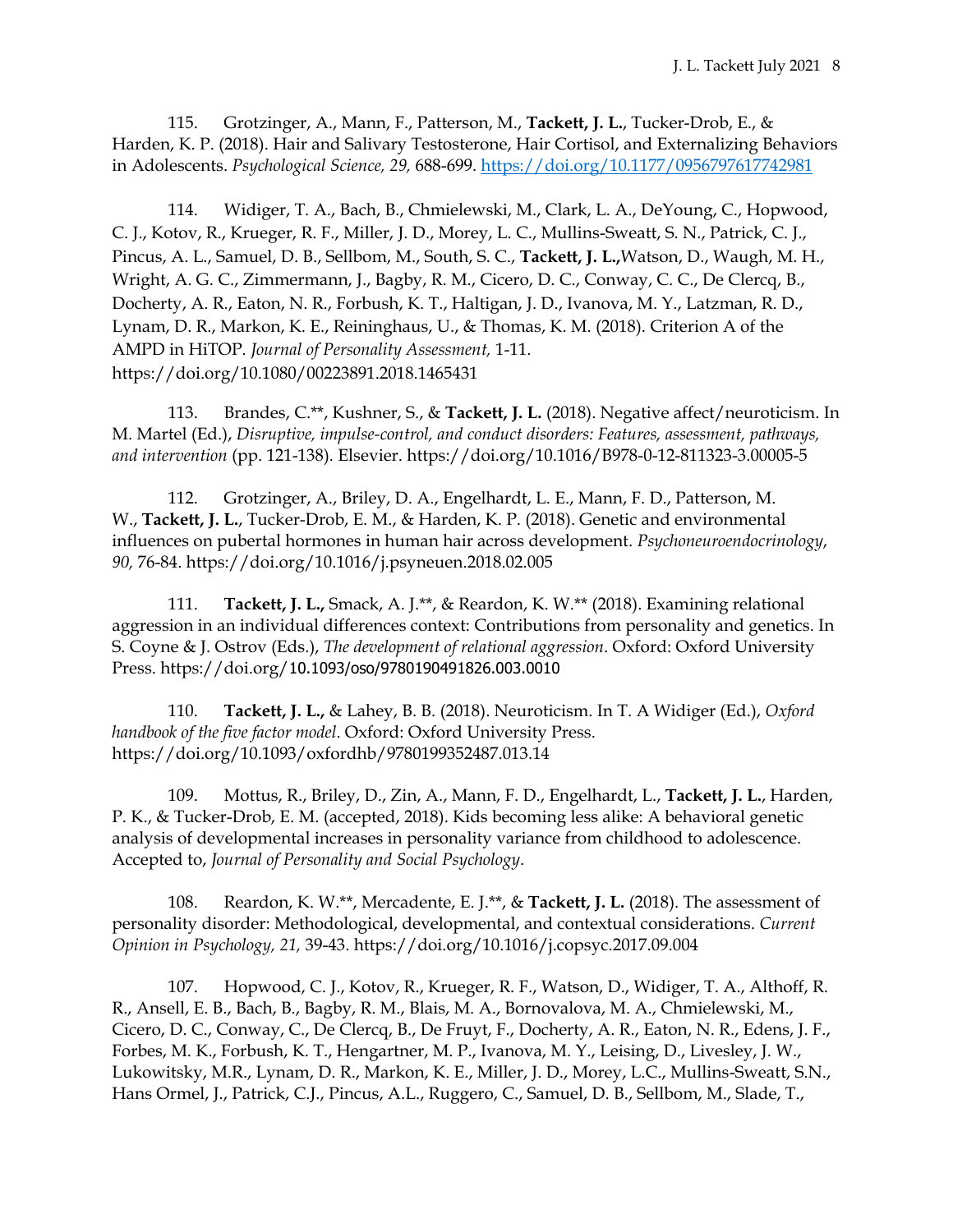115. Grotzinger, A., Mann, F., Patterson, M., **Tackett, J. L.**, Tucker-Drob, E., & Harden, K. P. (2018). Hair and Salivary Testosterone, Hair Cortisol, and Externalizing Behaviors in Adolescents. *Psychological Science, 29,* 688-699. https://doi.org/10.1177/0956797617742981

114. Widiger, T. A., Bach, B., Chmielewski, M., Clark, L. A., DeYoung, C., Hopwood, C. J., Kotov, R., Krueger, R. F., Miller, J. D., Morey, L. C., Mullins-Sweatt, S. N., Patrick, C. J., Pincus, A. L., Samuel, D. B., Sellbom, M., South, S. C., **Tackett, J. L.,**Watson, D., Waugh, M. H., Wright, A. G. C., Zimmermann, J., Bagby, R. M., Cicero, D. C., Conway, C. C., De Clercq, B., Docherty, A. R., Eaton, N. R., Forbush, K. T., Haltigan, J. D., Ivanova, M. Y., Latzman, R. D., Lynam, D. R., Markon, K. E., Reininghaus, U., & Thomas, K. M. (2018). Criterion A of the AMPD in HiTOP. *Journal of Personality Assessment,* 1-11. https://doi.org/10.1080/00223891.2018.1465431

113. Brandes, C.**, Kushner, S., & **Tackett, J. L.** (2018). Negative affect/neuroticism. In M. Martel (Ed.), *Disruptive, impulse-control, and conduct disorders: Features, assessment, pathways, and intervention* (pp. 121-138). Elsevier. https://doi.org/10.1016/B978-0-12-811323-3.00005-5

112. Grotzinger, A., Briley, D. A., Engelhardt, L. E., Mann, F. D., Patterson, M. W., **Tackett, J. L.**, Tucker-Drob, E. M., & Harden, K. P. (2018). Genetic and environmental influences on pubertal hormones in human hair across development. *Psychoneuroendocrinology, 90,* 76-84. https://doi.org/10.1016/j.psyneuen.2018.02.005

111. **Tackett, J. L.,** Smack, A. J.**, & Reardon, K. W.** (2018). Examining relational aggression in an individual differences context: Contributions from personality and genetics. In S. Coyne & J. Ostrov (Eds.), *The development of relational aggression*. Oxford: Oxford University Press. https://doi.org/10.1093/oso/9780190491826.003.0010

110. **Tackett, J. L.,** & Lahey, B. B. (2018). Neuroticism. In T. A Widiger (Ed.), *Oxford handbook of the five factor model*. Oxford: Oxford University Press. https://doi.org/10.1093/oxfordhb/9780199352487.013.14

109. Mottus, R., Briley, D., Zin, A., Mann, F. D., Engelhardt, L., **Tackett, J. L.**, Harden, P. K., & Tucker-Drob, E. M. (accepted, 2018). Kids becoming less alike: A behavioral genetic analysis of developmental increases in personality variance from childhood to adolescence. Accepted to, *Journal of Personality and Social Psychology*.

108. Reardon, K. W.**, Mercadente, E. J.**, & **Tackett, J. L.** (2018). The assessment of personality disorder: Methodological, developmental, and contextual considerations. *Current Opinion in Psychology, 21,* 39-43. https://doi.org/10.1016/j.copsyc.2017.09.004

107. Hopwood, C. J., Kotov, R., Krueger, R. F., Watson, D., Widiger, T. A., Althoff, R. R., Ansell, E. B., Bach, B., Bagby, R. M., Blais, M. A., Bornovalova, M. A., Chmielewski, M., Cicero, D. C., Conway, C., De Clercq, B., De Fruyt, F., Docherty, A. R., Eaton, N. R., Edens, J. F., Forbes, M. K., Forbush, K. T., Hengartner, M. P., Ivanova, M. Y., Leising, D., Livesley, J. W., Lukowitsky, M.R., Lynam, D. R., Markon, K. E., Miller, J. D., Morey, L.C., Mullins-Sweatt, S.N., Hans Ormel, J., Patrick, C.J., Pincus, A.L., Ruggero, C., Samuel, D. B., Sellbom, M., Slade, T.,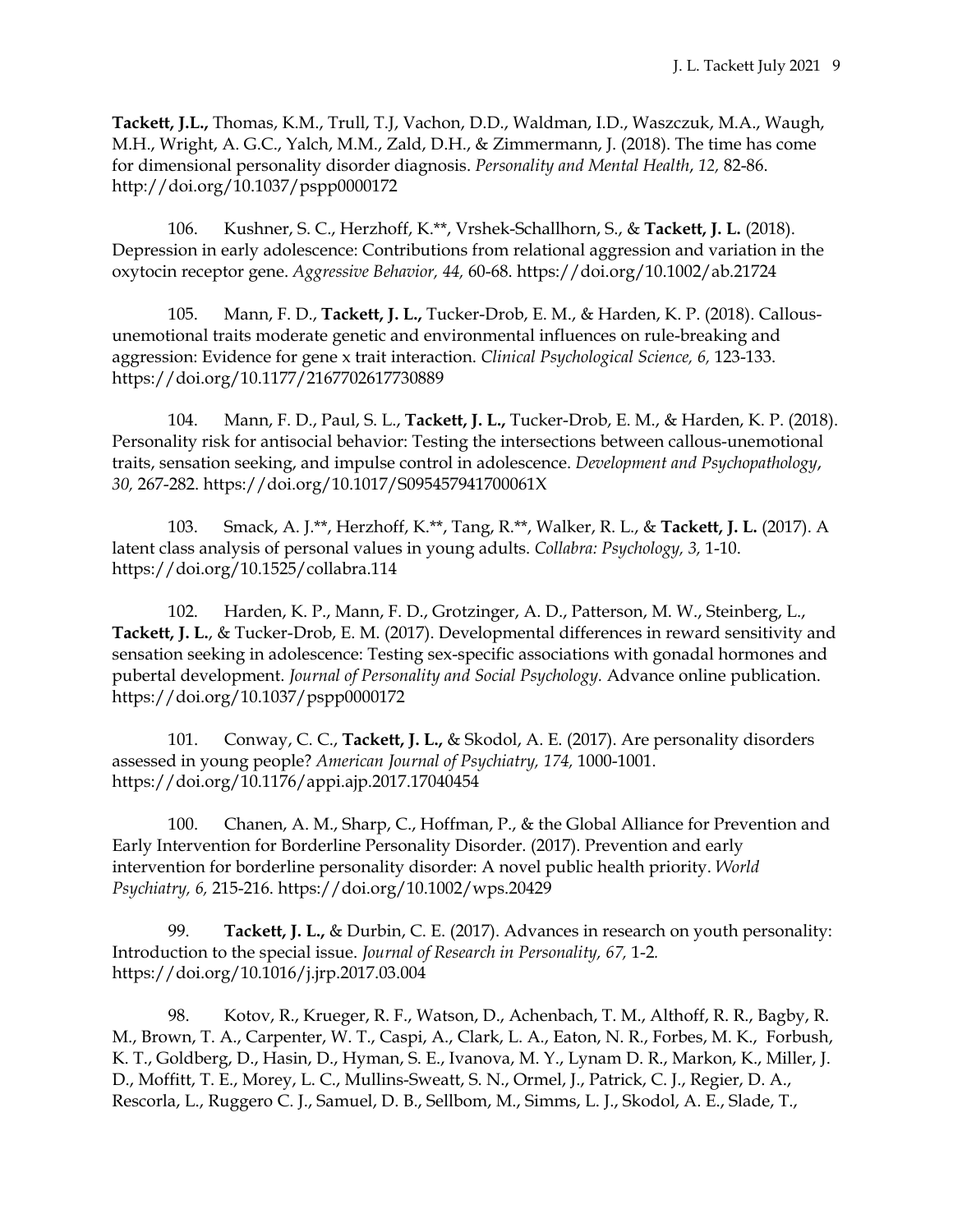**Tackett, J.L.,** Thomas, K.M., Trull, T.J, Vachon, D.D., Waldman, I.D., Waszczuk, M.A., Waugh, M.H., Wright, A. G.C., Yalch, M.M., Zald, D.H., & Zimmermann, J. (2018). The time has come for dimensional personality disorder diagnosis. *Personality and Mental Health*, *12,* 82-86. http://doi.org/10.1037/pspp0000172

106. Kushner, S. C., Herzhoff, K.**, Vrshek-Schallhorn, S., & **Tackett, J. L.** (2018). Depression in early adolescence: Contributions from relational aggression and variation in the oxytocin receptor gene. *Aggressive Behavior, 44,* 60-68. https://doi.org/10.1002/ab.21724

105. Mann, F. D., **Tackett, J. L.,** Tucker-Drob, E. M., & Harden, K. P. (2018). Callous-unemotional traits moderate genetic and environmental influences on rule-breaking and aggression: Evidence for gene x trait interaction. *Clinical Psychological Science, 6,* 123-133. https://doi.org/10.1177/2167702617730889

104. Mann, F. D., Paul, S. L., **Tackett, J. L.,** Tucker-Drob, E. M., & Harden, K. P. (2018). Personality risk for antisocial behavior: Testing the intersections between callous-unemotional traits, sensation seeking, and impulse control in adolescence. *Development and Psychopathology*, *30,* 267-282. https://doi.org/10.1017/S095457941700061X

103. Smack, A. J.**, Herzhoff, K.**, Tang, R.**, Walker, R. L., & **Tackett, J. L.** (2017). A latent class analysis of personal values in young adults. *Collabra: Psychology, 3,* 1-10. https://doi.org/10.1525/collabra.114

102. Harden, K. P., Mann, F. D., Grotzinger, A. D., Patterson, M. W., Steinberg, L., **Tackett, J. L.**, & Tucker-Drob, E. M. (2017). Developmental differences in reward sensitivity and sensation seeking in adolescence: Testing sex-specific associations with gonadal hormones and pubertal development. *Journal of Personality and Social Psychology.* Advance online publication. https://doi.org/10.1037/pspp0000172

101. Conway, C. C., **Tackett, J. L.,** & Skodol, A. E. (2017). Are personality disorders assessed in young people? *American Journal of Psychiatry, 174,* 1000-1001. https://doi.org/10.1176/appi.ajp.2017.17040454

100. Chanen, A. M., Sharp, C., Hoffman, P., & the Global Alliance for Prevention and Early Intervention for Borderline Personality Disorder. (2017). Prevention and early intervention for borderline personality disorder: A novel public health priority. *World Psychiatry, 6,* 215-216. https://doi.org/10.1002/wps.20429

99. **Tackett, J. L.,** & Durbin, C. E. (2017). Advances in research on youth personality: Introduction to the special issue. *Journal of Research in Personality, 67,* 1-2. https://doi.org/10.1016/j.jrp.2017.03.004

98. Kotov, R., Krueger, R. F., Watson, D., Achenbach, T. M., Althoff, R. R., Bagby, R. M., Brown, T. A., Carpenter, W. T., Caspi, A., Clark, L. A., Eaton, N. R., Forbes, M. K., Forbush, K. T., Goldberg, D., Hasin, D., Hyman, S. E., Ivanova, M. Y., Lynam D. R., Markon, K., Miller, J. D., Moffitt, T. E., Morey, L. C., Mullins-Sweatt, S. N., Ormel, J., Patrick, C. J., Regier, D. A., Rescorla, L., Ruggero C. J., Samuel, D. B., Sellbom, M., Simms, L. J., Skodol, A. E., Slade, T.,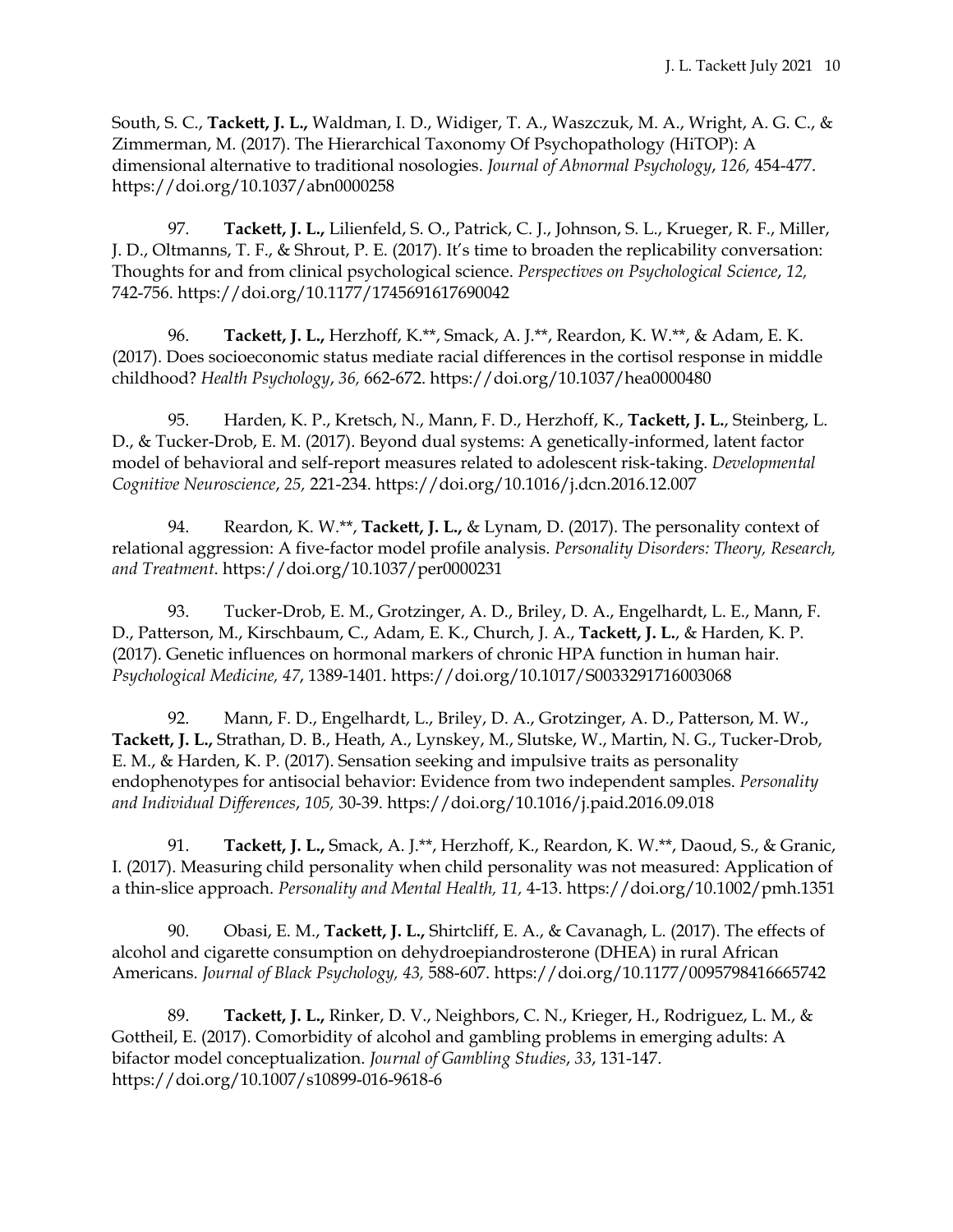South, S. C., **Tackett, J. L.,** Waldman, I. D., Widiger, T. A., Waszczuk, M. A., Wright, A. G. C., & Zimmerman, M. (2017). The Hierarchical Taxonomy Of Psychopathology (HiTOP): A dimensional alternative to traditional nosologies. *Journal of Abnormal Psychology*, *126,* 454-477. https://doi.org/10.1037/abn0000258

97. **Tackett, J. L.,** Lilienfeld, S. O., Patrick, C. J., Johnson, S. L., Krueger, R. F., Miller, J. D., Oltmanns, T. F., & Shrout, P. E. (2017). It's time to broaden the replicability conversation: Thoughts for and from clinical psychological science. *Perspectives on Psychological Science*, *12,* 742-756. https://doi.org/10.1177/1745691617690042

96. **Tackett, J. L.,** Herzhoff, K.**, Smack, A. J.**, Reardon, K. W.**, & Adam, E. K. (2017). Does socioeconomic status mediate racial differences in the cortisol response in middle childhood? *Health Psychology*, *36,* 662-672. https://doi.org/10.1037/hea0000480

95. Harden, K. P., Kretsch, N., Mann, F. D., Herzhoff, K., **Tackett, J. L.**, Steinberg, L. D., & Tucker-Drob, E. M. (2017). Beyond dual systems: A genetically-informed, latent factor model of behavioral and self-report measures related to adolescent risk-taking. *Developmental Cognitive Neuroscience*, *25,* 221-234. https://doi.org/10.1016/j.dcn.2016.12.007

94. Reardon, K. W.**, **Tackett, J. L.,** & Lynam, D. (2017). The personality context of relational aggression: A five-factor model profile analysis. *Personality Disorders: Theory, Research, and Treatment*. https://doi.org/10.1037/per0000231

93. Tucker-Drob, E. M., Grotzinger, A. D., Briley, D. A., Engelhardt, L. E., Mann, F. D., Patterson, M., Kirschbaum, C., Adam, E. K., Church, J. A., **Tackett, J. L.**, & Harden, K. P. (2017). Genetic influences on hormonal markers of chronic HPA function in human hair. *Psychological Medicine, 47*, 1389-1401. https://doi.org/10.1017/S0033291716003068

92. Mann, F. D., Engelhardt, L., Briley, D. A., Grotzinger, A. D., Patterson, M. W., **Tackett, J. L.,** Strathan, D. B., Heath, A., Lynskey, M., Slutske, W., Martin, N. G., Tucker-Drob, E. M., & Harden, K. P. (2017). Sensation seeking and impulsive traits as personality endophenotypes for antisocial behavior: Evidence from two independent samples. *Personality and Individual Differences*, *105,* 30-39. https://doi.org/10.1016/j.paid.2016.09.018

91. **Tackett, J. L.,** Smack, A. J.**, Herzhoff, K., Reardon, K. W.**, Daoud, S., & Granic, I. (2017). Measuring child personality when child personality was not measured: Application of a thin-slice approach. *Personality and Mental Health, 11,* 4-13. https://doi.org/10.1002/pmh.1351

90. Obasi, E. M., **Tackett, J. L.,** Shirtcliff, E. A., & Cavanagh, L. (2017). The effects of alcohol and cigarette consumption on dehydroepiandrosterone (DHEA) in rural African Americans. *Journal of Black Psychology, 43,* 588-607. https://doi.org/10.1177/0095798416665742

89. **Tackett, J. L.,** Rinker, D. V., Neighbors, C. N., Krieger, H., Rodriguez, L. M., & Gottheil, E. (2017). Comorbidity of alcohol and gambling problems in emerging adults: A bifactor model conceptualization. *Journal of Gambling Studies*, *33*, 131-147. https://doi.org/10.1007/s10899-016-9618-6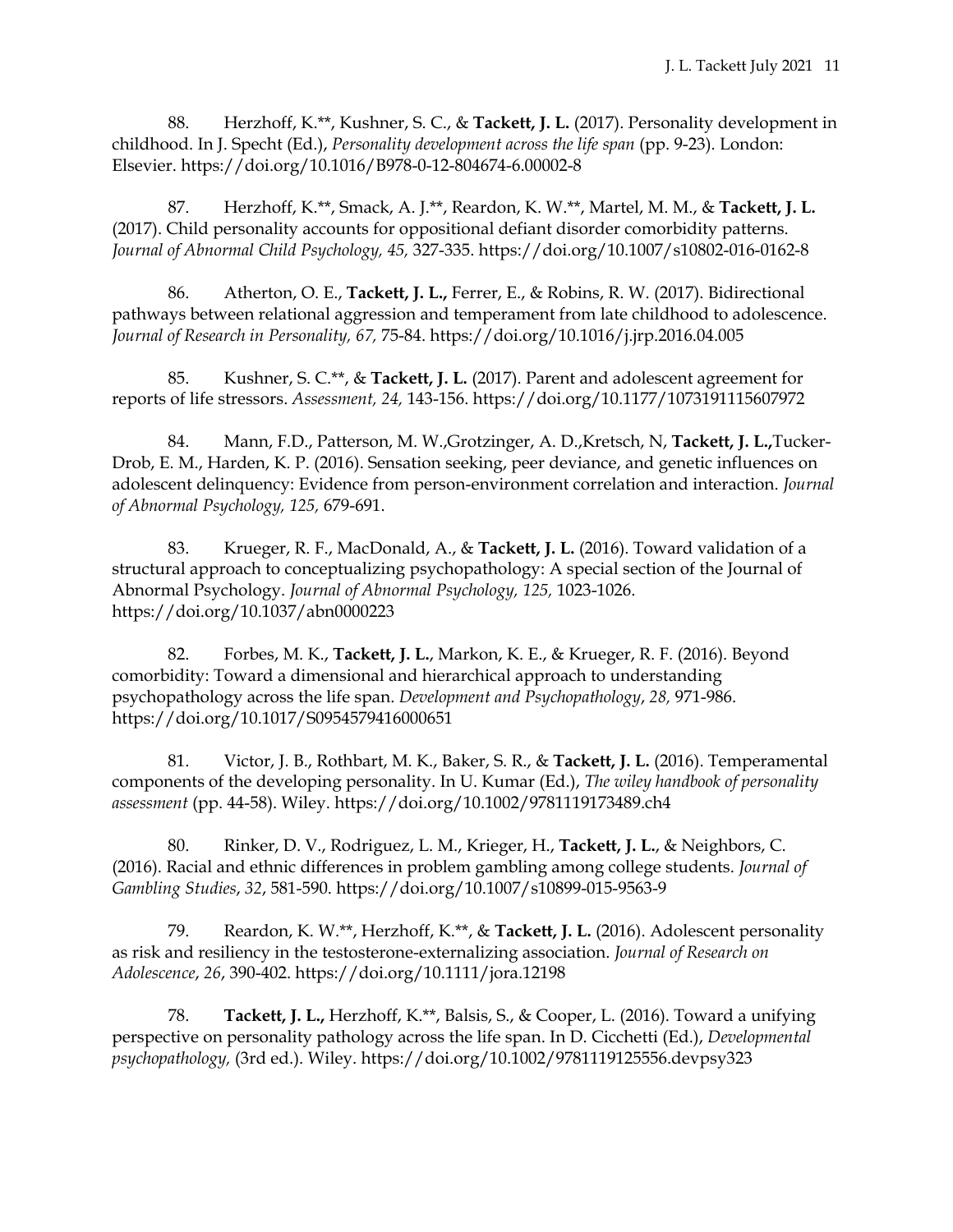88. Herzhoff, K.**, Kushner, S. C., & **Tackett, J. L.** (2017). Personality development in childhood. In J. Specht (Ed.), *Personality development across the life span* (pp. 9-23). London: Elsevier. https://doi.org/10.1016/B978-0-12-804674-6.00002-8

87. Herzhoff, K.**, Smack, A. J.**, Reardon, K. W.**, Martel, M. M., & **Tackett, J. L.** (2017). Child personality accounts for oppositional defiant disorder comorbidity patterns. *Journal of Abnormal Child Psychology, 45,* 327-335. https://doi.org/10.1007/s10802-016-0162-8

86. Atherton, O. E., **Tackett, J. L.,** Ferrer, E., & Robins, R. W. (2017). Bidirectional pathways between relational aggression and temperament from late childhood to adolescence. *Journal of Research in Personality, 67,* 75-84. https://doi.org/10.1016/j.jrp.2016.04.005

85. Kushner, S. C.**, & **Tackett, J. L.** (2017). Parent and adolescent agreement for reports of life stressors. *Assessment, 24,* 143-156. https://doi.org/10.1177/1073191115607972

84. Mann, F.D., Patterson, M. W.,Grotzinger, A. D.,Kretsch, N, **Tackett, J. L.,**Tucker-Drob, E. M., Harden, K. P. (2016). Sensation seeking, peer deviance, and genetic influences on adolescent delinquency: Evidence from person-environment correlation and interaction. *Journal of Abnormal Psychology, 125,* 679-691.

83. Krueger, R. F., MacDonald, A., & **Tackett, J. L.** (2016). Toward validation of a structural approach to conceptualizing psychopathology: A special section of the Journal of Abnormal Psychology. *Journal of Abnormal Psychology, 125,* 1023-1026. https://doi.org/10.1037/abn0000223

82. Forbes, M. K., **Tackett, J. L.**, Markon, K. E., & Krueger, R. F. (2016). Beyond comorbidity: Toward a dimensional and hierarchical approach to understanding psychopathology across the life span. *Development and Psychopathology*, *28,* 971-986. https://doi.org/10.1017/S0954579416000651

81. Victor, J. B., Rothbart, M. K., Baker, S. R., & **Tackett, J. L.** (2016). Temperamental components of the developing personality. In U. Kumar (Ed.), *The wiley handbook of personality assessment* (pp. 44-58). Wiley. https://doi.org/10.1002/9781119173489.ch4

80. Rinker, D. V., Rodriguez, L. M., Krieger, H., **Tackett, J. L.**, & Neighbors, C. (2016). Racial and ethnic differences in problem gambling among college students. *Journal of Gambling Studies*, *32*, 581-590. https://doi.org/10.1007/s10899-015-9563-9

79. Reardon, K. W.**, Herzhoff, K.**, & **Tackett, J. L.** (2016). Adolescent personality as risk and resiliency in the testosterone-externalizing association. *Journal of Research on Adolescence*, *26*, 390-402. https://doi.org/10.1111/jora.12198

78. **Tackett, J. L.,** Herzhoff, K.**, Balsis, S., & Cooper, L. (2016). Toward a unifying perspective on personality pathology across the life span. In D. Cicchetti (Ed.), *Developmental psychopathology,* (3rd ed.). Wiley. https://doi.org/10.1002/9781119125556.devpsy323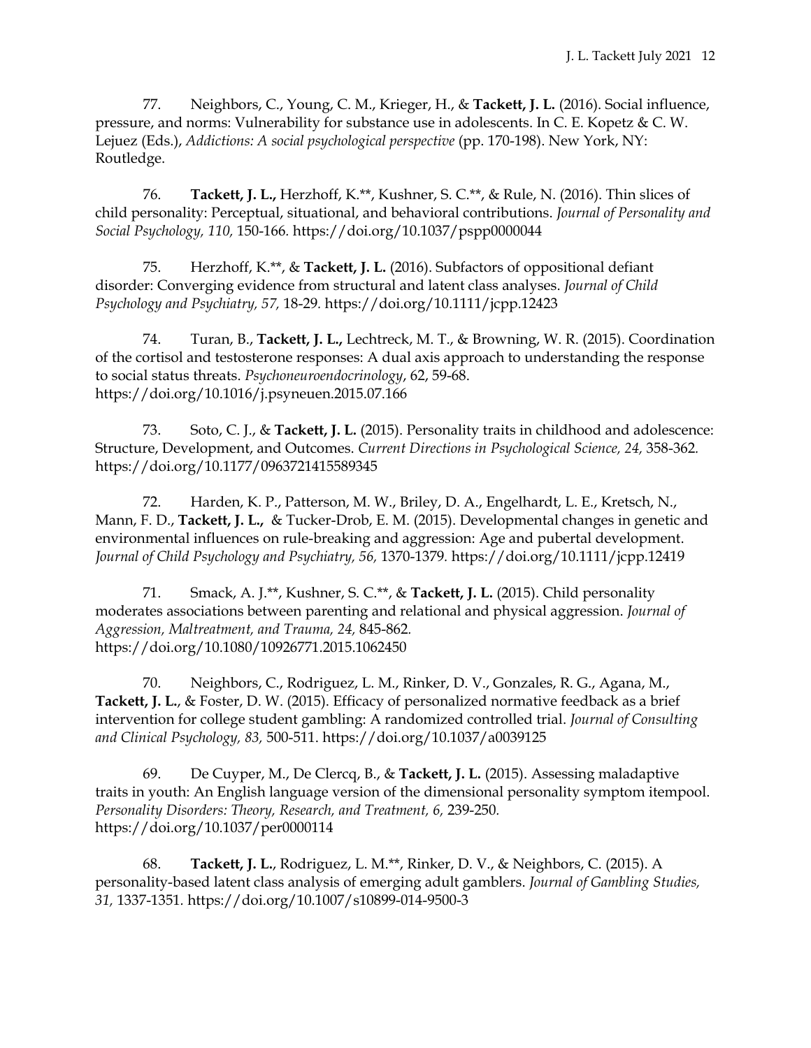77. Neighbors, C., Young, C. M., Krieger, H., & **Tackett, J. L.** (2016). Social influence, pressure, and norms: Vulnerability for substance use in adolescents. In C. E. Kopetz & C. W. Lejuez (Eds.), *Addictions: A social psychological perspective* (pp. 170-198). New York, NY: Routledge.

76. **Tackett, J. L.,** Herzhoff, K.**, Kushner, S. C.**, & Rule, N. (2016). Thin slices of child personality: Perceptual, situational, and behavioral contributions. *Journal of Personality and Social Psychology, 110,* 150-166. https://doi.org/10.1037/pspp0000044

75. Herzhoff, K.**, & **Tackett, J. L.** (2016). Subfactors of oppositional defiant disorder: Converging evidence from structural and latent class analyses. *Journal of Child Psychology and Psychiatry, 57,* 18-29. https://doi.org/10.1111/jcpp.12423

74. Turan, B., **Tackett, J. L.,** Lechtreck, M. T., & Browning, W. R. (2015). Coordination of the cortisol and testosterone responses: A dual axis approach to understanding the response to social status threats. *Psychoneuroendocrinology*, 62, 59-68. https://doi.org/10.1016/j.psyneuen.2015.07.166

73. Soto, C. J., & **Tackett, J. L.** (2015). Personality traits in childhood and adolescence: Structure, Development, and Outcomes. *Current Directions in Psychological Science, 24,* 358-362. https://doi.org/10.1177/0963721415589345

72. Harden, K. P., Patterson, M. W., Briley, D. A., Engelhardt, L. E., Kretsch, N., Mann, F. D., **Tackett, J. L.,** & Tucker-Drob, E. M. (2015). Developmental changes in genetic and environmental influences on rule-breaking and aggression: Age and pubertal development. *Journal of Child Psychology and Psychiatry, 56,* 1370-1379. https://doi.org/10.1111/jcpp.12419

71. Smack, A. J.**, Kushner, S. C.**, & **Tackett, J. L.** (2015). Child personality moderates associations between parenting and relational and physical aggression. *Journal of Aggression, Maltreatment, and Trauma, 24,* 845-862. https://doi.org/10.1080/10926771.2015.1062450

70. Neighbors, C., Rodriguez, L. M., Rinker, D. V., Gonzales, R. G., Agana, M., **Tackett, J. L.**, & Foster, D. W. (2015). Efficacy of personalized normative feedback as a brief intervention for college student gambling: A randomized controlled trial. *Journal of Consulting and Clinical Psychology, 83,* 500-511. https://doi.org/10.1037/a0039125

69. De Cuyper, M., De Clercq, B., & **Tackett, J. L.** (2015). Assessing maladaptive traits in youth: An English language version of the dimensional personality symptom itempool. *Personality Disorders: Theory, Research, and Treatment, 6,* 239-250. https://doi.org/10.1037/per0000114

68. **Tackett, J. L.**, Rodriguez, L. M.**, Rinker, D. V., & Neighbors, C. (2015). A personality-based latent class analysis of emerging adult gamblers. *Journal of Gambling Studies, 31,* 1337-1351. https://doi.org/10.1007/s10899-014-9500-3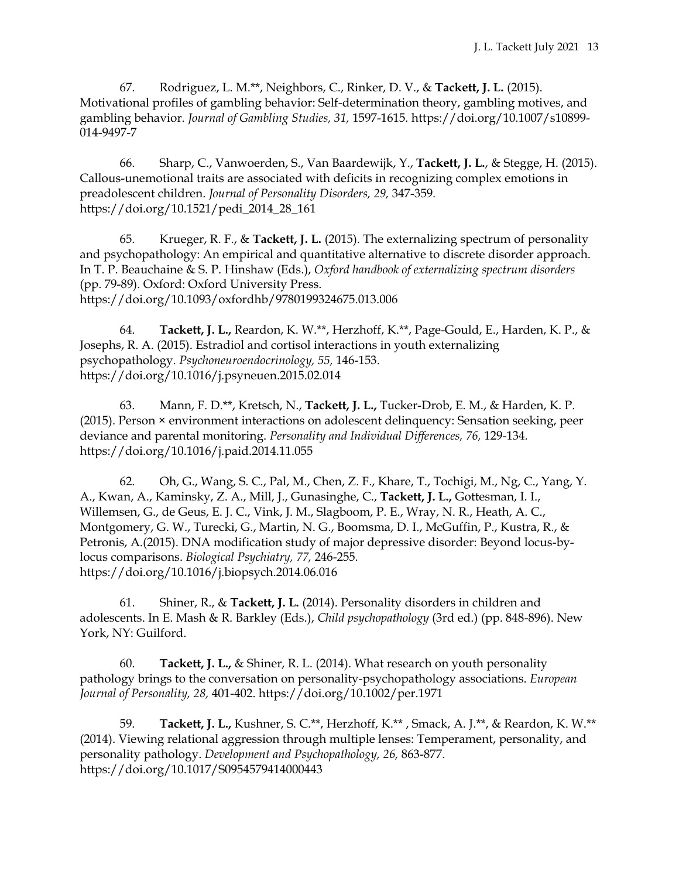67. Rodriguez, L. M.**, Neighbors, C., Rinker, D. V., & **Tackett, J. L.** (2015). Motivational profiles of gambling behavior: Self-determination theory, gambling motives, and gambling behavior. *Journal of Gambling Studies, 31,* 1597-1615. https://doi.org/10.1007/s10899-014-9497-7

66. Sharp, C., Vanwoerden, S., Van Baardewijk, Y., **Tackett, J. L.**, & Stegge, H. (2015). Callous-unemotional traits are associated with deficits in recognizing complex emotions in preadolescent children. *Journal of Personality Disorders, 29,* 347-359. https://doi.org/10.1521/pedi_2014_28_161

65. Krueger, R. F., & **Tackett, J. L.** (2015). The externalizing spectrum of personality and psychopathology: An empirical and quantitative alternative to discrete disorder approach. In T. P. Beauchaine & S. P. Hinshaw (Eds.), *Oxford handbook of externalizing spectrum disorders* (pp. 79-89). Oxford: Oxford University Press. https://doi.org/10.1093/oxfordhb/9780199324675.013.006

64. **Tackett, J. L.,** Reardon, K. W.**, Herzhoff, K.**, Page-Gould, E., Harden, K. P., & Josephs, R. A. (2015). Estradiol and cortisol interactions in youth externalizing psychopathology. *Psychoneuroendocrinology, 55,* 146-153. https://doi.org/10.1016/j.psyneuen.2015.02.014

63. Mann, F. D.**, Kretsch, N., **Tackett, J. L.,** Tucker-Drob, E. M., & Harden, K. P. (2015). Person × environment interactions on adolescent delinquency: Sensation seeking, peer deviance and parental monitoring. *Personality and Individual Differences, 76,* 129-134. https://doi.org/10.1016/j.paid.2014.11.055

62. Oh, G., Wang, S. C., Pal, M., Chen, Z. F., Khare, T., Tochigi, M., Ng, C., Yang, Y. A., Kwan, A., Kaminsky, Z. A., Mill, J., Gunasinghe, C., **Tackett, J. L.,** Gottesman, I. I., Willemsen, G., de Geus, E. J. C., Vink, J. M., Slagboom, P. E., Wray, N. R., Heath, A. C., Montgomery, G. W., Turecki, G., Martin, N. G., Boomsma, D. I., McGuffin, P., Kustra, R., & Petronis, A.(2015). DNA modification study of major depressive disorder: Beyond locus-by-locus comparisons. *Biological Psychiatry, 77,* 246-255. https://doi.org/10.1016/j.biopsych.2014.06.016

61. Shiner, R., & **Tackett, J. L.** (2014). Personality disorders in children and adolescents. In E. Mash & R. Barkley (Eds.), *Child psychopathology* (3rd ed.) (pp. 848-896). New York, NY: Guilford.

60. **Tackett, J. L.,** & Shiner, R. L. (2014). What research on youth personality pathology brings to the conversation on personality-psychopathology associations. *European Journal of Personality, 28,* 401-402. https://doi.org/10.1002/per.1971

59. **Tackett, J. L.,** Kushner, S. C.**, Herzhoff, K.** , Smack, A. J.**, & Reardon, K. W.** (2014). Viewing relational aggression through multiple lenses: Temperament, personality, and personality pathology. *Development and Psychopathology, 26,* 863-877. https://doi.org/10.1017/S0954579414000443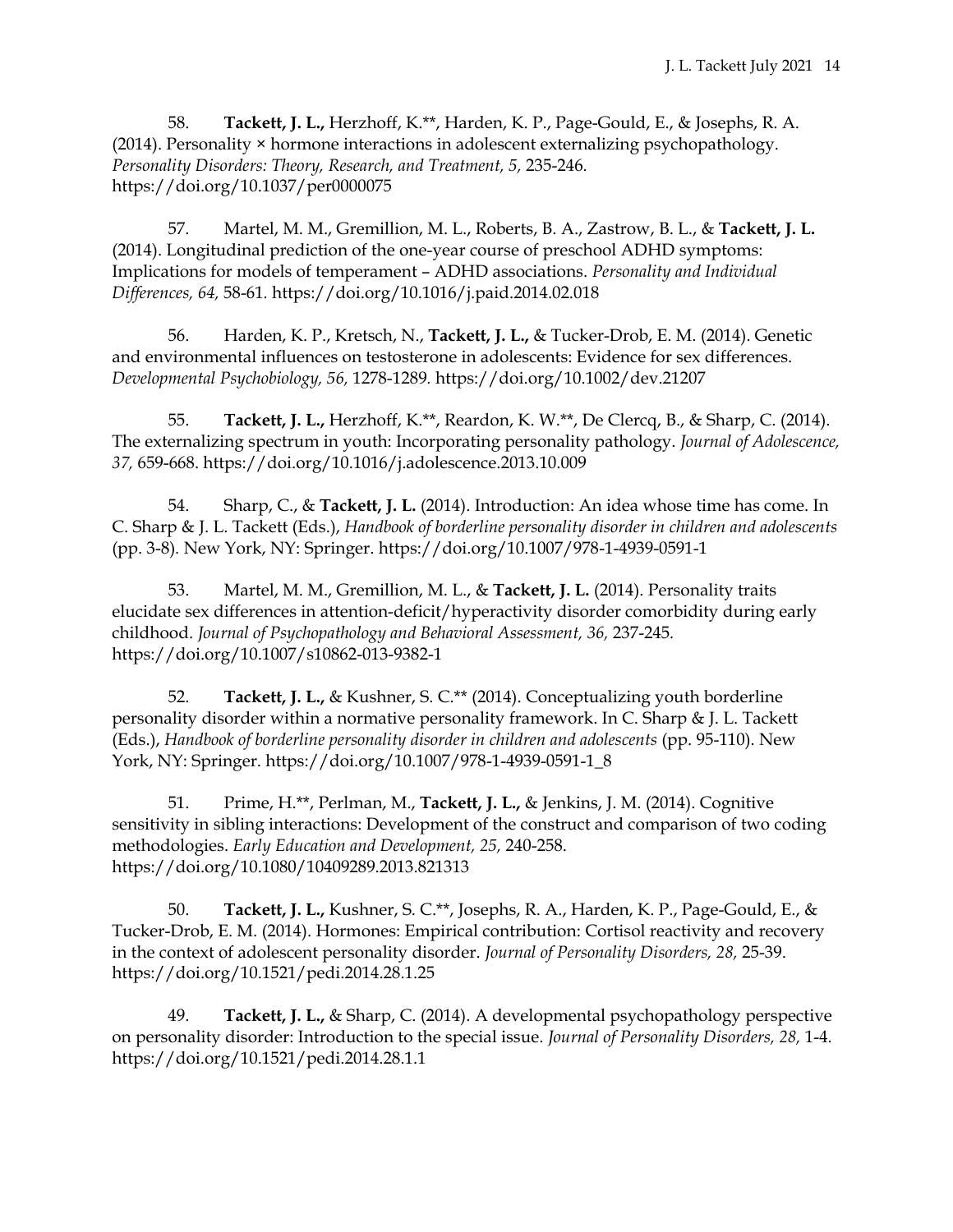58. **Tackett, J. L.,** Herzhoff, K.**, Harden, K. P., Page-Gould, E., & Josephs, R. A. (2014). Personality × hormone interactions in adolescent externalizing psychopathology. *Personality Disorders: Theory, Research, and Treatment, 5,* 235-246. https://doi.org/10.1037/per0000075

57. Martel, M. M., Gremillion, M. L., Roberts, B. A., Zastrow, B. L., & **Tackett, J. L.** (2014). Longitudinal prediction of the one-year course of preschool ADHD symptoms: Implications for models of temperament – ADHD associations. *Personality and Individual Differences, 64,* 58-61. https://doi.org/10.1016/j.paid.2014.02.018

56. Harden, K. P., Kretsch, N., **Tackett, J. L.,** & Tucker-Drob, E. M. (2014). Genetic and environmental influences on testosterone in adolescents: Evidence for sex differences. *Developmental Psychobiology, 56,* 1278-1289. https://doi.org/10.1002/dev.21207

55. **Tackett, J. L.,** Herzhoff, K.**, Reardon, K. W.**, De Clercq, B., & Sharp, C. (2014). The externalizing spectrum in youth: Incorporating personality pathology. *Journal of Adolescence, 37,* 659-668. https://doi.org/10.1016/j.adolescence.2013.10.009

54. Sharp, C., & **Tackett, J. L.** (2014). Introduction: An idea whose time has come. In C. Sharp & J. L. Tackett (Eds.), *Handbook of borderline personality disorder in children and adolescents* (pp. 3-8). New York, NY: Springer. https://doi.org/10.1007/978-1-4939-0591-1

53. Martel, M. M., Gremillion, M. L., & **Tackett, J. L.** (2014). Personality traits elucidate sex differences in attention-deficit/hyperactivity disorder comorbidity during early childhood. *Journal of Psychopathology and Behavioral Assessment, 36,* 237-245. https://doi.org/10.1007/s10862-013-9382-1

52. **Tackett, J. L.,** & Kushner, S. C.** (2014). Conceptualizing youth borderline personality disorder within a normative personality framework. In C. Sharp & J. L. Tackett (Eds.), *Handbook of borderline personality disorder in children and adolescents* (pp. 95-110). New York, NY: Springer. https://doi.org/10.1007/978-1-4939-0591-1_8

51. Prime, H.**, Perlman, M., **Tackett, J. L.,** & Jenkins, J. M. (2014). Cognitive sensitivity in sibling interactions: Development of the construct and comparison of two coding methodologies. *Early Education and Development, 25,* 240-258. https://doi.org/10.1080/10409289.2013.821313

50. **Tackett, J. L.,** Kushner, S. C.**, Josephs, R. A., Harden, K. P., Page-Gould, E., & Tucker-Drob, E. M. (2014). Hormones: Empirical contribution: Cortisol reactivity and recovery in the context of adolescent personality disorder. *Journal of Personality Disorders, 28,* 25-39. https://doi.org/10.1521/pedi.2014.28.1.25

49. **Tackett, J. L.,** & Sharp, C. (2014). A developmental psychopathology perspective on personality disorder: Introduction to the special issue. *Journal of Personality Disorders, 28,* 1-4. https://doi.org/10.1521/pedi.2014.28.1.1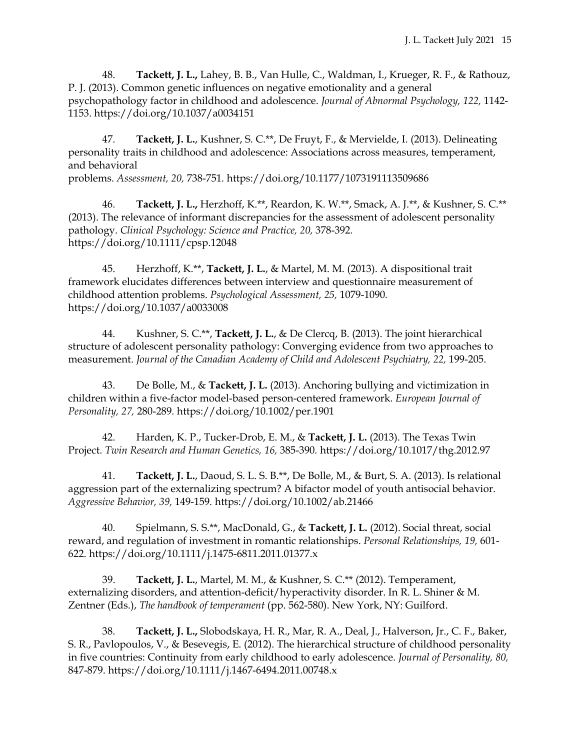48. **Tackett, J. L.,** Lahey, B. B., Van Hulle, C., Waldman, I., Krueger, R. F., & Rathouz, P. J. (2013). Common genetic influences on negative emotionality and a general psychopathology factor in childhood and adolescence. *Journal of Abnormal Psychology, 122,* 1142-1153. https://doi.org/10.1037/a0034151

47. **Tackett, J. L.**, Kushner, S. C.**, De Fruyt, F., & Mervielde, I. (2013). Delineating personality traits in childhood and adolescence: Associations across measures, temperament, and behavioral problems. *Assessment, 20,* 738-751. https://doi.org/10.1177/1073191113509686

46. **Tackett, J. L.,** Herzhoff, K.**, Reardon, K. W.**, Smack, A. J.**, & Kushner, S. C.** (2013). The relevance of informant discrepancies for the assessment of adolescent personality pathology. *Clinical Psychology: Science and Practice, 20,* 378-392. https://doi.org/10.1111/cpsp.12048

45. Herzhoff, K.**, **Tackett, J. L.**, & Martel, M. M. (2013). A dispositional trait framework elucidates differences between interview and questionnaire measurement of childhood attention problems. *Psychological Assessment, 25,* 1079-1090. https://doi.org/10.1037/a0033008

44. Kushner, S. C.**, **Tackett, J. L.**, & De Clercq, B. (2013). The joint hierarchical structure of adolescent personality pathology: Converging evidence from two approaches to measurement. *Journal of the Canadian Academy of Child and Adolescent Psychiatry, 22,* 199-205.

43. De Bolle, M., & **Tackett, J. L.** (2013). Anchoring bullying and victimization in children within a five-factor model-based person-centered framework. *European Journal of Personality, 27,* 280-289. https://doi.org/10.1002/per.1901

42. Harden, K. P., Tucker-Drob, E. M., & **Tackett, J. L.** (2013). The Texas Twin Project. *Twin Research and Human Genetics, 16,* 385-390. https://doi.org/10.1017/thg.2012.97

41. **Tackett, J. L.**, Daoud, S. L. S. B.**, De Bolle, M., & Burt, S. A. (2013). Is relational aggression part of the externalizing spectrum? A bifactor model of youth antisocial behavior. *Aggressive Behavior, 39,* 149-159. https://doi.org/10.1002/ab.21466

40. Spielmann, S. S.**, MacDonald, G., & **Tackett, J. L.** (2012). Social threat, social reward, and regulation of investment in romantic relationships. *Personal Relationships, 19,* 601-622. https://doi.org/10.1111/j.1475-6811.2011.01377.x

39. **Tackett, J. L.**, Martel, M. M., & Kushner, S. C.** (2012). Temperament, externalizing disorders, and attention-deficit/hyperactivity disorder. In R. L. Shiner & M. Zentner (Eds.), *The handbook of temperament* (pp. 562-580). New York, NY: Guilford.

38. **Tackett, J. L.,** Slobodskaya, H. R., Mar, R. A., Deal, J., Halverson, Jr., C. F., Baker, S. R., Pavlopoulos, V., & Besevegis, E. (2012). The hierarchical structure of childhood personality in five countries: Continuity from early childhood to early adolescence. *Journal of Personality, 80,* 847-879. https://doi.org/10.1111/j.1467-6494.2011.00748.x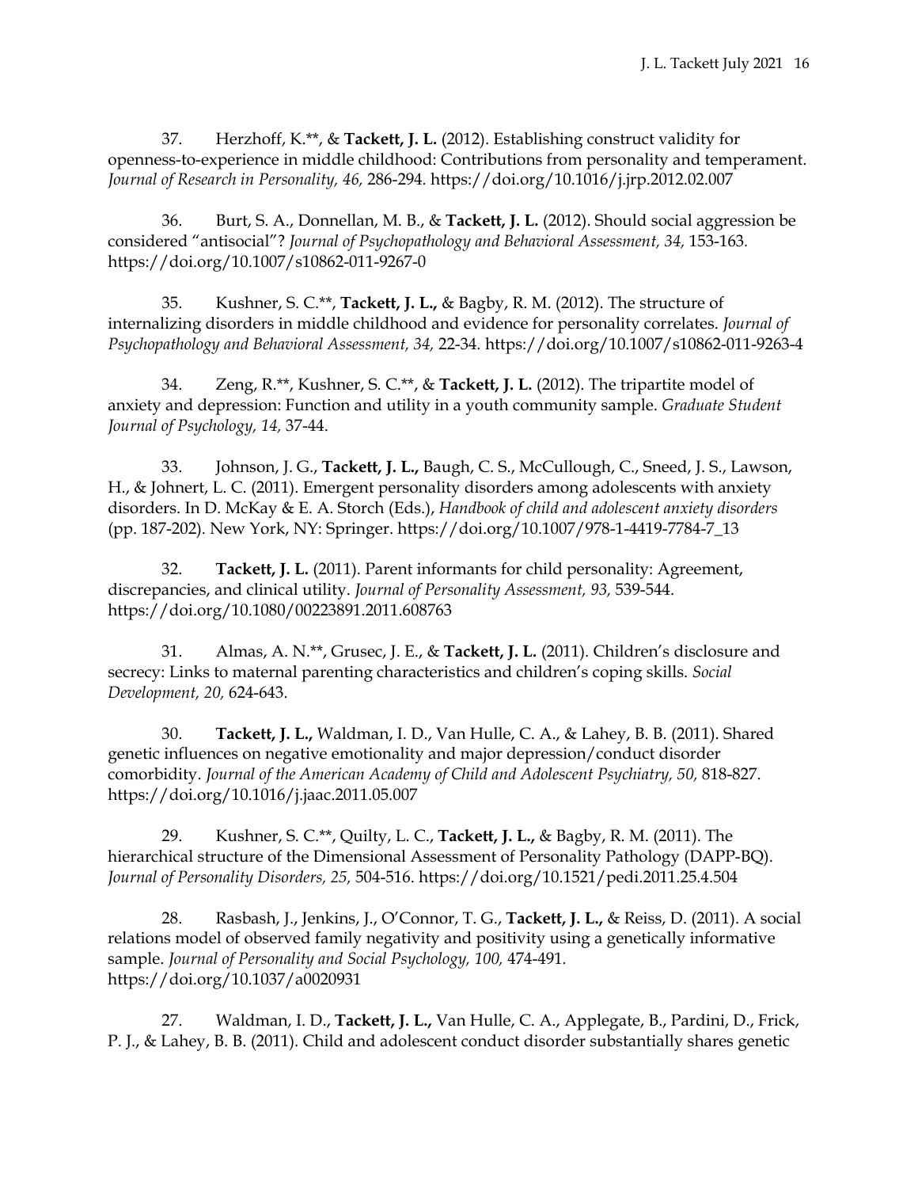37. Herzhoff, K.**, & **Tackett, J. L.** (2012). Establishing construct validity for openness-to-experience in middle childhood: Contributions from personality and temperament. *Journal of Research in Personality, 46,* 286-294. https://doi.org/10.1016/j.jrp.2012.02.007

36. Burt, S. A., Donnellan, M. B., & **Tackett, J. L.** (2012). Should social aggression be considered "antisocial"? *Journal of Psychopathology and Behavioral Assessment, 34,* 153-163. https://doi.org/10.1007/s10862-011-9267-0

35. Kushner, S. C.**, **Tackett, J. L.,** & Bagby, R. M. (2012). The structure of internalizing disorders in middle childhood and evidence for personality correlates. *Journal of Psychopathology and Behavioral Assessment, 34,* 22-34. https://doi.org/10.1007/s10862-011-9263-4

34. Zeng, R.**, Kushner, S. C.**, & **Tackett, J. L.** (2012). The tripartite model of anxiety and depression: Function and utility in a youth community sample. *Graduate Student Journal of Psychology, 14,* 37-44.

33. Johnson, J. G., **Tackett, J. L.,** Baugh, C. S., McCullough, C., Sneed, J. S., Lawson, H., & Johnert, L. C. (2011). Emergent personality disorders among adolescents with anxiety disorders. In D. McKay & E. A. Storch (Eds.), *Handbook of child and adolescent anxiety disorders* (pp. 187-202). New York, NY: Springer. https://doi.org/10.1007/978-1-4419-7784-7_13

32. **Tackett, J. L.** (2011). Parent informants for child personality: Agreement, discrepancies, and clinical utility. *Journal of Personality Assessment, 93,* 539-544. https://doi.org/10.1080/00223891.2011.608763

31. Almas, A. N.**, Grusec, J. E., & **Tackett, J. L.** (2011). Children's disclosure and secrecy: Links to maternal parenting characteristics and children's coping skills. *Social Development, 20,* 624-643.

30. **Tackett, J. L.,** Waldman, I. D., Van Hulle, C. A., & Lahey, B. B. (2011). Shared genetic influences on negative emotionality and major depression/conduct disorder comorbidity. *Journal of the American Academy of Child and Adolescent Psychiatry, 50,* 818-827. https://doi.org/10.1016/j.jaac.2011.05.007

29. Kushner, S. C.**, Quilty, L. C., **Tackett, J. L.,** & Bagby, R. M. (2011). The hierarchical structure of the Dimensional Assessment of Personality Pathology (DAPP-BQ). *Journal of Personality Disorders, 25,* 504-516. https://doi.org/10.1521/pedi.2011.25.4.504

28. Rasbash, J., Jenkins, J., O'Connor, T. G., **Tackett, J. L.,** & Reiss, D. (2011). A social relations model of observed family negativity and positivity using a genetically informative sample. *Journal of Personality and Social Psychology, 100,* 474-491. https://doi.org/10.1037/a0020931

27. Waldman, I. D., **Tackett, J. L.,** Van Hulle, C. A., Applegate, B., Pardini, D., Frick, P. J., & Lahey, B. B. (2011). Child and adolescent conduct disorder substantially shares genetic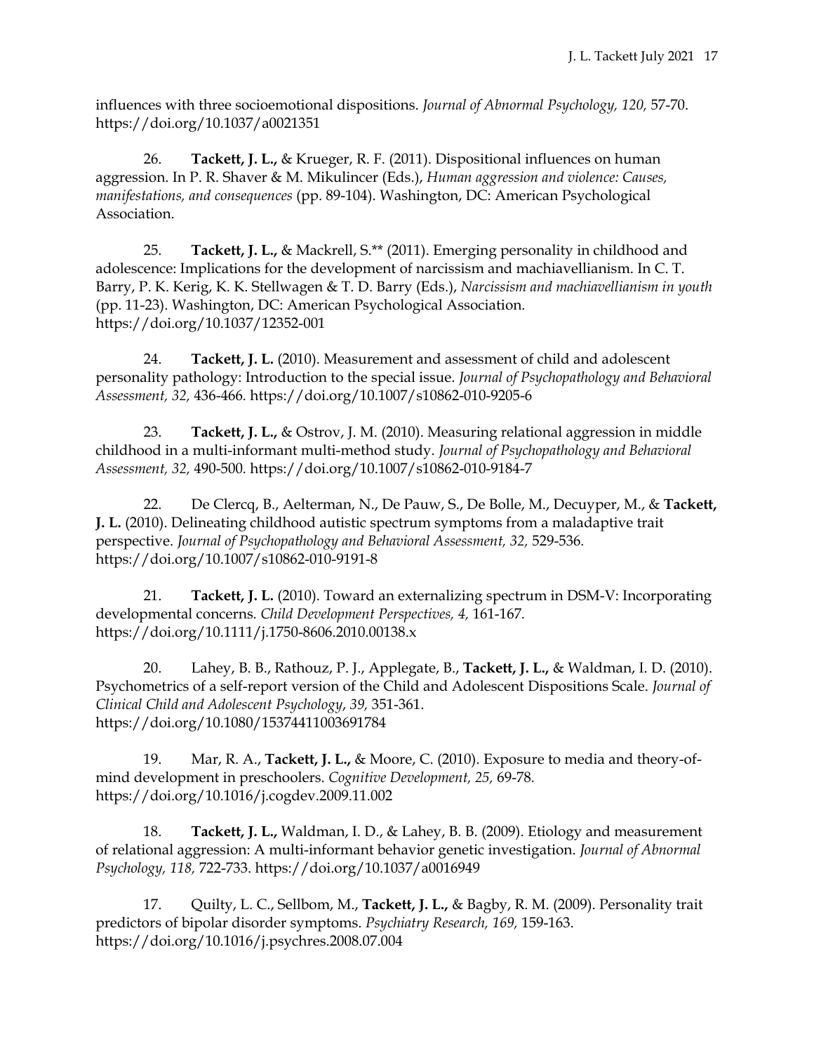influences with three socioemotional dispositions. *Journal of Abnormal Psychology, 120,* 57-70. https://doi.org/10.1037/a0021351

26. **Tackett, J. L.,** & Krueger, R. F. (2011). Dispositional influences on human aggression. In P. R. Shaver & M. Mikulincer (Eds.), *Human aggression and violence: Causes, manifestations, and consequences* (pp. 89-104). Washington, DC: American Psychological Association.

25. **Tackett, J. L.,** & Mackrell, S.** (2011). Emerging personality in childhood and adolescence: Implications for the development of narcissism and machiavellianism. In C. T. Barry, P. K. Kerig, K. K. Stellwagen & T. D. Barry (Eds.), *Narcissism and machiavellianism in youth* (pp. 11-23). Washington, DC: American Psychological Association. https://doi.org/10.1037/12352-001

24. **Tackett, J. L.** (2010). Measurement and assessment of child and adolescent personality pathology: Introduction to the special issue. *Journal of Psychopathology and Behavioral Assessment, 32,* 436-466. https://doi.org/10.1007/s10862-010-9205-6

23. **Tackett, J. L.,** & Ostrov, J. M. (2010). Measuring relational aggression in middle childhood in a multi-informant multi-method study. *Journal of Psychopathology and Behavioral Assessment, 32,* 490-500. https://doi.org/10.1007/s10862-010-9184-7

22. De Clercq, B., Aelterman, N., De Pauw, S., De Bolle, M., Decuyper, M., & **Tackett, J. L.** (2010). Delineating childhood autistic spectrum symptoms from a maladaptive trait perspective. *Journal of Psychopathology and Behavioral Assessment, 32,* 529-536. https://doi.org/10.1007/s10862-010-9191-8

21. **Tackett, J. L.** (2010). Toward an externalizing spectrum in DSM-V: Incorporating developmental concerns. *Child Development Perspectives, 4,* 161-167. https://doi.org/10.1111/j.1750-8606.2010.00138.x

20. Lahey, B. B., Rathouz, P. J., Applegate, B., **Tackett, J. L.,** & Waldman, I. D. (2010). Psychometrics of a self-report version of the Child and Adolescent Dispositions Scale. *Journal of Clinical Child and Adolescent Psychology*, *39,* 351-361. https://doi.org/10.1080/15374411003691784

19. Mar, R. A., **Tackett, J. L.,** & Moore, C. (2010). Exposure to media and theory-of-mind development in preschoolers. *Cognitive Development, 25,* 69-78. https://doi.org/10.1016/j.cogdev.2009.11.002

18. **Tackett, J. L.,** Waldman, I. D., & Lahey, B. B. (2009). Etiology and measurement of relational aggression: A multi-informant behavior genetic investigation. *Journal of Abnormal Psychology, 118,* 722-733. https://doi.org/10.1037/a0016949

17. Quilty, L. C., Sellbom, M., **Tackett, J. L.,** & Bagby, R. M. (2009). Personality trait predictors of bipolar disorder symptoms. *Psychiatry Research, 169,* 159-163. https://doi.org/10.1016/j.psychres.2008.07.004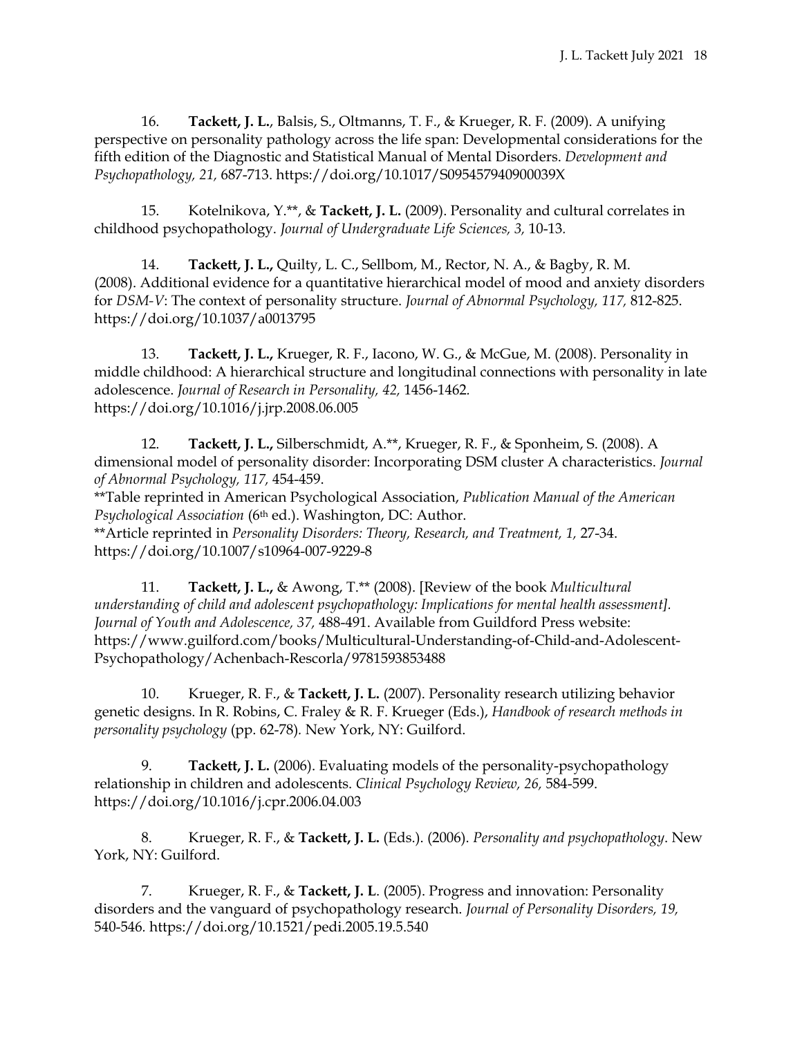16. **Tackett, J. L.**, Balsis, S., Oltmanns, T. F., & Krueger, R. F. (2009). A unifying perspective on personality pathology across the life span: Developmental considerations for the fifth edition of the Diagnostic and Statistical Manual of Mental Disorders. *Development and Psychopathology, 21,* 687-713. https://doi.org/10.1017/S095457940900039X

15. Kotelnikova, Y.**, & **Tackett, J. L.** (2009). Personality and cultural correlates in childhood psychopathology. *Journal of Undergraduate Life Sciences, 3,* 10-13.

14. **Tackett, J. L.,** Quilty, L. C., Sellbom, M., Rector, N. A., & Bagby, R. M. (2008). Additional evidence for a quantitative hierarchical model of mood and anxiety disorders for *DSM-V*: The context of personality structure. *Journal of Abnormal Psychology, 117,* 812-825. https://doi.org/10.1037/a0013795

13. **Tackett, J. L.,** Krueger, R. F., Iacono, W. G., & McGue, M. (2008). Personality in middle childhood: A hierarchical structure and longitudinal connections with personality in late adolescence. *Journal of Research in Personality, 42,* 1456-1462. https://doi.org/10.1016/j.jrp.2008.06.005

12. **Tackett, J. L.,** Silberschmidt, A.**, Krueger, R. F., & Sponheim, S. (2008). A dimensional model of personality disorder: Incorporating DSM cluster A characteristics. *Journal of Abnormal Psychology, 117,* 454-459.
**Table reprinted in American Psychological Association, *Publication Manual of the American Psychological Association* (6th ed.). Washington, DC: Author.
**Article reprinted in *Personality Disorders: Theory, Research, and Treatment, 1,* 27-34. https://doi.org/10.1007/s10964-007-9229-8

11. **Tackett, J. L.,** & Awong, T.** (2008). [Review of the book *Multicultural understanding of child and adolescent psychopathology: Implications for mental health assessment]. Journal of Youth and Adolescence, 37,* 488-491. Available from Guildford Press website: https://www.guilford.com/books/Multicultural-Understanding-of-Child-and-Adolescent-Psychopathology/Achenbach-Rescorla/9781593853488

10. Krueger, R. F., & **Tackett, J. L.** (2007). Personality research utilizing behavior genetic designs. In R. Robins, C. Fraley & R. F. Krueger (Eds.), *Handbook of research methods in personality psychology* (pp. 62-78). New York, NY: Guilford.

9. **Tackett, J. L.** (2006). Evaluating models of the personality-psychopathology relationship in children and adolescents. *Clinical Psychology Review, 26,* 584-599. https://doi.org/10.1016/j.cpr.2006.04.003

8. Krueger, R. F., & **Tackett, J. L.** (Eds.). (2006). *Personality and psychopathology*. New York, NY: Guilford.

7. Krueger, R. F., & **Tackett, J. L**. (2005). Progress and innovation: Personality disorders and the vanguard of psychopathology research. *Journal of Personality Disorders, 19,* 540-546. https://doi.org/10.1521/pedi.2005.19.5.540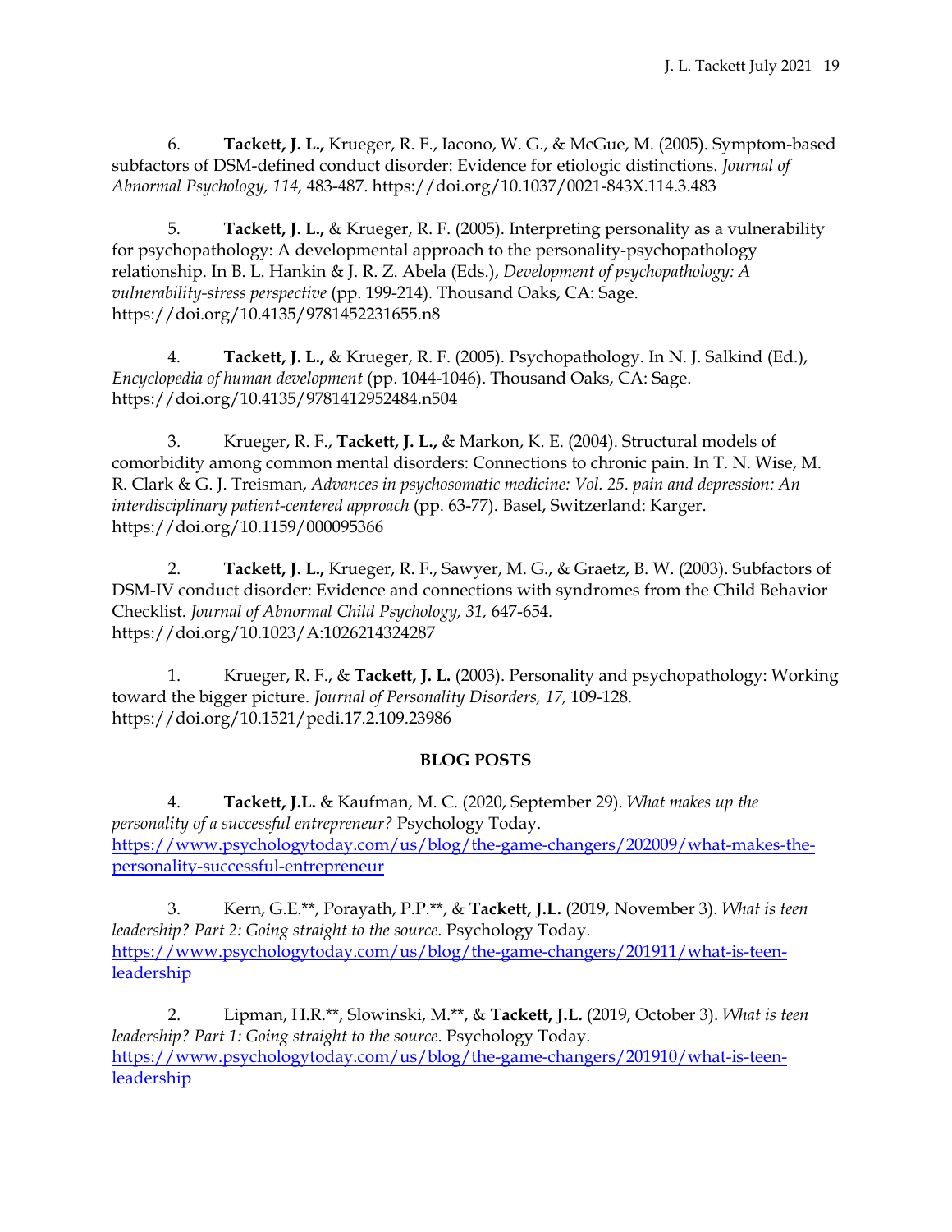6. **Tackett, J. L.,** Krueger, R. F., Iacono, W. G., & McGue, M. (2005). Symptom-based subfactors of DSM-defined conduct disorder: Evidence for etiologic distinctions. *Journal of Abnormal Psychology, 114,* 483-487. https://doi.org/10.1037/0021-843X.114.3.483

5. **Tackett, J. L.,** & Krueger, R. F. (2005). Interpreting personality as a vulnerability for psychopathology: A developmental approach to the personality-psychopathology relationship. In B. L. Hankin & J. R. Z. Abela (Eds.), *Development of psychopathology: A vulnerability-stress perspective* (pp. 199-214). Thousand Oaks, CA: Sage. https://doi.org/10.4135/9781452231655.n8

4. **Tackett, J. L.,** & Krueger, R. F. (2005). Psychopathology. In N. J. Salkind (Ed.), *Encyclopedia of human development* (pp. 1044-1046). Thousand Oaks, CA: Sage. https://doi.org/10.4135/9781412952484.n504

3. Krueger, R. F., **Tackett, J. L.,** & Markon, K. E. (2004). Structural models of comorbidity among common mental disorders: Connections to chronic pain. In T. N. Wise, M. R. Clark & G. J. Treisman, *Advances in psychosomatic medicine: Vol. 25. pain and depression: An interdisciplinary patient-centered approach* (pp. 63-77). Basel, Switzerland: Karger. https://doi.org/10.1159/000095366

2. **Tackett, J. L.,** Krueger, R. F., Sawyer, M. G., & Graetz, B. W. (2003). Subfactors of DSM-IV conduct disorder: Evidence and connections with syndromes from the Child Behavior Checklist. *Journal of Abnormal Child Psychology, 31,* 647-654. https://doi.org/10.1023/A:1026214324287

1. Krueger, R. F., & **Tackett, J. L.** (2003). Personality and psychopathology: Working toward the bigger picture. *Journal of Personality Disorders, 17,* 109-128. https://doi.org/10.1521/pedi.17.2.109.23986

## BLOG POSTS

4. **Tackett, J.L.** & Kaufman, M. C. (2020, September 29). *What makes up the personality of a successful entrepreneur?* Psychology Today. https://www.psychologytoday.com/us/blog/the-game-changers/202009/what-makes-the-personality-successful-entrepreneur

3. Kern, G.E.**, Porayath, P.P.**, & **Tackett, J.L.** (2019, November 3). *What is teen leadership? Part 2: Going straight to the source.* Psychology Today. https://www.psychologytoday.com/us/blog/the-game-changers/201911/what-is-teen-leadership

2. Lipman, H.R.**, Slowinski, M.**, & **Tackett, J.L.** (2019, October 3). *What is teen leadership? Part 1: Going straight to the source*. Psychology Today. https://www.psychologytoday.com/us/blog/the-game-changers/201910/what-is-teen-leadership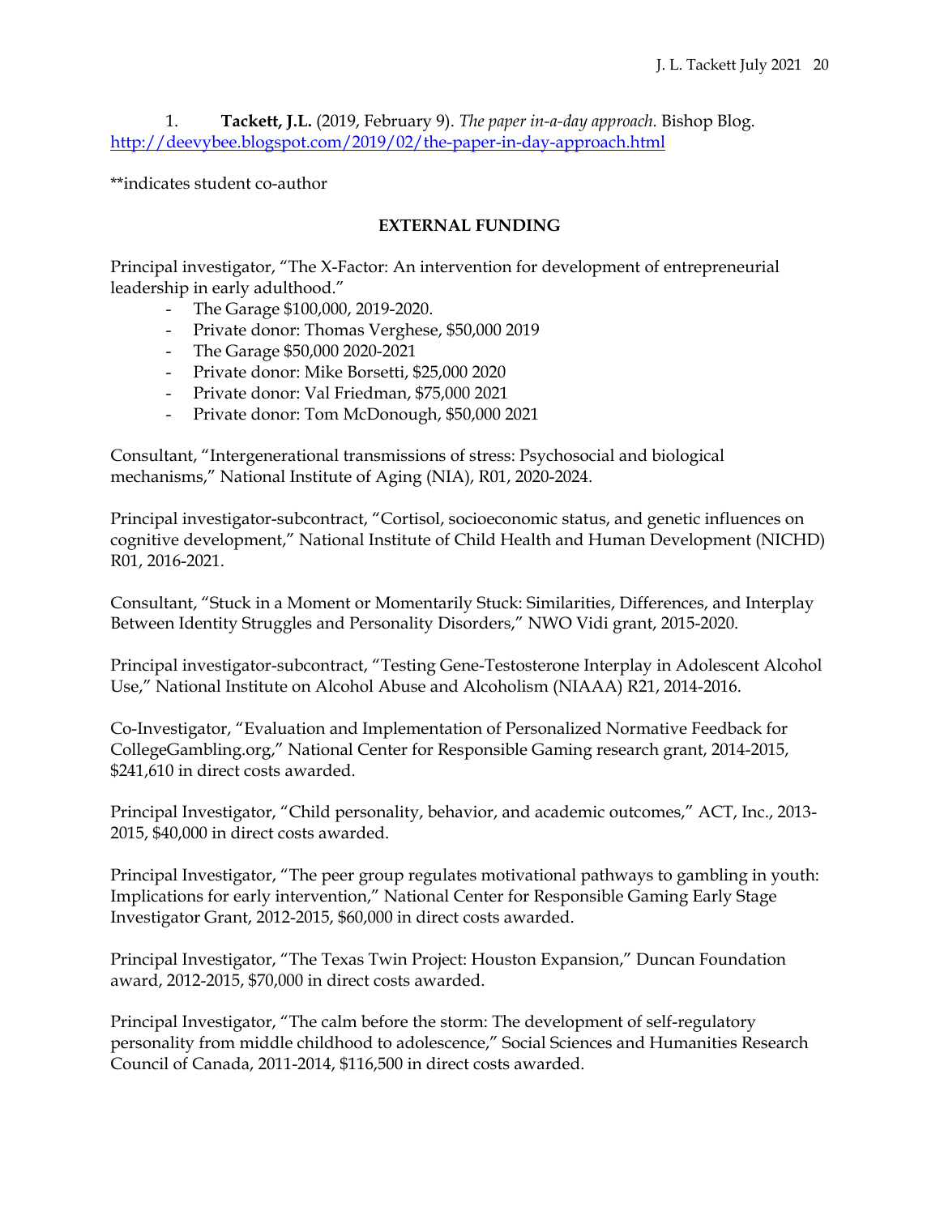1. **Tackett, J.L.** (2019, February 9). *The paper in-a-day approach.* Bishop Blog. http://deevybee.blogspot.com/2019/02/the-paper-in-day-approach.html

**indicates student co-author

## EXTERNAL FUNDING

Principal investigator, "The X-Factor: An intervention for development of entrepreneurial leadership in early adulthood."

- The Garage $100,000, 2019-2020.
- Private donor: Thomas Verghese, $50,000 2019
- The Garage $50,000 2020-2021
- Private donor: Mike Borsetti, $25,000 2020
- Private donor: Val Friedman, $75,000 2021
- Private donor: Tom McDonough, $50,000 2021

Consultant, "Intergenerational transmissions of stress: Psychosocial and biological mechanisms," National Institute of Aging (NIA), R01, 2020-2024.

Principal investigator-subcontract, "Cortisol, socioeconomic status, and genetic influences on cognitive development," National Institute of Child Health and Human Development (NICHD) R01, 2016-2021.

Consultant, "Stuck in a Moment or Momentarily Stuck: Similarities, Differences, and Interplay Between Identity Struggles and Personality Disorders," NWO Vidi grant, 2015-2020.

Principal investigator-subcontract, "Testing Gene-Testosterone Interplay in Adolescent Alcohol Use," National Institute on Alcohol Abuse and Alcoholism (NIAAA) R21, 2014-2016.

Co-Investigator, "Evaluation and Implementation of Personalized Normative Feedback for CollegeGambling.org," National Center for Responsible Gaming research grant, 2014-2015, $241,610 in direct costs awarded.

Principal Investigator, "Child personality, behavior, and academic outcomes," ACT, Inc., 2013-2015, $40,000 in direct costs awarded.

Principal Investigator, "The peer group regulates motivational pathways to gambling in youth: Implications for early intervention," National Center for Responsible Gaming Early Stage Investigator Grant, 2012-2015, $60,000 in direct costs awarded.

Principal Investigator, "The Texas Twin Project: Houston Expansion," Duncan Foundation award, 2012-2015, $70,000 in direct costs awarded.

Principal Investigator, "The calm before the storm: The development of self-regulatory personality from middle childhood to adolescence," Social Sciences and Humanities Research Council of Canada, 2011-2014, $116,500 in direct costs awarded.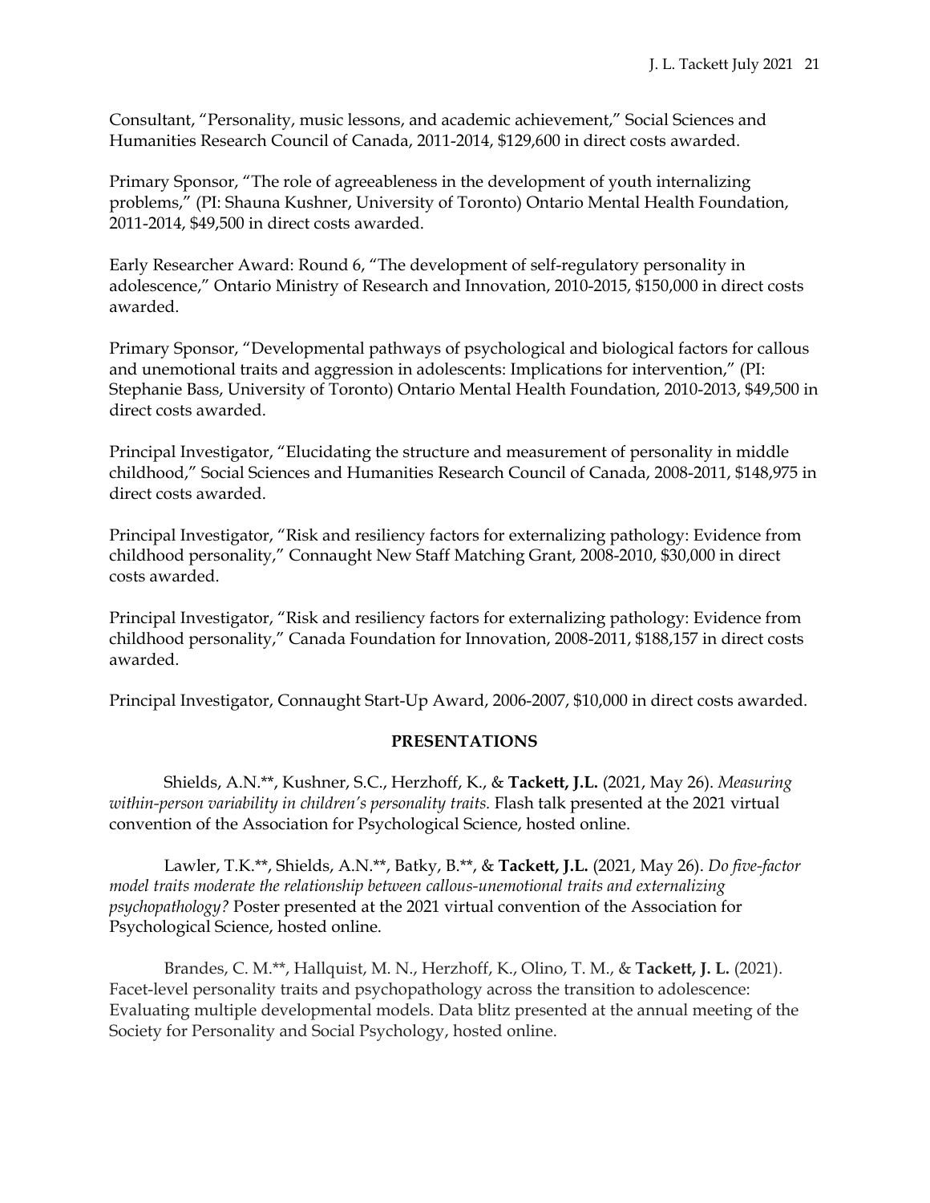Consultant, "Personality, music lessons, and academic achievement," Social Sciences and Humanities Research Council of Canada, 2011-2014, $129,600 in direct costs awarded.

Primary Sponsor, "The role of agreeableness in the development of youth internalizing problems," (PI: Shauna Kushner, University of Toronto) Ontario Mental Health Foundation, 2011-2014, $49,500 in direct costs awarded.

Early Researcher Award: Round 6, "The development of self-regulatory personality in adolescence," Ontario Ministry of Research and Innovation, 2010-2015, $150,000 in direct costs awarded.

Primary Sponsor, "Developmental pathways of psychological and biological factors for callous and unemotional traits and aggression in adolescents: Implications for intervention," (PI: Stephanie Bass, University of Toronto) Ontario Mental Health Foundation, 2010-2013, $49,500 in direct costs awarded.

Principal Investigator, "Elucidating the structure and measurement of personality in middle childhood," Social Sciences and Humanities Research Council of Canada, 2008-2011, $148,975 in direct costs awarded.

Principal Investigator, "Risk and resiliency factors for externalizing pathology: Evidence from childhood personality," Connaught New Staff Matching Grant, 2008-2010, $30,000 in direct costs awarded.

Principal Investigator, "Risk and resiliency factors for externalizing pathology: Evidence from childhood personality," Canada Foundation for Innovation, 2008-2011, $188,157 in direct costs awarded.

Principal Investigator, Connaught Start-Up Award, 2006-2007, $10,000 in direct costs awarded.

## PRESENTATIONS

Shields, A.N.**, Kushner, S.C., Herzhoff, K., & **Tackett, J.L.** (2021, May 26). *Measuring within-person variability in children's personality traits.* Flash talk presented at the 2021 virtual convention of the Association for Psychological Science, hosted online.

Lawler, T.K.**, Shields, A.N.**, Batky, B.**, & **Tackett, J.L.** (2021, May 26). *Do five-factor model traits moderate the relationship between callous-unemotional traits and externalizing psychopathology?* Poster presented at the 2021 virtual convention of the Association for Psychological Science, hosted online.

Brandes, C. M.**, Hallquist, M. N., Herzhoff, K., Olino, T. M., & **Tackett, J. L.** (2021). Facet-level personality traits and psychopathology across the transition to adolescence: Evaluating multiple developmental models. Data blitz presented at the annual meeting of the Society for Personality and Social Psychology, hosted online.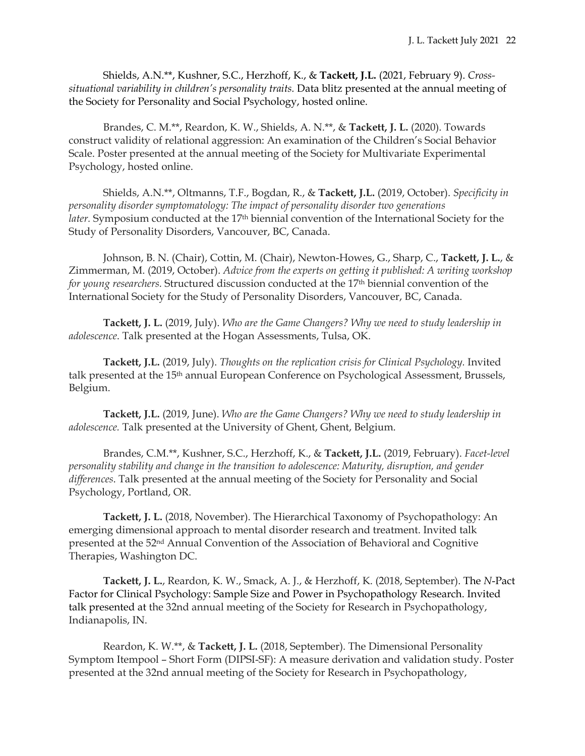Shields, A.N.**, Kushner, S.C., Herzhoff, K., & **Tackett, J.L.** (2021, February 9). *Cross-situational variability in children's personality traits.* Data blitz presented at the annual meeting of the Society for Personality and Social Psychology, hosted online.

Brandes, C. M.**, Reardon, K. W., Shields, A. N.**, & **Tackett, J. L.** (2020). Towards construct validity of relational aggression: An examination of the Children's Social Behavior Scale. Poster presented at the annual meeting of the Society for Multivariate Experimental Psychology, hosted online.

Shields, A.N.**, Oltmanns, T.F., Bogdan, R., & **Tackett, J.L.** (2019, October). *Specificity in personality disorder symptomatology: The impact of personality disorder two generations later.* Symposium conducted at the 17th biennial convention of the International Society for the Study of Personality Disorders, Vancouver, BC, Canada.

Johnson, B. N. (Chair), Cottin, M. (Chair), Newton-Howes, G., Sharp, C., **Tackett, J. L.**, & Zimmerman, M. (2019, October). *Advice from the experts on getting it published: A writing workshop for young researchers.* Structured discussion conducted at the 17th biennial convention of the International Society for the Study of Personality Disorders, Vancouver, BC, Canada.

**Tackett, J. L.** (2019, July). *Who are the Game Changers? Why we need to study leadership in adolescence*. Talk presented at the Hogan Assessments, Tulsa, OK.

**Tackett, J.L.** (2019, July). *Thoughts on the replication crisis for Clinical Psychology.* Invited talk presented at the 15th annual European Conference on Psychological Assessment, Brussels, Belgium.

**Tackett, J.L.** (2019, June). *Who are the Game Changers? Why we need to study leadership in adolescence.* Talk presented at the University of Ghent, Ghent, Belgium.

Brandes, C.M.**, Kushner, S.C., Herzhoff, K., & **Tackett, J.L.** (2019, February). *Facet-level personality stability and change in the transition to adolescence: Maturity, disruption, and gender differences*. Talk presented at the annual meeting of the Society for Personality and Social Psychology, Portland, OR.

**Tackett, J. L.** (2018, November). The Hierarchical Taxonomy of Psychopathology: An emerging dimensional approach to mental disorder research and treatment. Invited talk presented at the 52nd Annual Convention of the Association of Behavioral and Cognitive Therapies, Washington DC.

**Tackett, J. L.**, Reardon, K. W., Smack, A. J., & Herzhoff, K. (2018, September). The *N*-Pact Factor for Clinical Psychology: Sample Size and Power in Psychopathology Research. Invited talk presented at the 32nd annual meeting of the Society for Research in Psychopathology, Indianapolis, IN.

Reardon, K. W.**, & **Tackett, J. L.** (2018, September). The Dimensional Personality Symptom Itempool – Short Form (DIPSI-SF): A measure derivation and validation study. Poster presented at the 32nd annual meeting of the Society for Research in Psychopathology,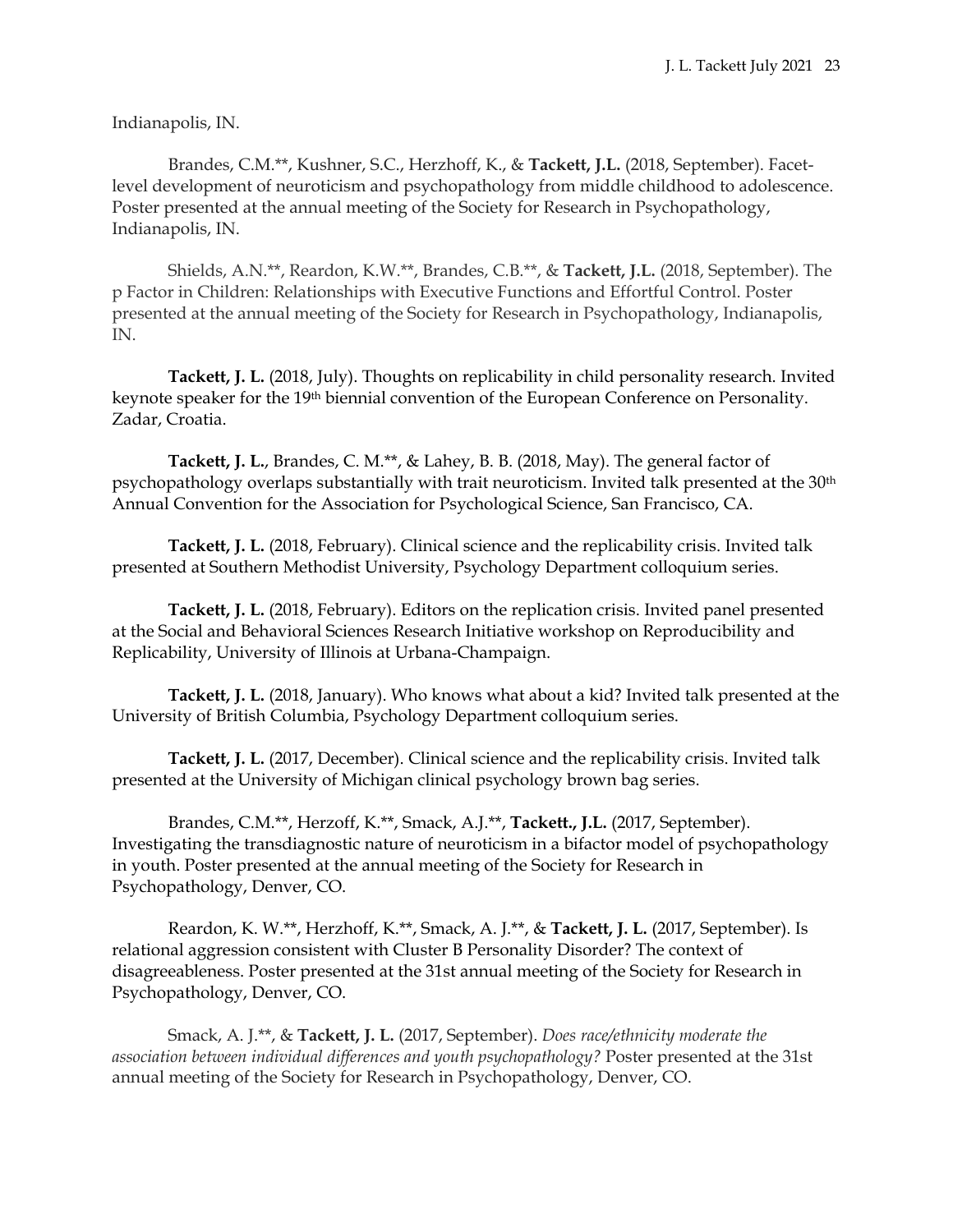Indianapolis, IN.

Brandes, C.M.**, Kushner, S.C., Herzhoff, K., & **Tackett, J.L.** (2018, September). Facet-level development of neuroticism and psychopathology from middle childhood to adolescence. Poster presented at the annual meeting of the Society for Research in Psychopathology, Indianapolis, IN.

Shields, A.N.**, Reardon, K.W.**, Brandes, C.B.**, & **Tackett, J.L.** (2018, September). The p Factor in Children: Relationships with Executive Functions and Effortful Control. Poster presented at the annual meeting of the Society for Research in Psychopathology, Indianapolis, IN.

**Tackett, J. L.** (2018, July). Thoughts on replicability in child personality research. Invited keynote speaker for the 19th biennial convention of the European Conference on Personality. Zadar, Croatia.

**Tackett, J. L.**, Brandes, C. M.**, & Lahey, B. B. (2018, May). The general factor of psychopathology overlaps substantially with trait neuroticism. Invited talk presented at the 30th Annual Convention for the Association for Psychological Science, San Francisco, CA.

**Tackett, J. L.** (2018, February). Clinical science and the replicability crisis. Invited talk presented at Southern Methodist University, Psychology Department colloquium series.

**Tackett, J. L.** (2018, February). Editors on the replication crisis. Invited panel presented at the Social and Behavioral Sciences Research Initiative workshop on Reproducibility and Replicability, University of Illinois at Urbana-Champaign.

**Tackett, J. L.** (2018, January). Who knows what about a kid? Invited talk presented at the University of British Columbia, Psychology Department colloquium series.

**Tackett, J. L.** (2017, December). Clinical science and the replicability crisis. Invited talk presented at the University of Michigan clinical psychology brown bag series.

Brandes, C.M.**, Herzoff, K.**, Smack, A.J.**, **Tackett., J.L.** (2017, September). Investigating the transdiagnostic nature of neuroticism in a bifactor model of psychopathology in youth. Poster presented at the annual meeting of the Society for Research in Psychopathology, Denver, CO.

Reardon, K. W.**, Herzhoff, K.**, Smack, A. J.**, & **Tackett, J. L.** (2017, September). Is relational aggression consistent with Cluster B Personality Disorder? The context of disagreeableness. Poster presented at the 31st annual meeting of the Society for Research in Psychopathology, Denver, CO.

Smack, A. J.**, & **Tackett, J. L.** (2017, September). *Does race/ethnicity moderate the association between individual differences and youth psychopathology?* Poster presented at the 31st annual meeting of the Society for Research in Psychopathology, Denver, CO.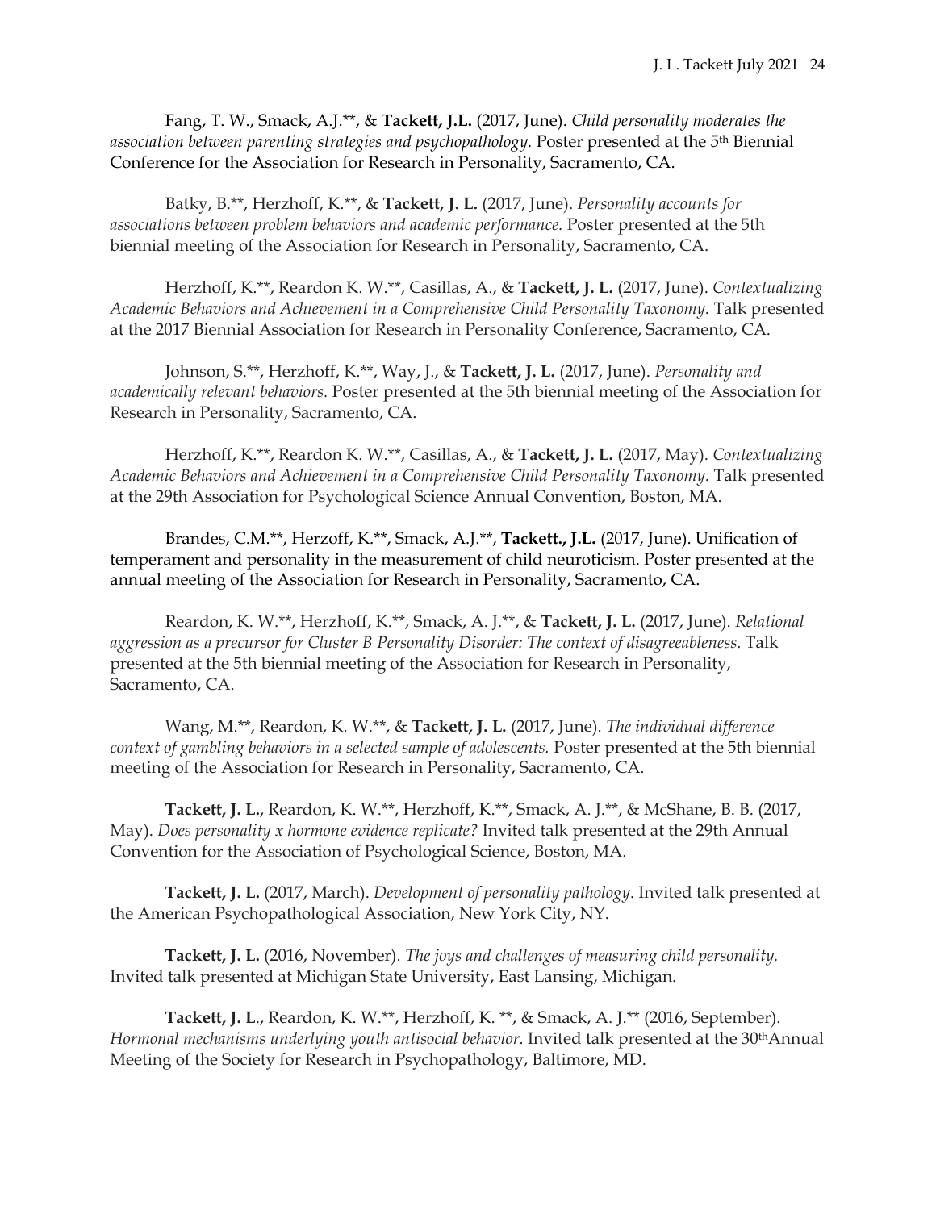Fang, T. W., Smack, A.J.**, & **Tackett, J.L.** (2017, June). *Child personality moderates the association between parenting strategies and psychopathology*. Poster presented at the 5th Biennial Conference for the Association for Research in Personality, Sacramento, CA.

Batky, B.**, Herzhoff, K.**, & **Tackett, J. L.** (2017, June). *Personality accounts for associations between problem behaviors and academic performance.* Poster presented at the 5th biennial meeting of the Association for Research in Personality, Sacramento, CA.

Herzhoff, K.**, Reardon K. W.**, Casillas, A., & **Tackett, J. L.** (2017, June). *Contextualizing Academic Behaviors and Achievement in a Comprehensive Child Personality Taxonomy.* Talk presented at the 2017 Biennial Association for Research in Personality Conference, Sacramento, CA.

Johnson, S.**, Herzhoff, K.**, Way, J., & **Tackett, J. L.** (2017, June). *Personality and academically relevant behaviors.* Poster presented at the 5th biennial meeting of the Association for Research in Personality, Sacramento, CA.

Herzhoff, K.**, Reardon K. W.**, Casillas, A., & **Tackett, J. L.** (2017, May). *Contextualizing Academic Behaviors and Achievement in a Comprehensive Child Personality Taxonomy.* Talk presented at the 29th Association for Psychological Science Annual Convention, Boston, MA.

Brandes, C.M.**, Herzoff, K.**, Smack, A.J.**, **Tackett., J.L.** (2017, June). Unification of temperament and personality in the measurement of child neuroticism. Poster presented at the annual meeting of the Association for Research in Personality, Sacramento, CA.

Reardon, K. W.**, Herzhoff, K.**, Smack, A. J.**, & **Tackett, J. L.** (2017, June). *Relational aggression as a precursor for Cluster B Personality Disorder: The context of disagreeableness.* Talk presented at the 5th biennial meeting of the Association for Research in Personality, Sacramento, CA.

Wang, M.**, Reardon, K. W.**, & **Tackett, J. L.** (2017, June). *The individual difference context of gambling behaviors in a selected sample of adolescents.* Poster presented at the 5th biennial meeting of the Association for Research in Personality, Sacramento, CA.

**Tackett, J. L.**, Reardon, K. W.**, Herzhoff, K.**, Smack, A. J.**, & McShane, B. B. (2017, May). *Does personality x hormone evidence replicate?* Invited talk presented at the 29th Annual Convention for the Association of Psychological Science, Boston, MA.

**Tackett, J. L.** (2017, March). *Development of personality pathology*. Invited talk presented at the American Psychopathological Association, New York City, NY.

**Tackett, J. L.** (2016, November). *The joys and challenges of measuring child personality.* Invited talk presented at Michigan State University, East Lansing, Michigan.

**Tackett, J. L**., Reardon, K. W.**, Herzhoff, K. **, & Smack, A. J.** (2016, September). *Hormonal mechanisms underlying youth antisocial behavior.* Invited talk presented at the 30th Annual Meeting of the Society for Research in Psychopathology, Baltimore, MD.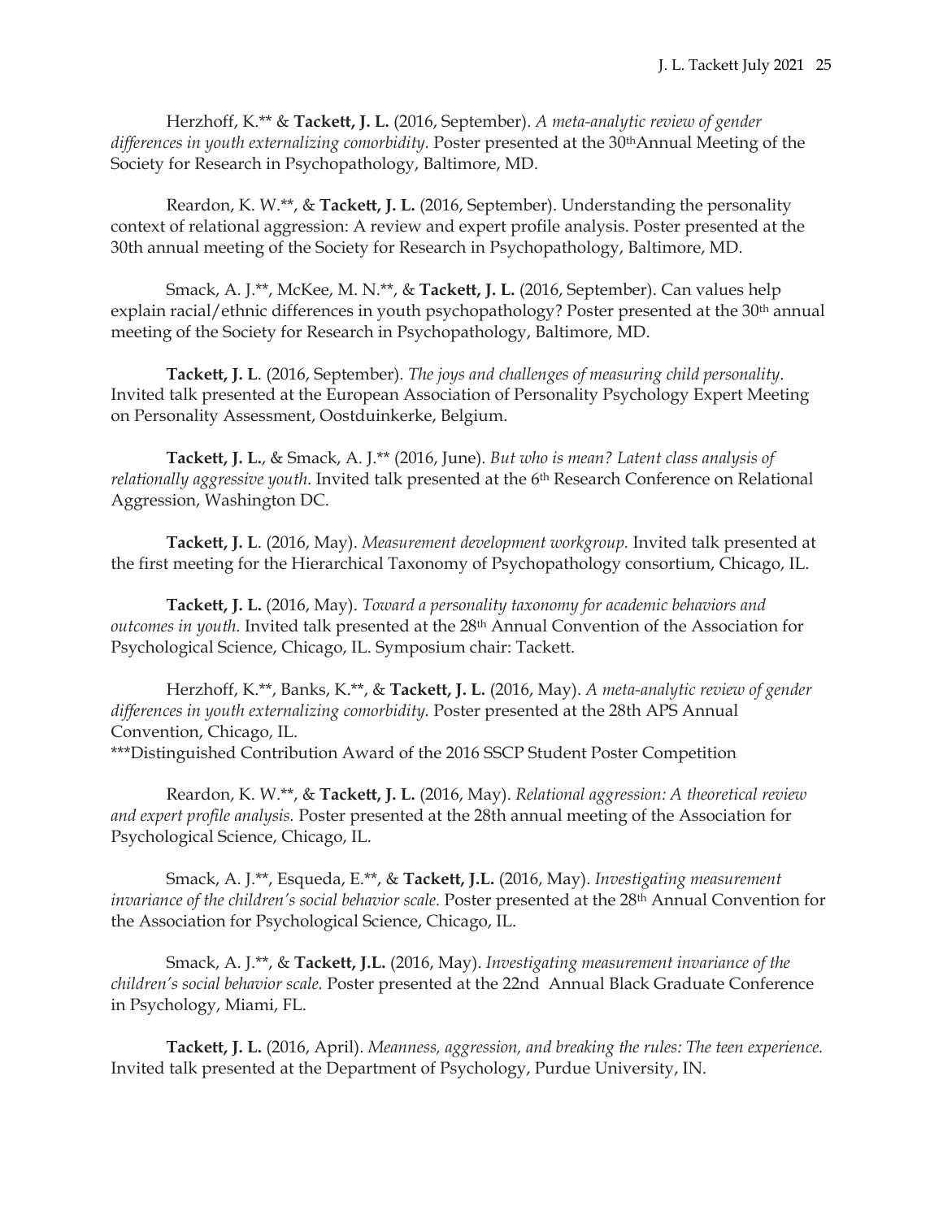Herzhoff, K.** & **Tackett, J. L.** (2016, September). *A meta-analytic review of gender differences in youth externalizing comorbidity.* Poster presented at the 30th Annual Meeting of the Society for Research in Psychopathology, Baltimore, MD.

Reardon, K. W.**, & **Tackett, J. L.** (2016, September). Understanding the personality context of relational aggression: A review and expert profile analysis. Poster presented at the 30th annual meeting of the Society for Research in Psychopathology, Baltimore, MD.

Smack, A. J.**, McKee, M. N.**, & **Tackett, J. L.** (2016, September). Can values help explain racial/ethnic differences in youth psychopathology? Poster presented at the 30th annual meeting of the Society for Research in Psychopathology, Baltimore, MD.

**Tackett, J. L**. (2016, September). *The joys and challenges of measuring child personality*. Invited talk presented at the European Association of Personality Psychology Expert Meeting on Personality Assessment, Oostduinkerke, Belgium.

**Tackett, J. L.**, & Smack, A. J.** (2016, June). *But who is mean? Latent class analysis of relationally aggressive youth*. Invited talk presented at the 6th Research Conference on Relational Aggression, Washington DC.

**Tackett, J. L**. (2016, May). *Measurement development workgroup.* Invited talk presented at the first meeting for the Hierarchical Taxonomy of Psychopathology consortium, Chicago, IL.

**Tackett, J. L.** (2016, May). *Toward a personality taxonomy for academic behaviors and outcomes in youth.* Invited talk presented at the 28th Annual Convention of the Association for Psychological Science, Chicago, IL. Symposium chair: Tackett.

Herzhoff, K.**, Banks, K.**, & **Tackett, J. L.** (2016, May). *A meta-analytic review of gender differences in youth externalizing comorbidity.* Poster presented at the 28th APS Annual Convention, Chicago, IL.
***Distinguished Contribution Award of the 2016 SSCP Student Poster Competition

Reardon, K. W.**, & **Tackett, J. L.** (2016, May). *Relational aggression: A theoretical review and expert profile analysis.* Poster presented at the 28th annual meeting of the Association for Psychological Science, Chicago, IL.

Smack, A. J.**, Esqueda, E.**, & **Tackett, J.L.** (2016, May). *Investigating measurement invariance of the children's social behavior scale.* Poster presented at the 28th Annual Convention for the Association for Psychological Science, Chicago, IL.

Smack, A. J.**, & **Tackett, J.L.** (2016, May). *Investigating measurement invariance of the children's social behavior scale.* Poster presented at the 22nd Annual Black Graduate Conference in Psychology, Miami, FL.

**Tackett, J. L.** (2016, April). *Meanness, aggression, and breaking the rules: The teen experience.* Invited talk presented at the Department of Psychology, Purdue University, IN.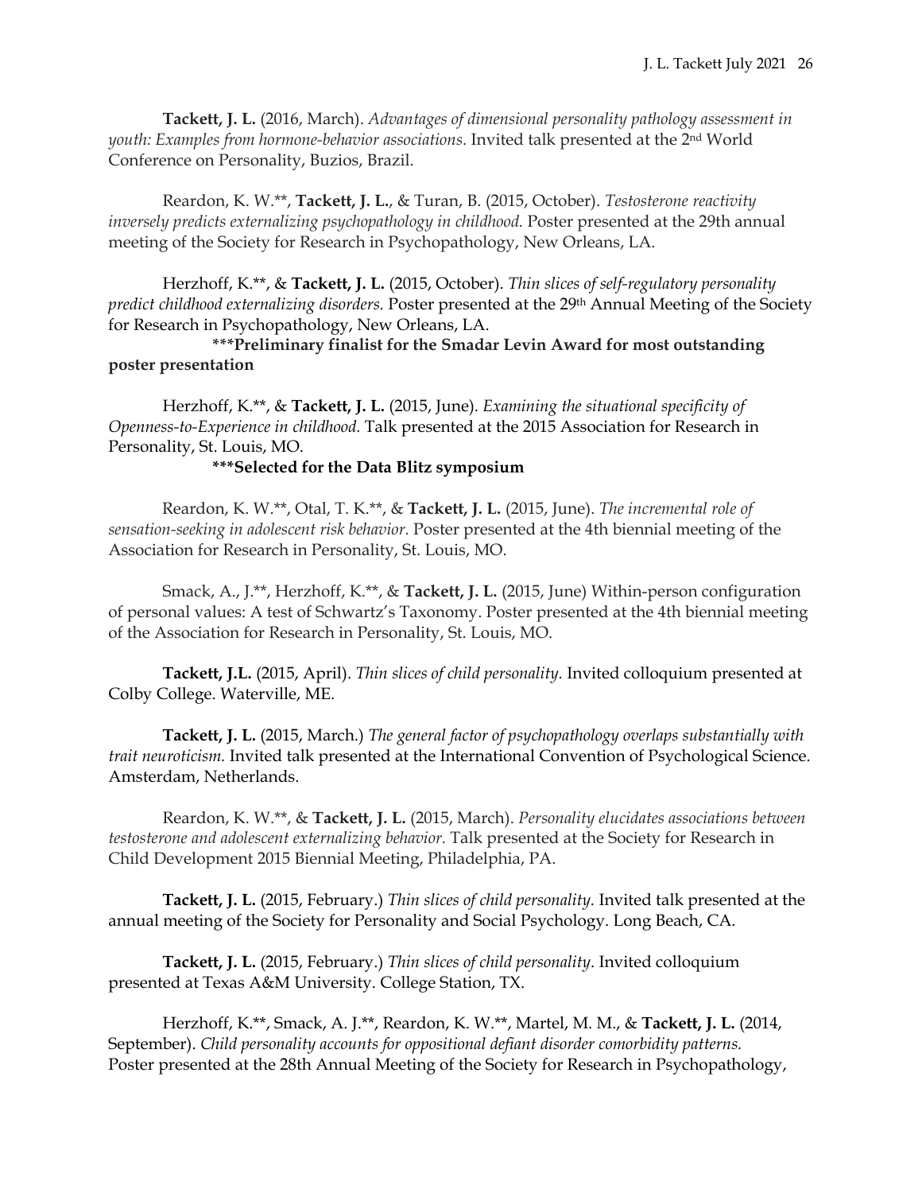**Tackett, J. L.** (2016, March). *Advantages of dimensional personality pathology assessment in youth: Examples from hormone-behavior associations*. Invited talk presented at the 2nd World Conference on Personality, Buzios, Brazil.

Reardon, K. W.**, **Tackett, J. L.**, & Turan, B. (2015, October). *Testosterone reactivity inversely predicts externalizing psychopathology in childhood.* Poster presented at the 29th annual meeting of the Society for Research in Psychopathology, New Orleans, LA.

Herzhoff, K.**, & **Tackett, J. L.** (2015, October). *Thin slices of self-regulatory personality predict childhood externalizing disorders.* Poster presented at the 29th Annual Meeting of the Society for Research in Psychopathology, New Orleans, LA.

**\*\*\*Preliminary finalist for the Smadar Levin Award for most outstanding poster presentation**

Herzhoff, K.**, & **Tackett, J. L.** (2015, June). *Examining the situational specificity of Openness-to-Experience in childhood.* Talk presented at the 2015 Association for Research in Personality, St. Louis, MO.

**\*\*\*Selected for the Data Blitz symposium**

Reardon, K. W.**, Otal, T. K.**, & **Tackett, J. L.** (2015, June). *The incremental role of sensation-seeking in adolescent risk behavior.* Poster presented at the 4th biennial meeting of the Association for Research in Personality, St. Louis, MO.

Smack, A., J.**, Herzhoff, K.**, & **Tackett, J. L.** (2015, June) Within-person configuration of personal values: A test of Schwartz's Taxonomy. Poster presented at the 4th biennial meeting of the Association for Research in Personality, St. Louis, MO.

**Tackett, J.L.** (2015, April). *Thin slices of child personality.* Invited colloquium presented at Colby College. Waterville, ME.

**Tackett, J. L.** (2015, March.) *The general factor of psychopathology overlaps substantially with trait neuroticism.* Invited talk presented at the International Convention of Psychological Science. Amsterdam, Netherlands.

Reardon, K. W.**, & **Tackett, J. L.** (2015, March). *Personality elucidates associations between testosterone and adolescent externalizing behavior.* Talk presented at the Society for Research in Child Development 2015 Biennial Meeting, Philadelphia, PA.

**Tackett, J. L.** (2015, February.) *Thin slices of child personality.* Invited talk presented at the annual meeting of the Society for Personality and Social Psychology. Long Beach, CA.

**Tackett, J. L.** (2015, February.) *Thin slices of child personality*. Invited colloquium presented at Texas A&M University. College Station, TX.

Herzhoff, K.**, Smack, A. J.**, Reardon, K. W.**, Martel, M. M., & **Tackett, J. L.** (2014, September). *Child personality accounts for oppositional defiant disorder comorbidity patterns.* Poster presented at the 28th Annual Meeting of the Society for Research in Psychopathology,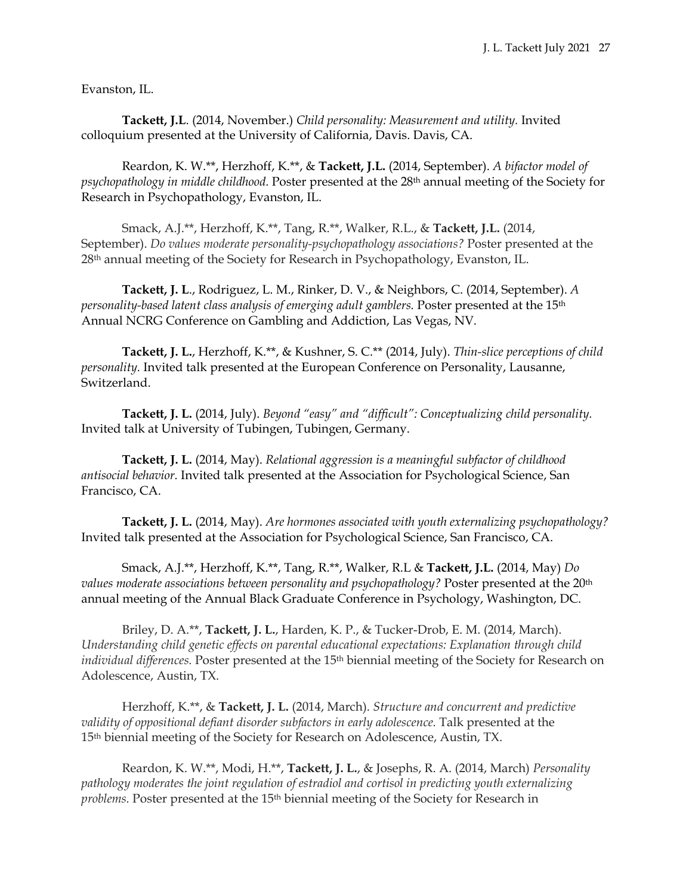Evanston, IL.

**Tackett, J.L**. (2014, November.) *Child personality: Measurement and utility.* Invited colloquium presented at the University of California, Davis. Davis, CA.

Reardon, K. W.**, Herzhoff, K.**, & **Tackett, J.L.** (2014, September). *A bifactor model of psychopathology in middle childhood.* Poster presented at the 28th annual meeting of the Society for Research in Psychopathology, Evanston, IL.

Smack, A.J.**, Herzhoff, K.**, Tang, R.**, Walker, R.L., & **Tackett, J.L.** (2014, September). *Do values moderate personality-psychopathology associations?* Poster presented at the 28th annual meeting of the Society for Research in Psychopathology, Evanston, IL.

**Tackett, J. L**., Rodriguez, L. M., Rinker, D. V., & Neighbors, C. (2014, September). *A personality-based latent class analysis of emerging adult gamblers.* Poster presented at the 15th Annual NCRG Conference on Gambling and Addiction, Las Vegas, NV.

**Tackett, J. L.**, Herzhoff, K.**, & Kushner, S. C.** (2014, July). *Thin-slice perceptions of child personality.* Invited talk presented at the European Conference on Personality, Lausanne, Switzerland.

**Tackett, J. L.** (2014, July). *Beyond "easy" and "difficult": Conceptualizing child personality.* Invited talk at University of Tubingen, Tubingen, Germany.

**Tackett, J. L.** (2014, May). *Relational aggression is a meaningful subfactor of childhood antisocial behavior.* Invited talk presented at the Association for Psychological Science, San Francisco, CA.

**Tackett, J. L.** (2014, May). *Are hormones associated with youth externalizing psychopathology?* Invited talk presented at the Association for Psychological Science, San Francisco, CA.

Smack, A.J.**, Herzhoff, K.**, Tang, R.**, Walker, R.L & **Tackett, J.L.** (2014, May) *Do values moderate associations between personality and psychopathology?* Poster presented at the 20th annual meeting of the Annual Black Graduate Conference in Psychology, Washington, DC.

Briley, D. A.**, **Tackett, J. L.**, Harden, K. P., & Tucker-Drob, E. M. (2014, March). *Understanding child genetic effects on parental educational expectations: Explanation through child individual differences.* Poster presented at the 15th biennial meeting of the Society for Research on Adolescence, Austin, TX.

Herzhoff, K.**, & **Tackett, J. L.** (2014, March). *Structure and concurrent and predictive validity of oppositional defiant disorder subfactors in early adolescence.* Talk presented at the 15th biennial meeting of the Society for Research on Adolescence, Austin, TX.

Reardon, K. W.**, Modi, H.**, **Tackett, J. L.**, & Josephs, R. A. (2014, March) *Personality pathology moderates the joint regulation of estradiol and cortisol in predicting youth externalizing problems.* Poster presented at the 15th biennial meeting of the Society for Research in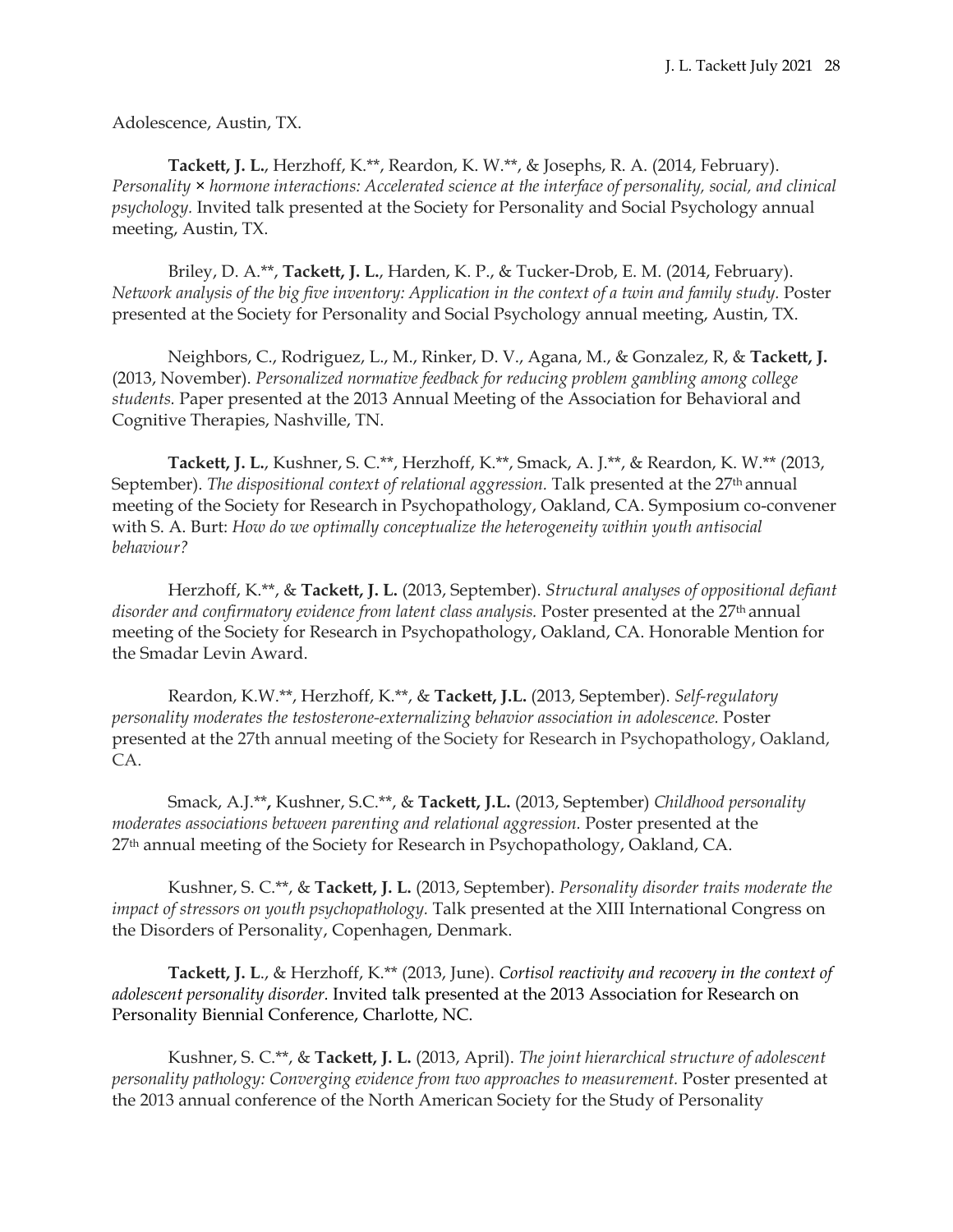Adolescence, Austin, TX.

**Tackett, J. L.**, Herzhoff, K.**, Reardon, K. W.**, & Josephs, R. A. (2014, February). *Personality × hormone interactions: Accelerated science at the interface of personality, social, and clinical psychology.* Invited talk presented at the Society for Personality and Social Psychology annual meeting, Austin, TX.

Briley, D. A.**, **Tackett, J. L.**, Harden, K. P., & Tucker-Drob, E. M. (2014, February). *Network analysis of the big five inventory: Application in the context of a twin and family study.* Poster presented at the Society for Personality and Social Psychology annual meeting, Austin, TX.

Neighbors, C., Rodriguez, L., M., Rinker, D. V., Agana, M., & Gonzalez, R, & **Tackett, J.** (2013, November). *Personalized normative feedback for reducing problem gambling among college students.* Paper presented at the 2013 Annual Meeting of the Association for Behavioral and Cognitive Therapies, Nashville, TN.

**Tackett, J. L.**, Kushner, S. C.**, Herzhoff, K.**, Smack, A. J.**, & Reardon, K. W.** (2013, September). *The dispositional context of relational aggression.* Talk presented at the 27th annual meeting of the Society for Research in Psychopathology, Oakland, CA. Symposium co-convener with S. A. Burt: *How do we optimally conceptualize the heterogeneity within youth antisocial behaviour?*

Herzhoff, K.**, & **Tackett, J. L.** (2013, September). *Structural analyses of oppositional defiant disorder and confirmatory evidence from latent class analysis.* Poster presented at the 27th annual meeting of the Society for Research in Psychopathology, Oakland, CA. Honorable Mention for the Smadar Levin Award.

Reardon, K.W.**, Herzhoff, K.**, & **Tackett, J.L.** (2013, September). *Self-regulatory personality moderates the testosterone-externalizing behavior association in adolescence.* Poster presented at the 27th annual meeting of the Society for Research in Psychopathology, Oakland, CA.

Smack, A.J.**, Kushner, S.C.**, & **Tackett, J.L.** (2013, September) *Childhood personality moderates associations between parenting and relational aggression.* Poster presented at the 27th annual meeting of the Society for Research in Psychopathology, Oakland, CA.

Kushner, S. C.**, & **Tackett, J. L.** (2013, September). *Personality disorder traits moderate the impact of stressors on youth psychopathology.* Talk presented at the XIII International Congress on the Disorders of Personality, Copenhagen, Denmark.

**Tackett, J. L**., & Herzhoff, K.** (2013, June). *Cortisol reactivity and recovery in the context of adolescent personality disorder.* Invited talk presented at the 2013 Association for Research on Personality Biennial Conference, Charlotte, NC.

Kushner, S. C.**, & **Tackett, J. L.** (2013, April). *The joint hierarchical structure of adolescent personality pathology: Converging evidence from two approaches to measurement.* Poster presented at the 2013 annual conference of the North American Society for the Study of Personality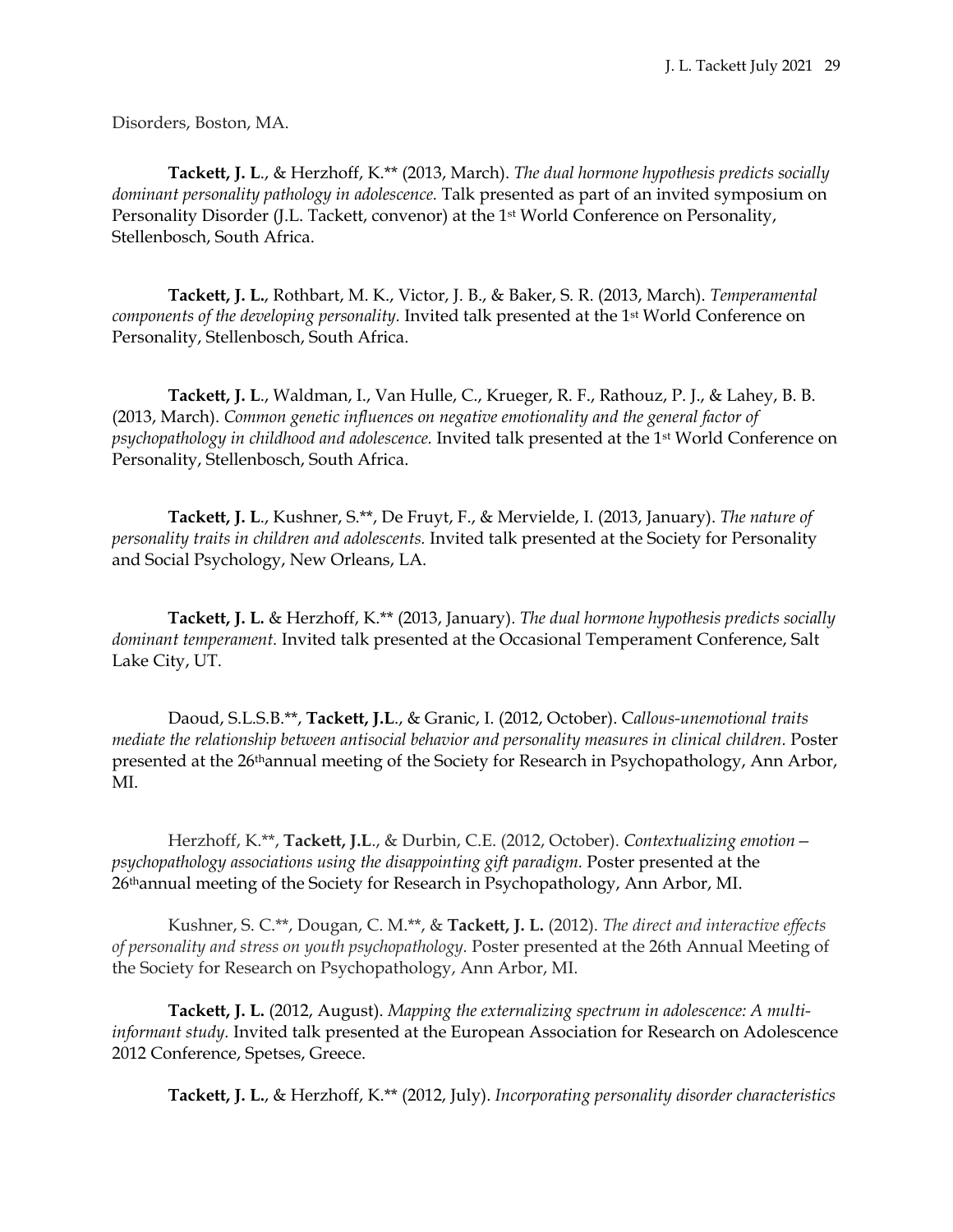Disorders, Boston, MA.

**Tackett, J. L**., & Herzhoff, K.** (2013, March). *The dual hormone hypothesis predicts socially dominant personality pathology in adolescence.* Talk presented as part of an invited symposium on Personality Disorder (J.L. Tackett, convenor) at the 1st World Conference on Personality, Stellenbosch, South Africa.

**Tackett, J. L.**, Rothbart, M. K., Victor, J. B., & Baker, S. R. (2013, March). *Temperamental components of the developing personality.* Invited talk presented at the 1st World Conference on Personality, Stellenbosch, South Africa.

**Tackett, J. L**., Waldman, I., Van Hulle, C., Krueger, R. F., Rathouz, P. J., & Lahey, B. B. (2013, March). *Common genetic influences on negative emotionality and the general factor of psychopathology in childhood and adolescence.* Invited talk presented at the 1st World Conference on Personality, Stellenbosch, South Africa.

**Tackett, J. L**., Kushner, S.**, De Fruyt, F., & Mervielde, I. (2013, January). *The nature of personality traits in children and adolescents.* Invited talk presented at the Society for Personality and Social Psychology, New Orleans, LA.

**Tackett, J. L.** & Herzhoff, K.** (2013, January). *The dual hormone hypothesis predicts socially dominant temperament.* Invited talk presented at the Occasional Temperament Conference, Salt Lake City, UT.

Daoud, S.L.S.B.**, **Tackett, J.L**., & Granic, I. (2012, October). C*allous-unemotional traits mediate the relationship between antisocial behavior and personality measures in clinical children.* Poster presented at the 26thannual meeting of the Society for Research in Psychopathology, Ann Arbor, MI.

Herzhoff, K.**, **Tackett, J.L**., & Durbin, C.E. (2012, October). *Contextualizing emotion – psychopathology associations using the disappointing gift paradigm.* Poster presented at the 26thannual meeting of the Society for Research in Psychopathology, Ann Arbor, MI.

Kushner, S. C.**, Dougan, C. M.**, & **Tackett, J. L.** (2012). *The direct and interactive effects of personality and stress on youth psychopathology.* Poster presented at the 26th Annual Meeting of the Society for Research on Psychopathology, Ann Arbor, MI.

**Tackett, J. L.** (2012, August). *Mapping the externalizing spectrum in adolescence: A multi-informant study.* Invited talk presented at the European Association for Research on Adolescence 2012 Conference, Spetses, Greece.

**Tackett, J. L.**, & Herzhoff, K.** (2012, July). *Incorporating personality disorder characteristics*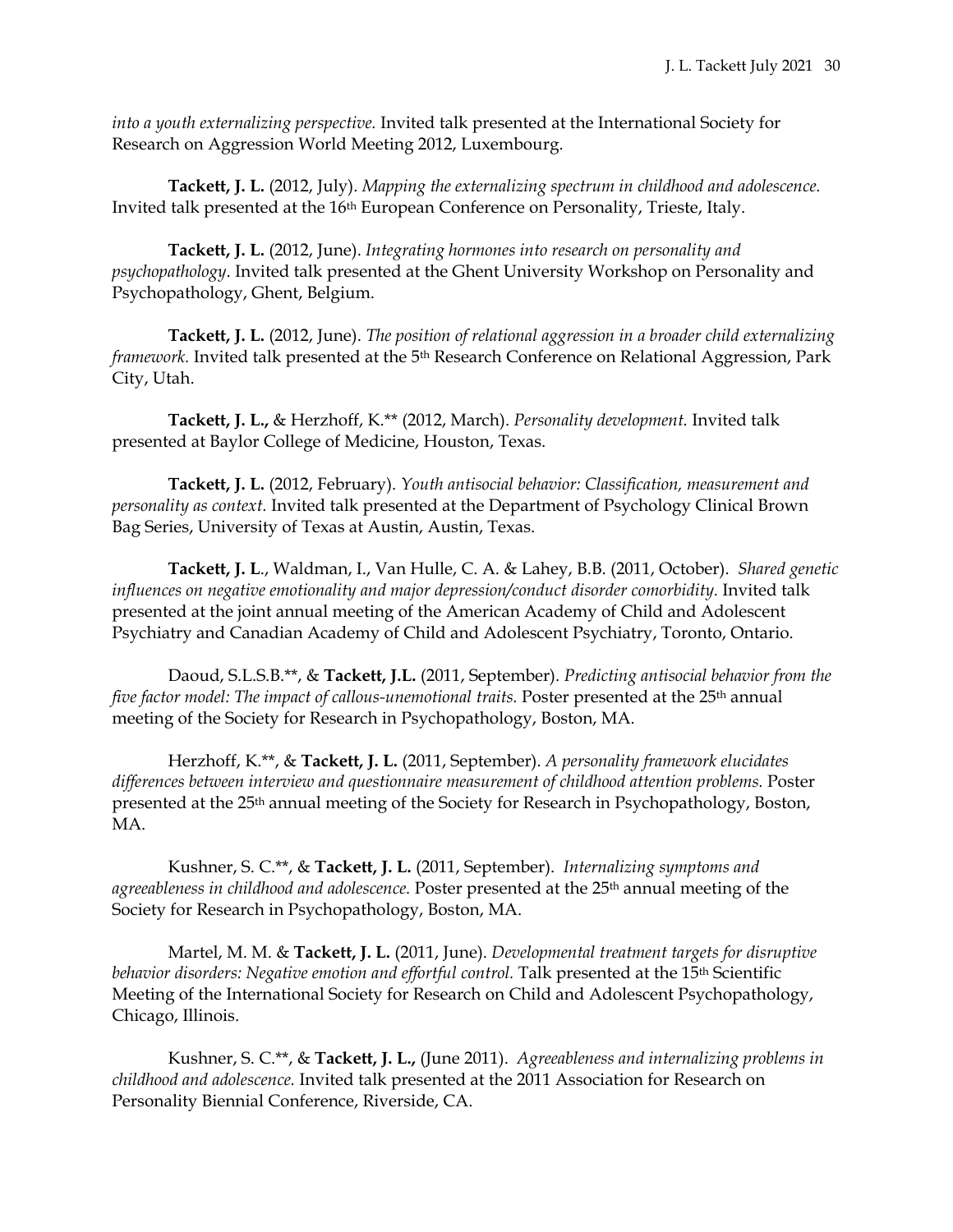*into a youth externalizing perspective.* Invited talk presented at the International Society for Research on Aggression World Meeting 2012, Luxembourg.

**Tackett, J. L.** (2012, July). *Mapping the externalizing spectrum in childhood and adolescence.* Invited talk presented at the 16th European Conference on Personality, Trieste, Italy.

**Tackett, J. L.** (2012, June). *Integrating hormones into research on personality and psychopathology*. Invited talk presented at the Ghent University Workshop on Personality and Psychopathology, Ghent, Belgium.

**Tackett, J. L.** (2012, June). *The position of relational aggression in a broader child externalizing framework.* Invited talk presented at the 5th Research Conference on Relational Aggression, Park City, Utah.

**Tackett, J. L.,** & Herzhoff, K.** (2012, March). *Personality development.* Invited talk presented at Baylor College of Medicine, Houston, Texas.

**Tackett, J. L.** (2012, February). *Youth antisocial behavior: Classification, measurement and personality as context.* Invited talk presented at the Department of Psychology Clinical Brown Bag Series, University of Texas at Austin, Austin, Texas.

**Tackett, J. L**., Waldman, I., Van Hulle, C. A. & Lahey, B.B. (2011, October). *Shared genetic influences on negative emotionality and major depression/conduct disorder comorbidity.* Invited talk presented at the joint annual meeting of the American Academy of Child and Adolescent Psychiatry and Canadian Academy of Child and Adolescent Psychiatry, Toronto, Ontario.

Daoud, S.L.S.B.**, & **Tackett, J.L.** (2011, September). *Predicting antisocial behavior from the five factor model: The impact of callous-unemotional traits.* Poster presented at the 25th annual meeting of the Society for Research in Psychopathology, Boston, MA.

Herzhoff, K.**, & **Tackett, J. L.** (2011, September). *A personality framework elucidates differences between interview and questionnaire measurement of childhood attention problems.* Poster presented at the 25th annual meeting of the Society for Research in Psychopathology, Boston, MA.

Kushner, S. C.**, & **Tackett, J. L.** (2011, September). *Internalizing symptoms and agreeableness in childhood and adolescence.* Poster presented at the 25th annual meeting of the Society for Research in Psychopathology, Boston, MA.

Martel, M. M. & **Tackett, J. L.** (2011, June). *Developmental treatment targets for disruptive behavior disorders: Negative emotion and effortful control.* Talk presented at the 15th Scientific Meeting of the International Society for Research on Child and Adolescent Psychopathology, Chicago, Illinois.

Kushner, S. C.**, & **Tackett, J. L.,** (June 2011). *Agreeableness and internalizing problems in childhood and adolescence.* Invited talk presented at the 2011 Association for Research on Personality Biennial Conference, Riverside, CA.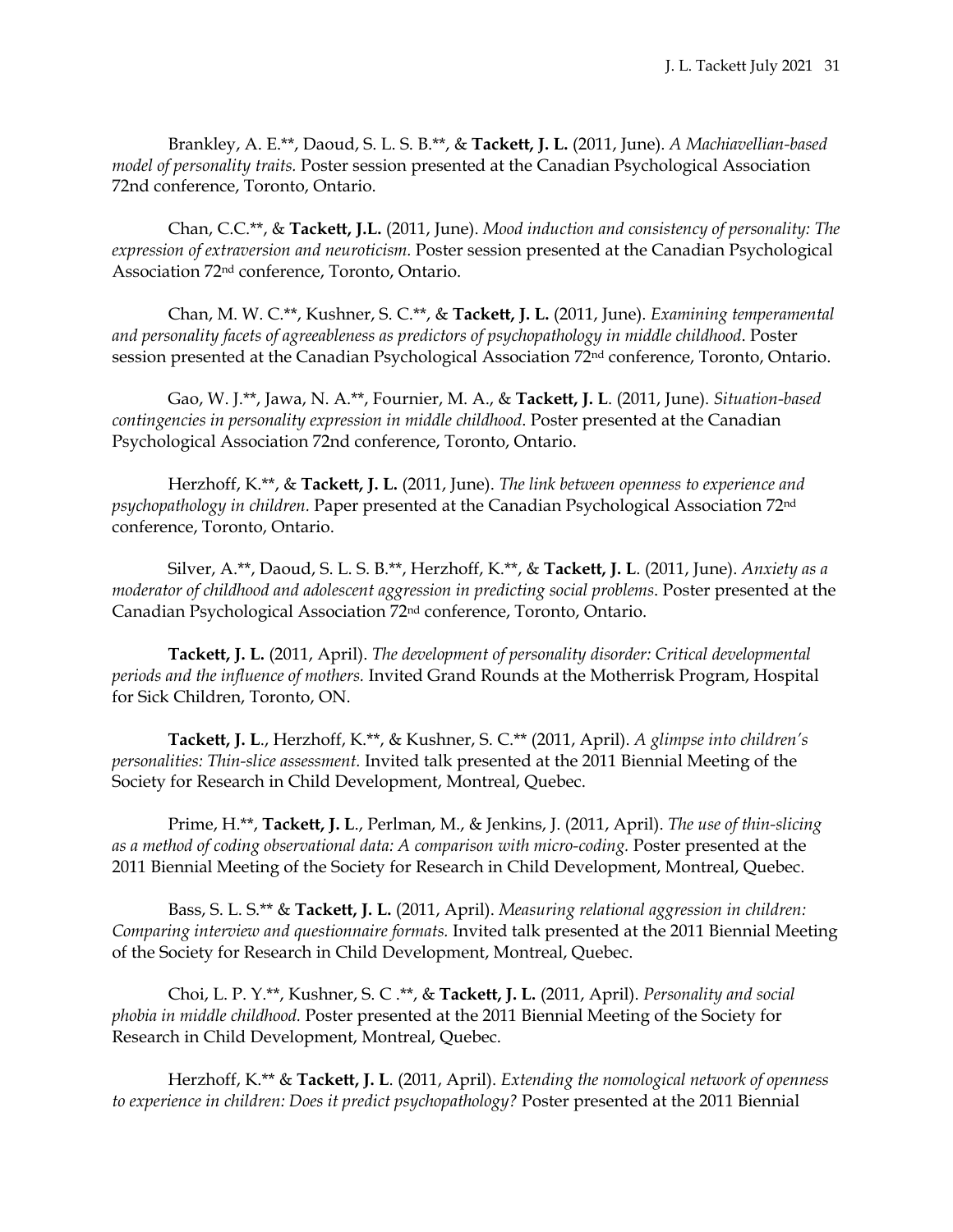Brankley, A. E.**, Daoud, S. L. S. B.**, & **Tackett, J. L.** (2011, June). *A Machiavellian-based model of personality traits.* Poster session presented at the Canadian Psychological Association 72nd conference, Toronto, Ontario.

Chan, C.C.**, & **Tackett, J.L.** (2011, June). *Mood induction and consistency of personality: The expression of extraversion and neuroticism.* Poster session presented at the Canadian Psychological Association 72nd conference, Toronto, Ontario.

Chan, M. W. C.**, Kushner, S. C.**, & **Tackett, J. L.** (2011, June). *Examining temperamental and personality facets of agreeableness as predictors of psychopathology in middle childhood*. Poster session presented at the Canadian Psychological Association 72nd conference, Toronto, Ontario.

Gao, W. J.**, Jawa, N. A.**, Fournier, M. A., & **Tackett, J. L**. (2011, June). *Situation-based contingencies in personality expression in middle childhood*. Poster presented at the Canadian Psychological Association 72nd conference, Toronto, Ontario.

Herzhoff, K.**, & **Tackett, J. L.** (2011, June). *The link between openness to experience and psychopathology in children.* Paper presented at the Canadian Psychological Association 72nd conference, Toronto, Ontario.

Silver, A.**, Daoud, S. L. S. B.**, Herzhoff, K.**, & **Tackett, J. L**. (2011, June). *Anxiety as a moderator of childhood and adolescent aggression in predicting social problems*. Poster presented at the Canadian Psychological Association 72nd conference, Toronto, Ontario.

**Tackett, J. L.** (2011, April). *The development of personality disorder: Critical developmental periods and the influence of mothers.* Invited Grand Rounds at the Motherrisk Program, Hospital for Sick Children, Toronto, ON.

**Tackett, J. L**., Herzhoff, K.**, & Kushner, S. C.** (2011, April). *A glimpse into children's personalities: Thin-slice assessment.* Invited talk presented at the 2011 Biennial Meeting of the Society for Research in Child Development, Montreal, Quebec.

Prime, H.**, **Tackett, J. L**., Perlman, M., & Jenkins, J. (2011, April). *The use of thin-slicing as a method of coding observational data: A comparison with micro-coding.* Poster presented at the 2011 Biennial Meeting of the Society for Research in Child Development, Montreal, Quebec.

Bass, S. L. S.** & **Tackett, J. L.** (2011, April). *Measuring relational aggression in children: Comparing interview and questionnaire formats.* Invited talk presented at the 2011 Biennial Meeting of the Society for Research in Child Development, Montreal, Quebec.

Choi, L. P. Y.**, Kushner, S. C .**, & **Tackett, J. L.** (2011, April). *Personality and social phobia in middle childhood.* Poster presented at the 2011 Biennial Meeting of the Society for Research in Child Development, Montreal, Quebec.

Herzhoff, K.** & **Tackett, J. L**. (2011, April). *Extending the nomological network of openness to experience in children: Does it predict psychopathology?* Poster presented at the 2011 Biennial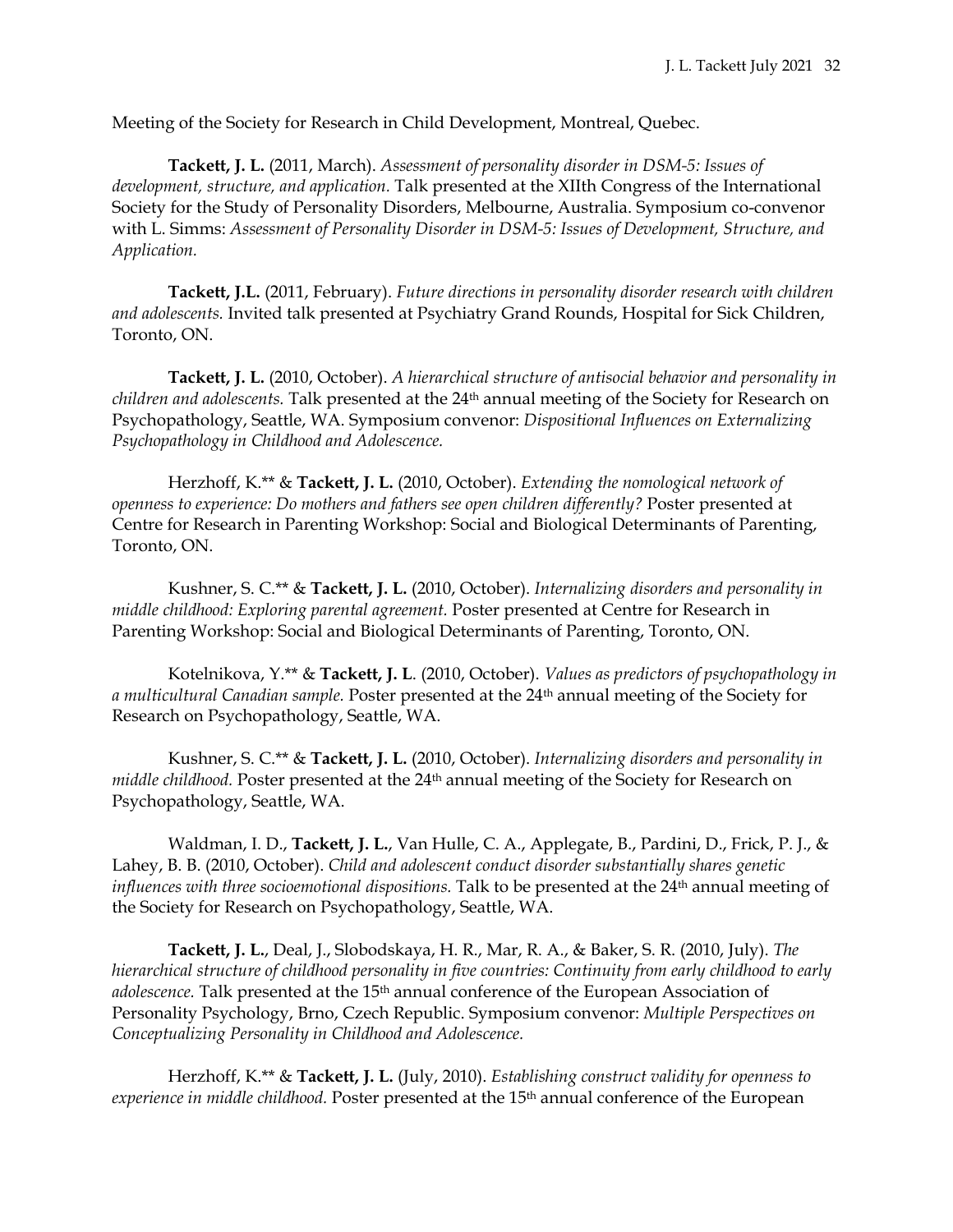Meeting of the Society for Research in Child Development, Montreal, Quebec.

**Tackett, J. L.** (2011, March). *Assessment of personality disorder in DSM-5: Issues of development, structure, and application.* Talk presented at the XIIth Congress of the International Society for the Study of Personality Disorders, Melbourne, Australia. Symposium co-convenor with L. Simms: *Assessment of Personality Disorder in DSM-5: Issues of Development, Structure, and Application.*

**Tackett, J.L.** (2011, February). *Future directions in personality disorder research with children and adolescents.* Invited talk presented at Psychiatry Grand Rounds, Hospital for Sick Children, Toronto, ON.

**Tackett, J. L.** (2010, October). *A hierarchical structure of antisocial behavior and personality in children and adolescents.* Talk presented at the 24th annual meeting of the Society for Research on Psychopathology, Seattle, WA. Symposium convenor: *Dispositional Influences on Externalizing Psychopathology in Childhood and Adolescence.*

Herzhoff, K.** & **Tackett, J. L.** (2010, October). *Extending the nomological network of openness to experience: Do mothers and fathers see open children differently?* Poster presented at Centre for Research in Parenting Workshop: Social and Biological Determinants of Parenting, Toronto, ON.

Kushner, S. C.** & **Tackett, J. L.** (2010, October). *Internalizing disorders and personality in middle childhood: Exploring parental agreement.* Poster presented at Centre for Research in Parenting Workshop: Social and Biological Determinants of Parenting, Toronto, ON.

Kotelnikova, Y.** & **Tackett, J. L**. (2010, October). *Values as predictors of psychopathology in a multicultural Canadian sample.* Poster presented at the 24th annual meeting of the Society for Research on Psychopathology, Seattle, WA.

Kushner, S. C.** & **Tackett, J. L.** (2010, October). *Internalizing disorders and personality in middle childhood.* Poster presented at the 24th annual meeting of the Society for Research on Psychopathology, Seattle, WA.

Waldman, I. D., **Tackett, J. L.**, Van Hulle, C. A., Applegate, B., Pardini, D., Frick, P. J., & Lahey, B. B. (2010, October). *Child and adolescent conduct disorder substantially shares genetic influences with three socioemotional dispositions.* Talk to be presented at the 24th annual meeting of the Society for Research on Psychopathology, Seattle, WA.

**Tackett, J. L.**, Deal, J., Slobodskaya, H. R., Mar, R. A., & Baker, S. R. (2010, July). *The hierarchical structure of childhood personality in five countries: Continuity from early childhood to early adolescence.* Talk presented at the 15th annual conference of the European Association of Personality Psychology, Brno, Czech Republic. Symposium convenor: *Multiple Perspectives on Conceptualizing Personality in Childhood and Adolescence.*

Herzhoff, K.** & **Tackett, J. L.** (July, 2010). *Establishing construct validity for openness to experience in middle childhood.* Poster presented at the 15th annual conference of the European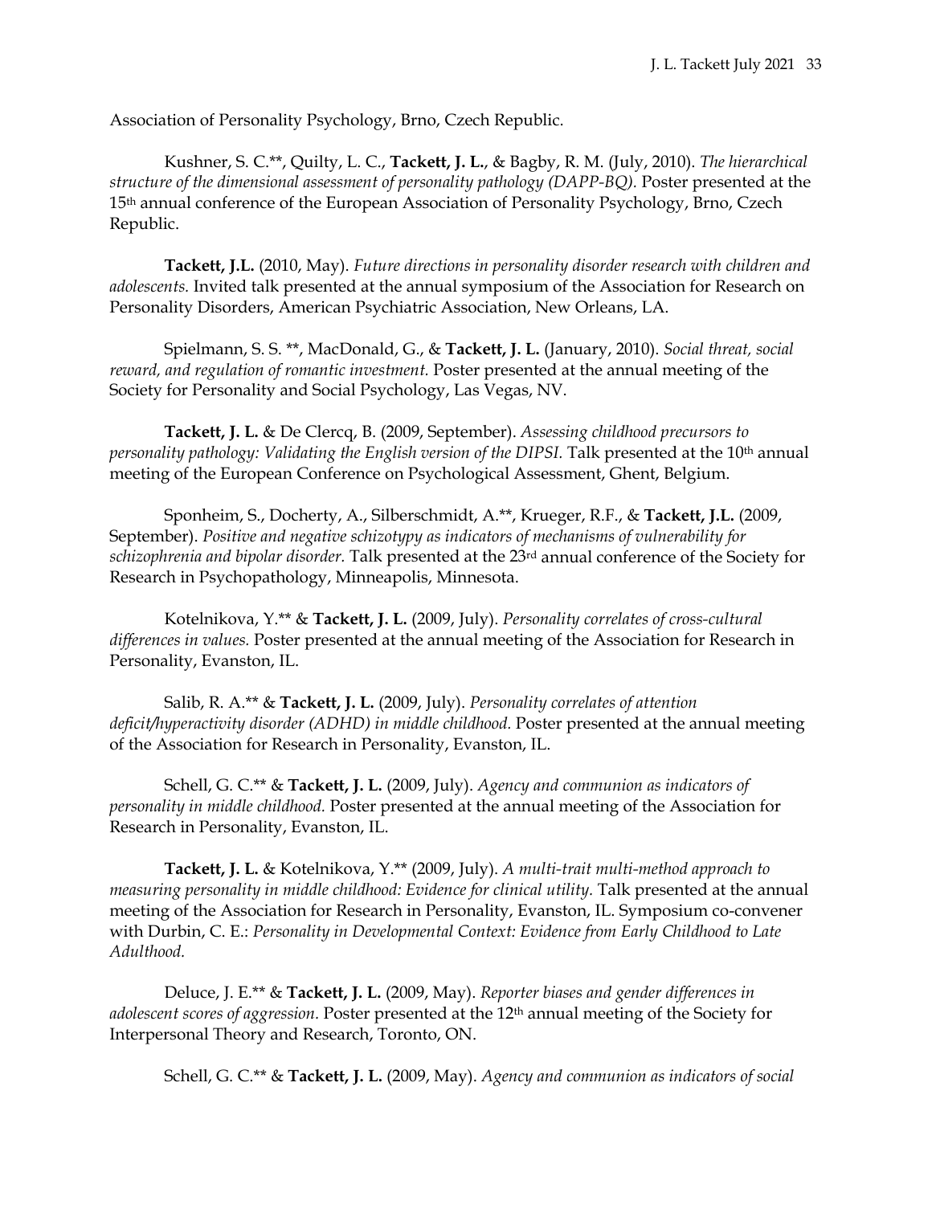Association of Personality Psychology, Brno, Czech Republic.

Kushner, S. C.**, Quilty, L. C., **Tackett, J. L.**, & Bagby, R. M. (July, 2010). *The hierarchical structure of the dimensional assessment of personality pathology (DAPP-BQ).* Poster presented at the 15th annual conference of the European Association of Personality Psychology, Brno, Czech Republic.

**Tackett, J.L.** (2010, May). *Future directions in personality disorder research with children and adolescents.* Invited talk presented at the annual symposium of the Association for Research on Personality Disorders, American Psychiatric Association, New Orleans, LA.

Spielmann, S. S. **, MacDonald, G., & **Tackett, J. L.** (January, 2010). *Social threat, social reward, and regulation of romantic investment.* Poster presented at the annual meeting of the Society for Personality and Social Psychology, Las Vegas, NV.

**Tackett, J. L.** & De Clercq, B. (2009, September). *Assessing childhood precursors to personality pathology: Validating the English version of the DIPSI.* Talk presented at the 10th annual meeting of the European Conference on Psychological Assessment, Ghent, Belgium.

Sponheim, S., Docherty, A., Silberschmidt, A.**, Krueger, R.F., & **Tackett, J.L.** (2009, September). *Positive and negative schizotypy as indicators of mechanisms of vulnerability for schizophrenia and bipolar disorder.* Talk presented at the 23rd annual conference of the Society for Research in Psychopathology, Minneapolis, Minnesota.

Kotelnikova, Y.** & **Tackett, J. L.** (2009, July). *Personality correlates of cross-cultural differences in values.* Poster presented at the annual meeting of the Association for Research in Personality, Evanston, IL.

Salib, R. A.** & **Tackett, J. L.** (2009, July). *Personality correlates of attention deficit/hyperactivity disorder (ADHD) in middle childhood.* Poster presented at the annual meeting of the Association for Research in Personality, Evanston, IL.

Schell, G. C.** & **Tackett, J. L.** (2009, July). *Agency and communion as indicators of personality in middle childhood.* Poster presented at the annual meeting of the Association for Research in Personality, Evanston, IL.

**Tackett, J. L.** & Kotelnikova, Y.** (2009, July). *A multi-trait multi-method approach to measuring personality in middle childhood: Evidence for clinical utility.* Talk presented at the annual meeting of the Association for Research in Personality, Evanston, IL. Symposium co-convener with Durbin, C. E.: *Personality in Developmental Context: Evidence from Early Childhood to Late Adulthood.*

Deluce, J. E.** & **Tackett, J. L.** (2009, May). *Reporter biases and gender differences in adolescent scores of aggression.* Poster presented at the 12th annual meeting of the Society for Interpersonal Theory and Research, Toronto, ON.

Schell, G. C.** & **Tackett, J. L.** (2009, May). *Agency and communion as indicators of social*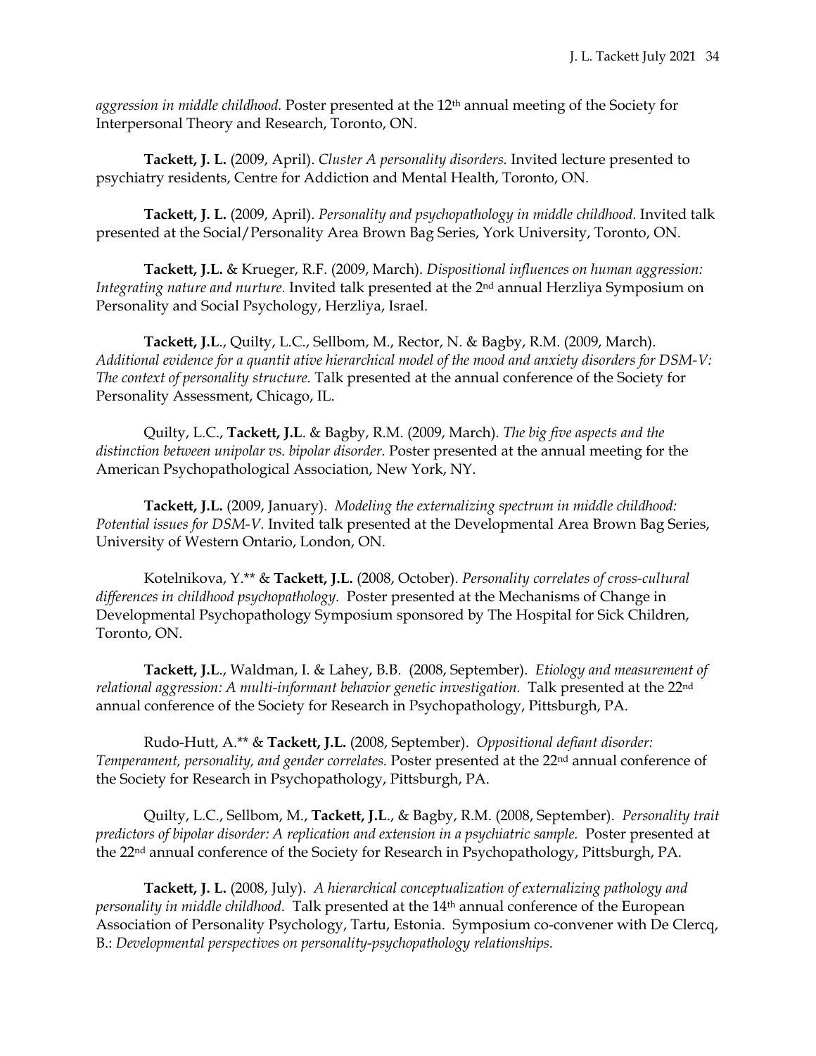*aggression in middle childhood.* Poster presented at the 12th annual meeting of the Society for Interpersonal Theory and Research, Toronto, ON.

**Tackett, J. L.** (2009, April). *Cluster A personality disorders.* Invited lecture presented to psychiatry residents, Centre for Addiction and Mental Health, Toronto, ON.

**Tackett, J. L.** (2009, April). *Personality and psychopathology in middle childhood.* Invited talk presented at the Social/Personality Area Brown Bag Series, York University, Toronto, ON.

**Tackett, J.L.** & Krueger, R.F. (2009, March). *Dispositional influences on human aggression: Integrating nature and nurture.* Invited talk presented at the 2nd annual Herzliya Symposium on Personality and Social Psychology, Herzliya, Israel.

**Tackett, J.L**., Quilty, L.C., Sellbom, M., Rector, N. & Bagby, R.M. (2009, March). *Additional evidence for a quantit ative hierarchical model of the mood and anxiety disorders for DSM-V: The context of personality structure.* Talk presented at the annual conference of the Society for Personality Assessment, Chicago, IL.

Quilty, L.C., **Tackett, J.L**. & Bagby, R.M. (2009, March). *The big five aspects and the distinction between unipolar vs. bipolar disorder.* Poster presented at the annual meeting for the American Psychopathological Association, New York, NY.

**Tackett, J.L.** (2009, January). *Modeling the externalizing spectrum in middle childhood: Potential issues for DSM-V.* Invited talk presented at the Developmental Area Brown Bag Series, University of Western Ontario, London, ON.

Kotelnikova, Y.** & **Tackett, J.L.** (2008, October). *Personality correlates of cross-cultural differences in childhood psychopathology.* Poster presented at the Mechanisms of Change in Developmental Psychopathology Symposium sponsored by The Hospital for Sick Children, Toronto, ON.

**Tackett, J.L**., Waldman, I. & Lahey, B.B. (2008, September). *Etiology and measurement of relational aggression: A multi-informant behavior genetic investigation.* Talk presented at the 22nd annual conference of the Society for Research in Psychopathology, Pittsburgh, PA.

Rudo-Hutt, A.** & **Tackett, J.L.** (2008, September). *Oppositional defiant disorder: Temperament, personality, and gender correlates.* Poster presented at the 22nd annual conference of the Society for Research in Psychopathology, Pittsburgh, PA.

Quilty, L.C., Sellbom, M., **Tackett, J.L**., & Bagby, R.M. (2008, September). *Personality trait predictors of bipolar disorder: A replication and extension in a psychiatric sample.* Poster presented at the 22nd annual conference of the Society for Research in Psychopathology, Pittsburgh, PA.

**Tackett, J. L.** (2008, July). *A hierarchical conceptualization of externalizing pathology and personality in middle childhood.* Talk presented at the 14th annual conference of the European Association of Personality Psychology, Tartu, Estonia. Symposium co-convener with De Clercq, B.: *Developmental perspectives on personality-psychopathology relationships.*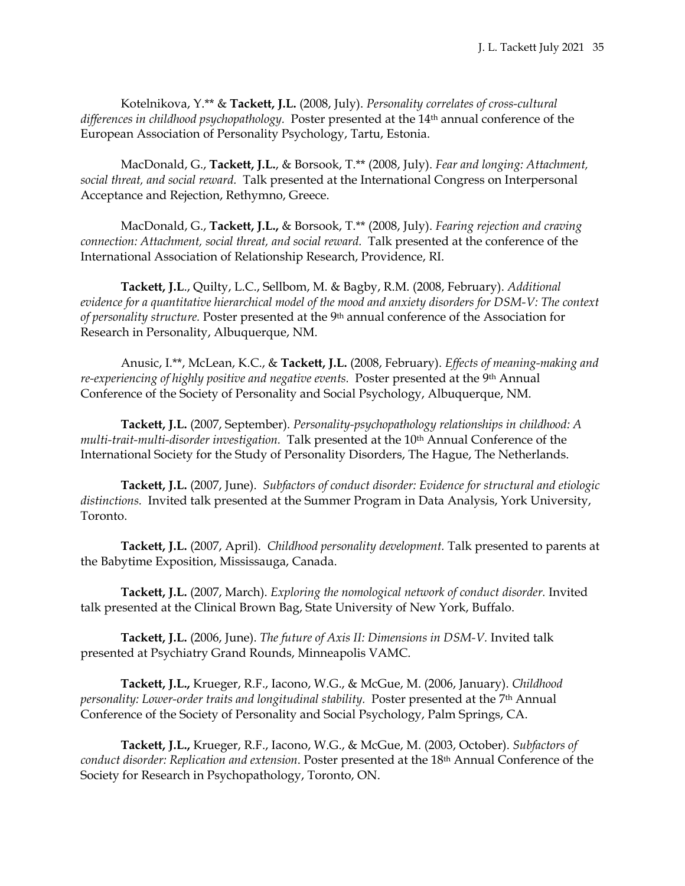Kotelnikova, Y.** & **Tackett, J.L.** (2008, July). *Personality correlates of cross-cultural differences in childhood psychopathology.* Poster presented at the 14th annual conference of the European Association of Personality Psychology, Tartu, Estonia.

MacDonald, G., **Tackett, J.L.**, & Borsook, T.** (2008, July). *Fear and longing: Attachment, social threat, and social reward.* Talk presented at the International Congress on Interpersonal Acceptance and Rejection, Rethymno, Greece.

MacDonald, G., **Tackett, J.L.**, & Borsook, T.** (2008, July). *Fearing rejection and craving connection: Attachment, social threat, and social reward.* Talk presented at the conference of the International Association of Relationship Research, Providence, RI.

**Tackett, J.L**., Quilty, L.C., Sellbom, M. & Bagby, R.M. (2008, February). *Additional evidence for a quantitative hierarchical model of the mood and anxiety disorders for DSM-V: The context of personality structure.* Poster presented at the 9th annual conference of the Association for Research in Personality, Albuquerque, NM.

Anusic, I.**, McLean, K.C., & **Tackett, J.L.** (2008, February). *Effects of meaning-making and re-experiencing of highly positive and negative events.* Poster presented at the 9th Annual Conference of the Society of Personality and Social Psychology, Albuquerque, NM.

**Tackett, J.L.** (2007, September). *Personality-psychopathology relationships in childhood: A multi-trait-multi-disorder investigation.* Talk presented at the 10th Annual Conference of the International Society for the Study of Personality Disorders, The Hague, The Netherlands.

**Tackett, J.L.** (2007, June). *Subfactors of conduct disorder: Evidence for structural and etiologic distinctions.* Invited talk presented at the Summer Program in Data Analysis, York University, Toronto.

**Tackett, J.L.** (2007, April). *Childhood personality development.* Talk presented to parents at the Babytime Exposition, Mississauga, Canada.

**Tackett, J.L.** (2007, March). *Exploring the nomological network of conduct disorder.* Invited talk presented at the Clinical Brown Bag, State University of New York, Buffalo.

**Tackett, J.L.** (2006, June). *The future of Axis II: Dimensions in DSM-V*. Invited talk presented at Psychiatry Grand Rounds, Minneapolis VAMC.

**Tackett, J.L.**, Krueger, R.F., Iacono, W.G., & McGue, M. (2006, January). *Childhood personality: Lower-order traits and longitudinal stability.* Poster presented at the 7th Annual Conference of the Society of Personality and Social Psychology, Palm Springs, CA.

**Tackett, J.L.**, Krueger, R.F., Iacono, W.G., & McGue, M. (2003, October). *Subfactors of conduct disorder: Replication and extension*. Poster presented at the 18th Annual Conference of the Society for Research in Psychopathology, Toronto, ON.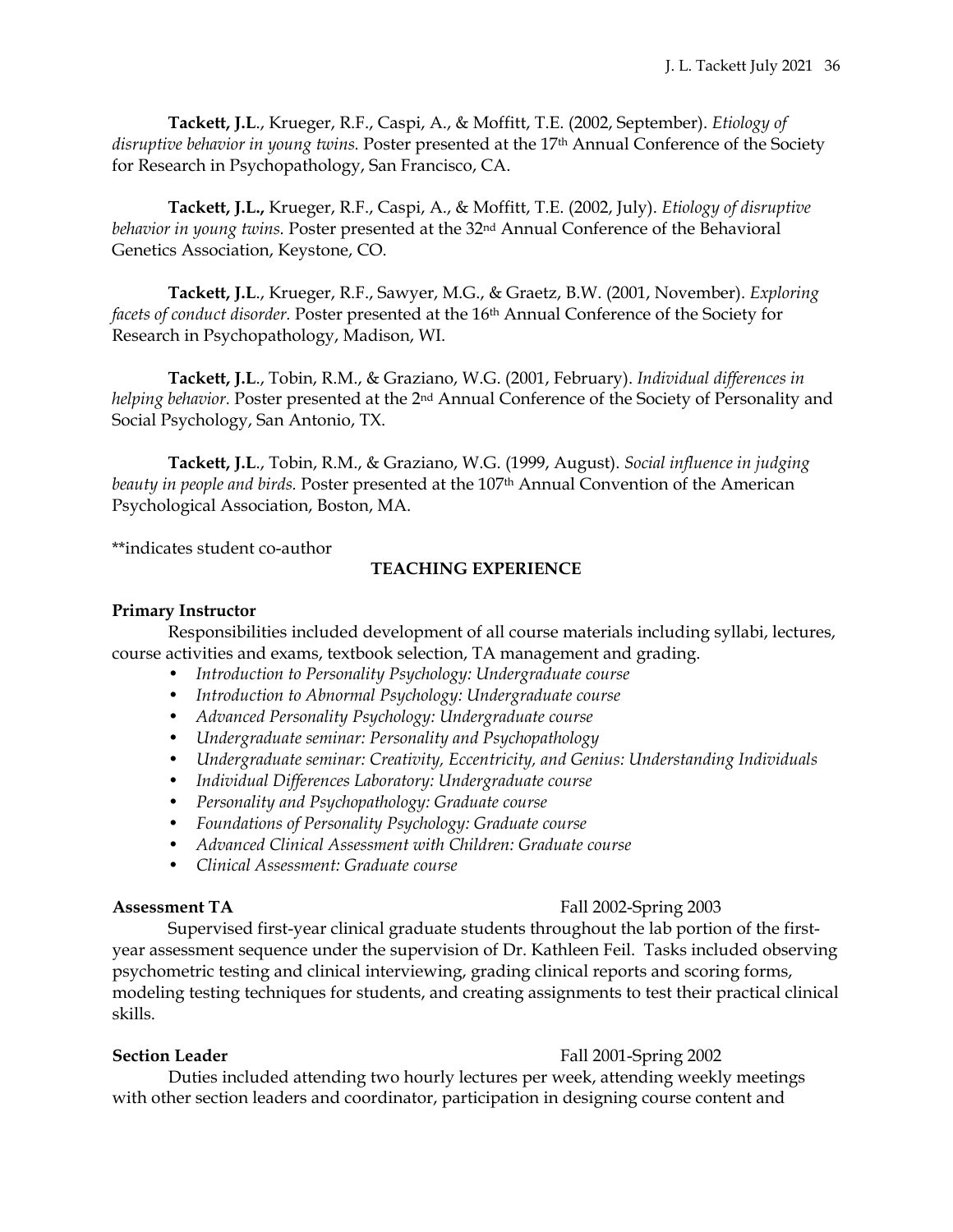**Tackett, J.L**., Krueger, R.F., Caspi, A., & Moffitt, T.E. (2002, September). *Etiology of disruptive behavior in young twins.* Poster presented at the 17th Annual Conference of the Society for Research in Psychopathology, San Francisco, CA.

**Tackett, J.L.,** Krueger, R.F., Caspi, A., & Moffitt, T.E. (2002, July). *Etiology of disruptive behavior in young twins.* Poster presented at the 32nd Annual Conference of the Behavioral Genetics Association, Keystone, CO.

**Tackett, J.L**., Krueger, R.F., Sawyer, M.G., & Graetz, B.W. (2001, November). *Exploring facets of conduct disorder.* Poster presented at the 16th Annual Conference of the Society for Research in Psychopathology, Madison, WI.

**Tackett, J.L**., Tobin, R.M., & Graziano, W.G. (2001, February). *Individual differences in helping behavior.* Poster presented at the 2nd Annual Conference of the Society of Personality and Social Psychology, San Antonio, TX.

**Tackett, J.L**., Tobin, R.M., & Graziano, W.G. (1999, August). *Social influence in judging beauty in people and birds.* Poster presented at the 107th Annual Convention of the American Psychological Association, Boston, MA.

**indicates student co-author

## TEACHING EXPERIENCE

**Primary Instructor**

Responsibilities included development of all course materials including syllabi, lectures, course activities and exams, textbook selection, TA management and grading.

- *Introduction to Personality Psychology: Undergraduate course*
- *Introduction to Abnormal Psychology: Undergraduate course*
- *Advanced Personality Psychology: Undergraduate course*
- *Undergraduate seminar: Personality and Psychopathology*
- *Undergraduate seminar: Creativity, Eccentricity, and Genius: Understanding Individuals*
- *Individual Differences Laboratory: Undergraduate course*
- *Personality and Psychopathology: Graduate course*
- *Foundations of Personality Psychology: Graduate course*
- *Advanced Clinical Assessment with Children: Graduate course*
- *Clinical Assessment: Graduate course*

**Assessment TA** Fall 2002-Spring 2003

Supervised first-year clinical graduate students throughout the lab portion of the first-year assessment sequence under the supervision of Dr. Kathleen Feil. Tasks included observing psychometric testing and clinical interviewing, grading clinical reports and scoring forms, modeling testing techniques for students, and creating assignments to test their practical clinical skills.

**Section Leader** Fall 2001-Spring 2002

Duties included attending two hourly lectures per week, attending weekly meetings with other section leaders and coordinator, participation in designing course content and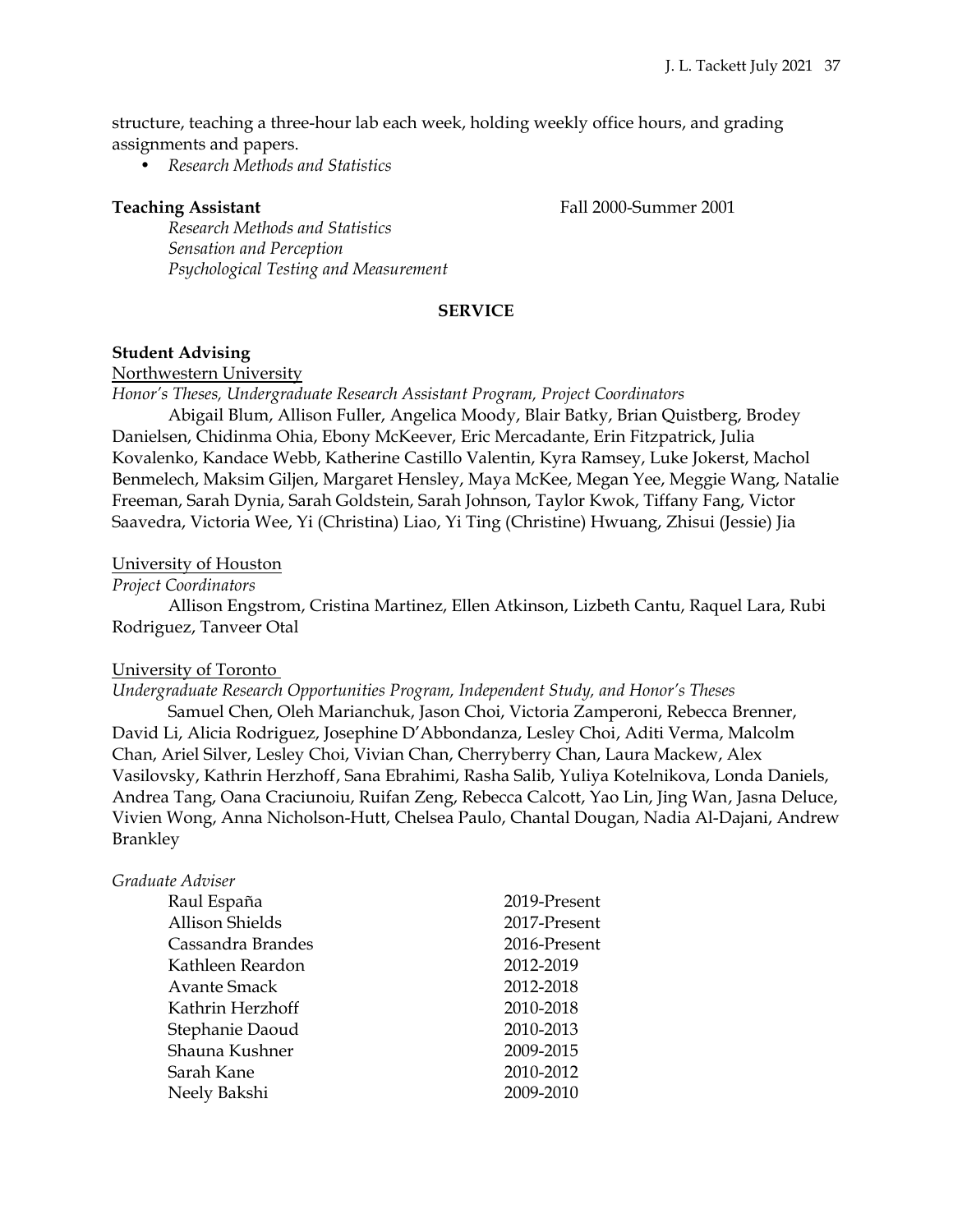structure, teaching a three-hour lab each week, holding weekly office hours, and grading assignments and papers.

- *Research Methods and Statistics*

**Teaching Assistant** Fall 2000-Summer 2001

*Research Methods and Statistics*
*Sensation and Perception*
*Psychological Testing and Measurement*

## SERVICE

**Student Advising**

Northwestern University

*Honor's Theses, Undergraduate Research Assistant Program, Project Coordinators*

Abigail Blum, Allison Fuller, Angelica Moody, Blair Batky, Brian Quistberg, Brodey Danielsen, Chidinma Ohia, Ebony McKeever, Eric Mercadante, Erin Fitzpatrick, Julia Kovalenko, Kandace Webb, Katherine Castillo Valentin, Kyra Ramsey, Luke Jokerst, Machol Benmelech, Maksim Giljen, Margaret Hensley, Maya McKee, Megan Yee, Meggie Wang, Natalie Freeman, Sarah Dynia, Sarah Goldstein, Sarah Johnson, Taylor Kwok, Tiffany Fang, Victor Saavedra, Victoria Wee, Yi (Christina) Liao, Yi Ting (Christine) Hwuang, Zhisui (Jessie) Jia

University of Houston

*Project Coordinators*

Allison Engstrom, Cristina Martinez, Ellen Atkinson, Lizbeth Cantu, Raquel Lara, Rubi Rodriguez, Tanveer Otal

University of Toronto

*Undergraduate Research Opportunities Program, Independent Study, and Honor's Theses*

Samuel Chen, Oleh Marianchuk, Jason Choi, Victoria Zamperoni, Rebecca Brenner, David Li, Alicia Rodriguez, Josephine D'Abbondanza, Lesley Choi, Aditi Verma, Malcolm Chan, Ariel Silver, Lesley Choi, Vivian Chan, Cherryberry Chan, Laura Mackew, Alex Vasilovsky, Kathrin Herzhoff, Sana Ebrahimi, Rasha Salib, Yuliya Kotelnikova, Londa Daniels, Andrea Tang, Oana Craciunoiu, Ruifan Zeng, Rebecca Calcott, Yao Lin, Jing Wan, Jasna Deluce, Vivien Wong, Anna Nicholson-Hutt, Chelsea Paulo, Chantal Dougan, Nadia Al-Dajani, Andrew Brankley

*Graduate Adviser*

| | |
|---|---|
| Raul España | 2019-Present |
| Allison Shields | 2017-Present |
| Cassandra Brandes | 2016-Present |
| Kathleen Reardon | 2012-2019 |
| Avante Smack | 2012-2018 |
| Kathrin Herzhoff | 2010-2018 |
| Stephanie Daoud | 2010-2013 |
| Shauna Kushner | 2009-2015 |
| Sarah Kane | 2010-2012 |
| Neely Bakshi | 2009-2010 |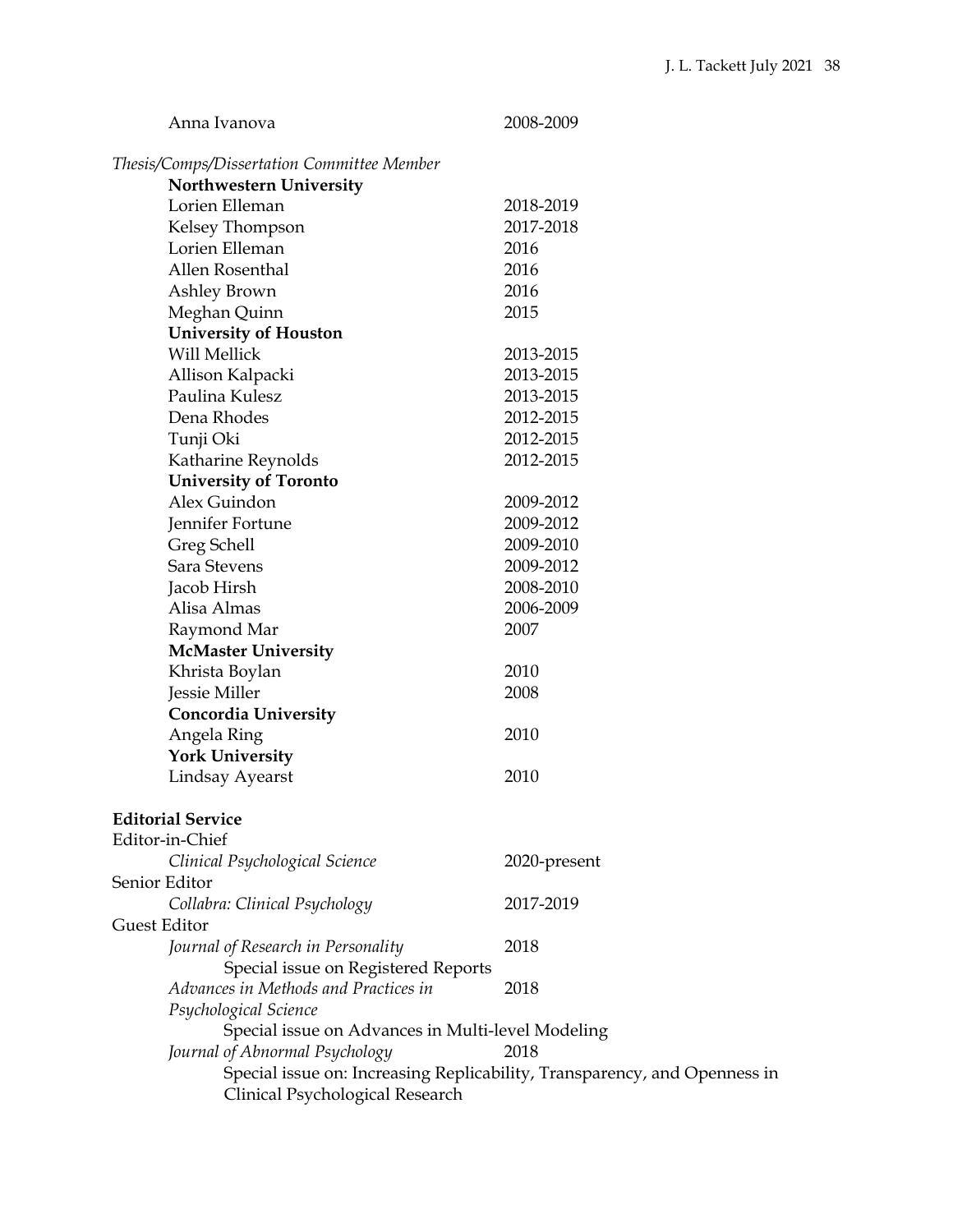Anna Ivanova 2008-2009

*Thesis/Comps/Dissertation Committee Member*

**Northwestern University**

| | |
|---|---|
| Lorien Elleman | 2018-2019 |
| Kelsey Thompson | 2017-2018 |
| Lorien Elleman | 2016 |
| Allen Rosenthal | 2016 |
| Ashley Brown | 2016 |
| Meghan Quinn | 2015 |

**University of Houston**

| | |
|---|---|
| Will Mellick | 2013-2015 |
| Allison Kalpacki | 2013-2015 |
| Paulina Kulesz | 2013-2015 |
| Dena Rhodes | 2012-2015 |
| Tunji Oki | 2012-2015 |
| Katharine Reynolds | 2012-2015 |

**University of Toronto**

| | |
|---|---|
| Alex Guindon | 2009-2012 |
| Jennifer Fortune | 2009-2012 |
| Greg Schell | 2009-2010 |
| Sara Stevens | 2009-2012 |
| Jacob Hirsh | 2008-2010 |
| Alisa Almas | 2006-2009 |
| Raymond Mar | 2007 |

**McMaster University**

| | |
|---|---|
| Khrista Boylan | 2010 |
| Jessie Miller | 2008 |

**Concordia University**

| | |
|---|---|
| Angela Ring | 2010 |

**York University**

| | |
|---|---|
| Lindsay Ayearst | 2010 |

**Editorial Service**

Editor-in-Chief

*Clinical Psychological Science* 2020-present

Senior Editor

*Collabra: Clinical Psychology* 2017-2019

Guest Editor

*Journal of Research in Personality* 2018

Special issue on Registered Reports

*Advances in Methods and Practices in Psychological Science* 2018

Special issue on Advances in Multi-level Modeling

*Journal of Abnormal Psychology* 2018

Special issue on: Increasing Replicability, Transparency, and Openness in Clinical Psychological Research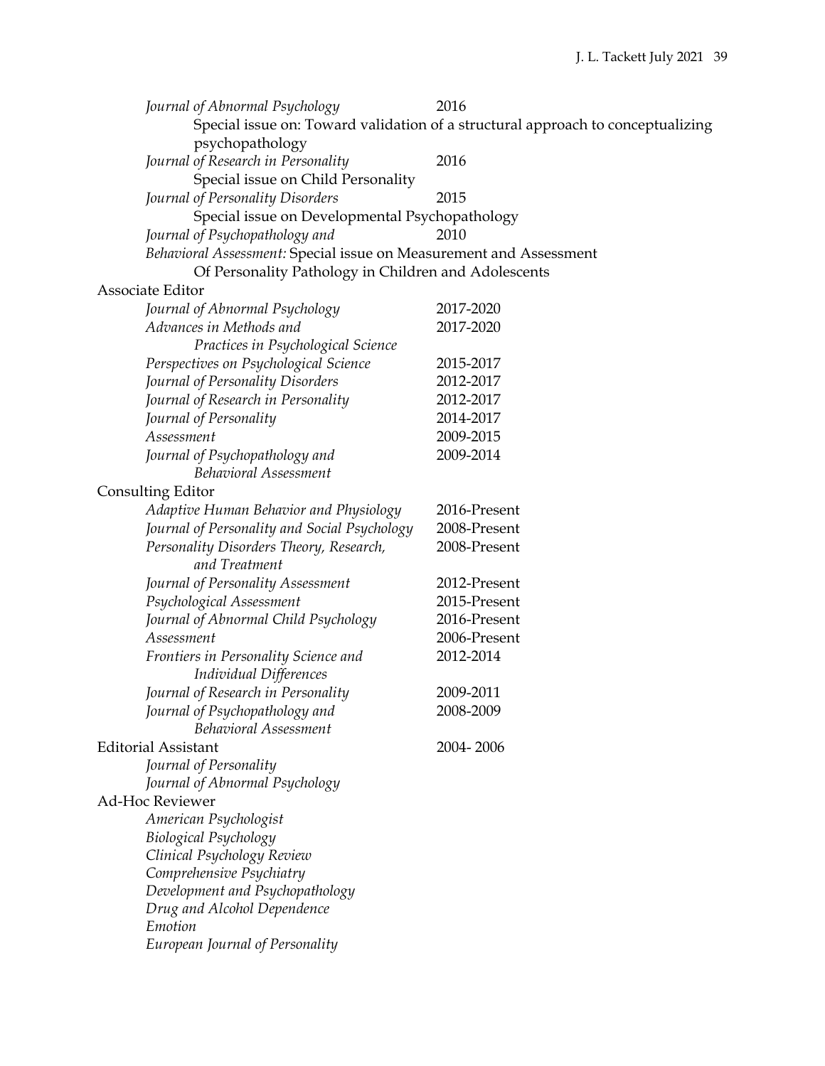*Journal of Abnormal Psychology* 2016
Special issue on: Toward validation of a structural approach to conceptualizing psychopathology

*Journal of Research in Personality* 2016
Special issue on Child Personality

*Journal of Personality Disorders* 2015
Special issue on Developmental Psychopathology

*Journal of Psychopathology and Behavioral Assessment:* 2010
Special issue on Measurement and Assessment Of Personality Pathology in Children and Adolescents

Associate Editor

| | |
|---|---|
| *Journal of Abnormal Psychology* | 2017-2020 |
| *Advances in Methods and Practices in Psychological Science* | 2017-2020 |
| *Perspectives on Psychological Science* | 2015-2017 |
| *Journal of Personality Disorders* | 2012-2017 |
| *Journal of Research in Personality* | 2012-2017 |
| *Journal of Personality* | 2014-2017 |
| *Assessment* | 2009-2015 |
| *Journal of Psychopathology and Behavioral Assessment* | 2009-2014 |

Consulting Editor

| | |
|---|---|
| *Adaptive Human Behavior and Physiology* | 2016-Present |
| *Journal of Personality and Social Psychology* | 2008-Present |
| *Personality Disorders Theory, Research, and Treatment* | 2008-Present |
| *Journal of Personality Assessment* | 2012-Present |
| *Psychological Assessment* | 2015-Present |
| *Journal of Abnormal Child Psychology* | 2016-Present |
| *Assessment* | 2006-Present |
| *Frontiers in Personality Science and Individual Differences* | 2012-2014 |
| *Journal of Research in Personality* | 2009-2011 |
| *Journal of Psychopathology and Behavioral Assessment* | 2008-2009 |

Editorial Assistant 2004- 2006

*Journal of Personality*
*Journal of Abnormal Psychology*

Ad-Hoc Reviewer

*American Psychologist*
*Biological Psychology*
*Clinical Psychology Review*
*Comprehensive Psychiatry*
*Development and Psychopathology*
*Drug and Alcohol Dependence*
*Emotion*
*European Journal of Personality*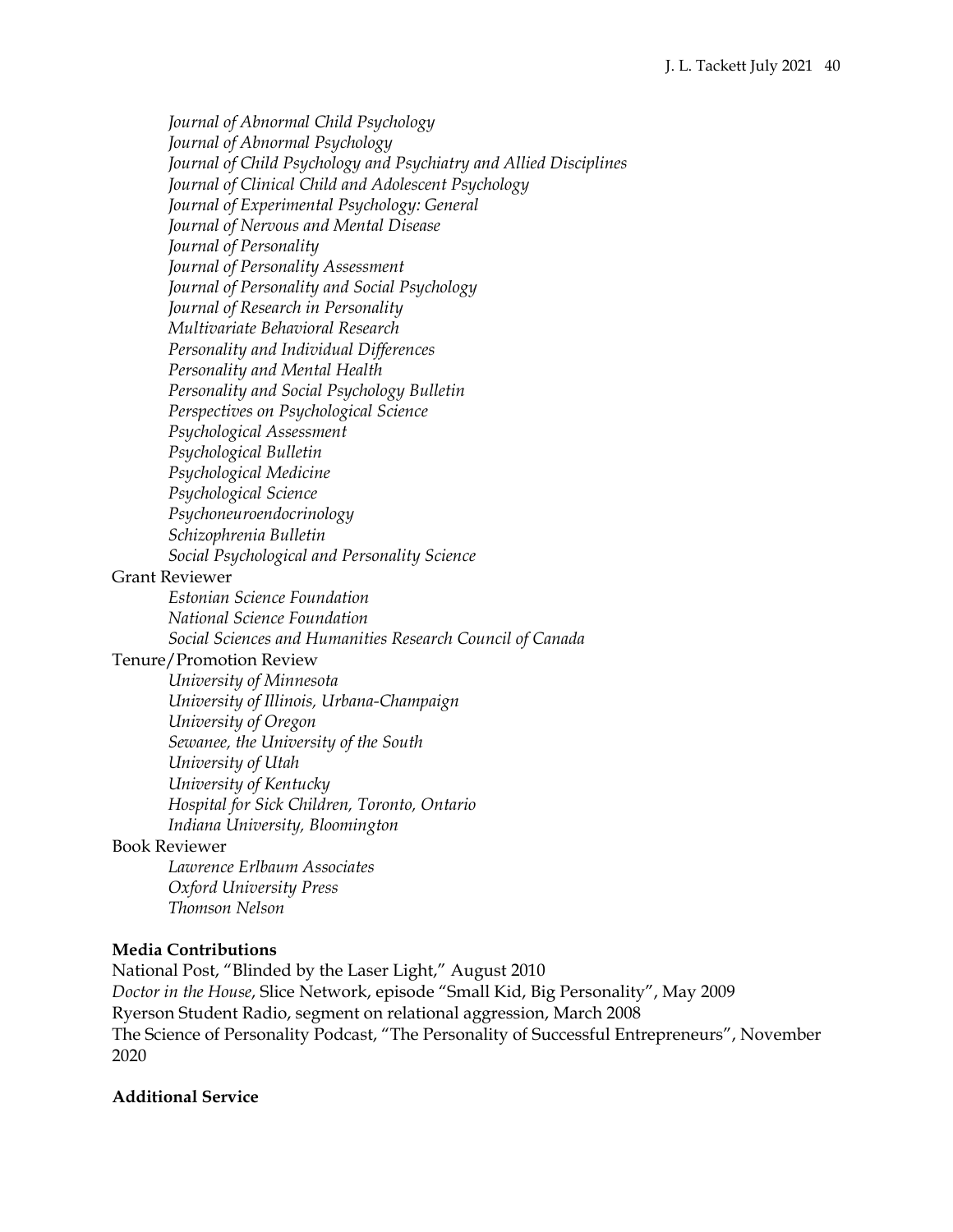*Journal of Abnormal Child Psychology*
*Journal of Abnormal Psychology*
*Journal of Child Psychology and Psychiatry and Allied Disciplines*
*Journal of Clinical Child and Adolescent Psychology*
*Journal of Experimental Psychology: General*
*Journal of Nervous and Mental Disease*
*Journal of Personality*
*Journal of Personality Assessment*
*Journal of Personality and Social Psychology*
*Journal of Research in Personality*
*Multivariate Behavioral Research*
*Personality and Individual Differences*
*Personality and Mental Health*
*Personality and Social Psychology Bulletin*
*Perspectives on Psychological Science*
*Psychological Assessment*
*Psychological Bulletin*
*Psychological Medicine*
*Psychological Science*
*Psychoneuroendocrinology*
*Schizophrenia Bulletin*
*Social Psychological and Personality Science*

Grant Reviewer

*Estonian Science Foundation*
*National Science Foundation*
*Social Sciences and Humanities Research Council of Canada*

Tenure/Promotion Review

*University of Minnesota*
*University of Illinois, Urbana-Champaign*
*University of Oregon*
*Sewanee, the University of the South*
*University of Utah*
*University of Kentucky*
*Hospital for Sick Children, Toronto, Ontario*
*Indiana University, Bloomington*

Book Reviewer

*Lawrence Erlbaum Associates*
*Oxford University Press*
*Thomson Nelson*

**Media Contributions**

National Post, "Blinded by the Laser Light," August 2010
*Doctor in the House*, Slice Network, episode "Small Kid, Big Personality", May 2009
Ryerson Student Radio, segment on relational aggression, March 2008
The Science of Personality Podcast, "The Personality of Successful Entrepreneurs", November 2020

**Additional Service**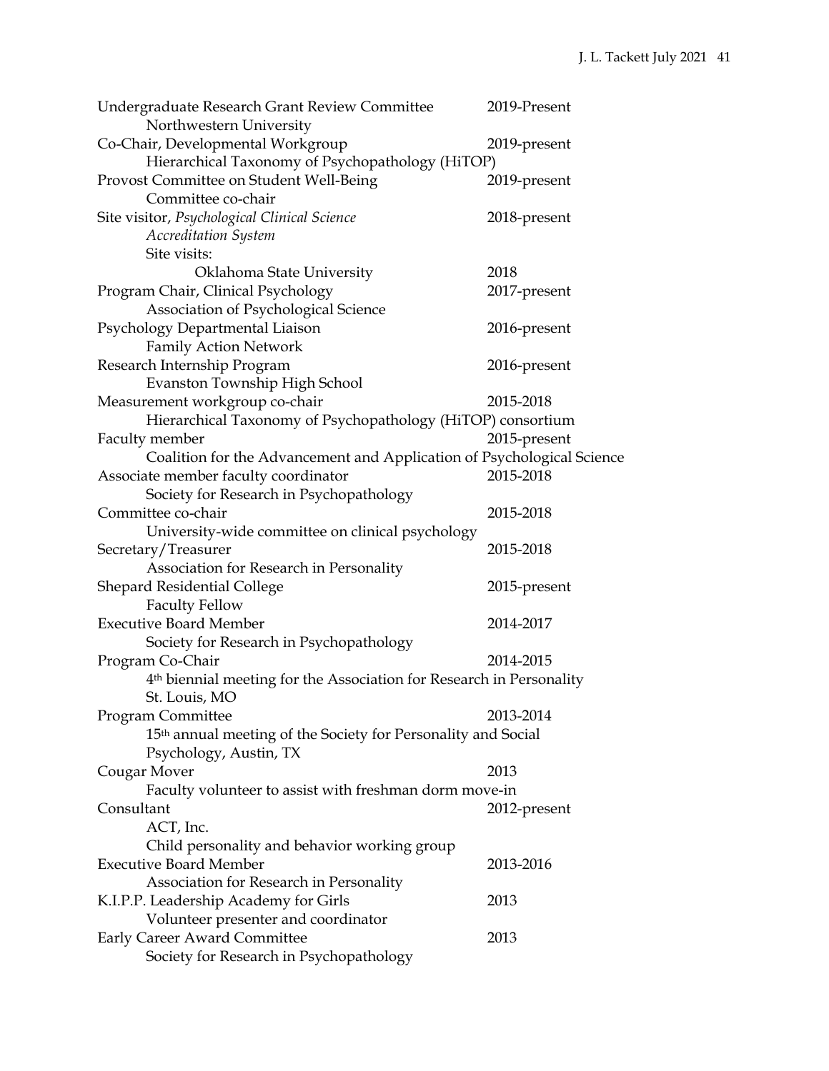Undergraduate Research Grant Review Committee — 2019-Present
    Northwestern University

Co-Chair, Developmental Workgroup — 2019-present
    Hierarchical Taxonomy of Psychopathology (HiTOP)

Provost Committee on Student Well-Being — 2019-present
    Committee co-chair

Site visitor, *Psychological Clinical Science Accreditation System* — 2018-present
    Site visits:
        Oklahoma State University — 2018

Program Chair, Clinical Psychology — 2017-present
    Association of Psychological Science

Psychology Departmental Liaison — 2016-present
    Family Action Network

Research Internship Program — 2016-present
    Evanston Township High School

Measurement workgroup co-chair — 2015-2018
    Hierarchical Taxonomy of Psychopathology (HiTOP) consortium

Faculty member — 2015-present
    Coalition for the Advancement and Application of Psychological Science

Associate member faculty coordinator — 2015-2018
    Society for Research in Psychopathology

Committee co-chair — 2015-2018
    University-wide committee on clinical psychology

Secretary/Treasurer — 2015-2018
    Association for Research in Personality

Shepard Residential College — 2015-present
    Faculty Fellow

Executive Board Member — 2014-2017
    Society for Research in Psychopathology

Program Co-Chair — 2014-2015
    4th biennial meeting for the Association for Research in Personality
    St. Louis, MO

Program Committee — 2013-2014
    15th annual meeting of the Society for Personality and Social Psychology, Austin, TX

Cougar Mover — 2013
    Faculty volunteer to assist with freshman dorm move-in

Consultant — 2012-present
    ACT, Inc.
    Child personality and behavior working group

Executive Board Member — 2013-2016
    Association for Research in Personality

K.I.P.P. Leadership Academy for Girls — 2013
    Volunteer presenter and coordinator

Early Career Award Committee — 2013
    Society for Research in Psychopathology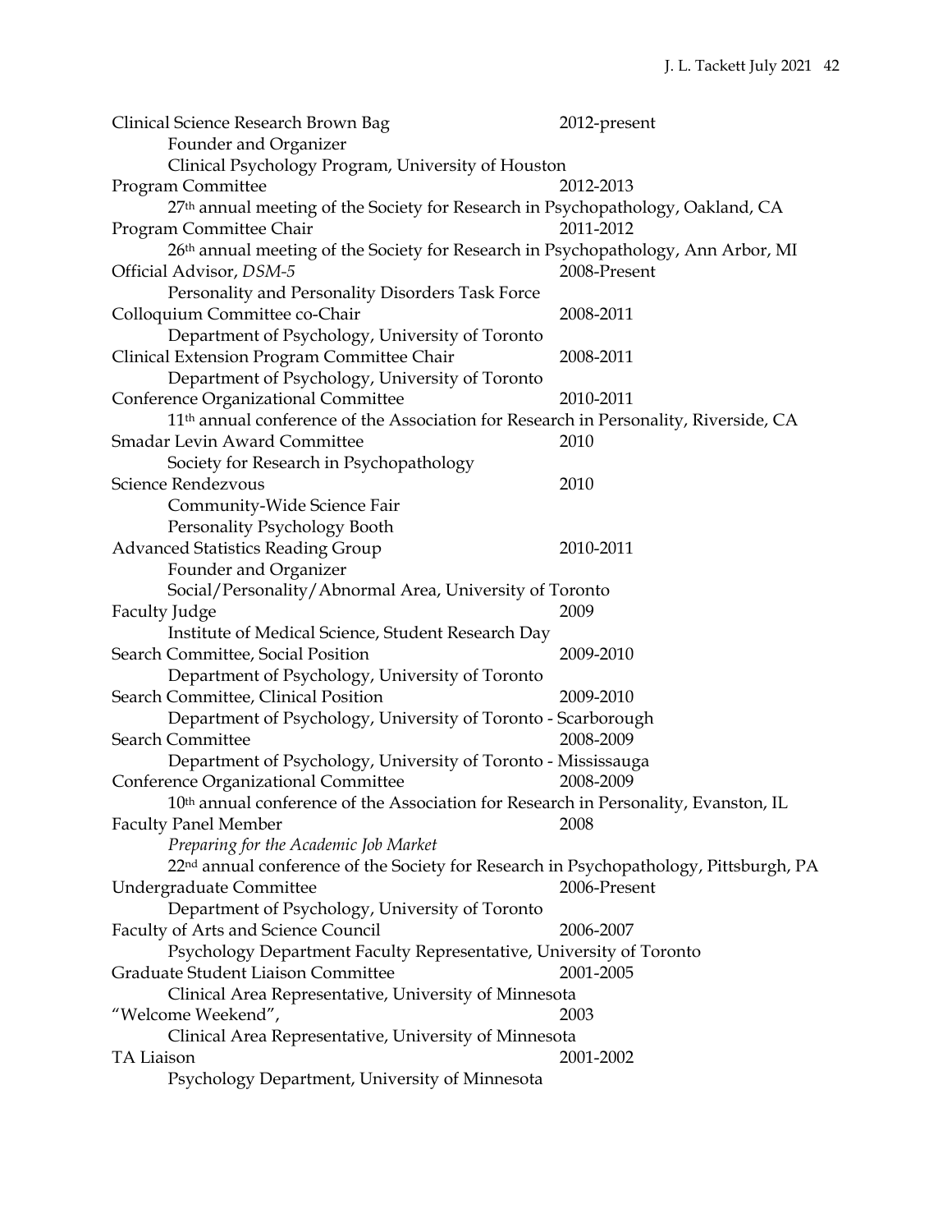Clinical Science Research Brown Bag 2012-present
Founder and Organizer
Clinical Psychology Program, University of Houston

Program Committee 2012-2013
27th annual meeting of the Society for Research in Psychopathology, Oakland, CA

Program Committee Chair 2011-2012
26th annual meeting of the Society for Research in Psychopathology, Ann Arbor, MI

Official Advisor, *DSM-5* 2008-Present
Personality and Personality Disorders Task Force

Colloquium Committee co-Chair 2008-2011
Department of Psychology, University of Toronto

Clinical Extension Program Committee Chair 2008-2011
Department of Psychology, University of Toronto

Conference Organizational Committee 2010-2011
11th annual conference of the Association for Research in Personality, Riverside, CA

Smadar Levin Award Committee 2010
Society for Research in Psychopathology

Science Rendezvous 2010
Community-Wide Science Fair
Personality Psychology Booth

Advanced Statistics Reading Group 2010-2011
Founder and Organizer
Social/Personality/Abnormal Area, University of Toronto

Faculty Judge 2009
Institute of Medical Science, Student Research Day

Search Committee, Social Position 2009-2010
Department of Psychology, University of Toronto

Search Committee, Clinical Position 2009-2010
Department of Psychology, University of Toronto - Scarborough

Search Committee 2008-2009
Department of Psychology, University of Toronto - Mississauga

Conference Organizational Committee 2008-2009
10th annual conference of the Association for Research in Personality, Evanston, IL

Faculty Panel Member 2008
*Preparing for the Academic Job Market*
22nd annual conference of the Society for Research in Psychopathology, Pittsburgh, PA

Undergraduate Committee 2006-Present
Department of Psychology, University of Toronto

Faculty of Arts and Science Council 2006-2007
Psychology Department Faculty Representative, University of Toronto

Graduate Student Liaison Committee 2001-2005
Clinical Area Representative, University of Minnesota

"Welcome Weekend", 2003
Clinical Area Representative, University of Minnesota

TA Liaison 2001-2002
Psychology Department, University of Minnesota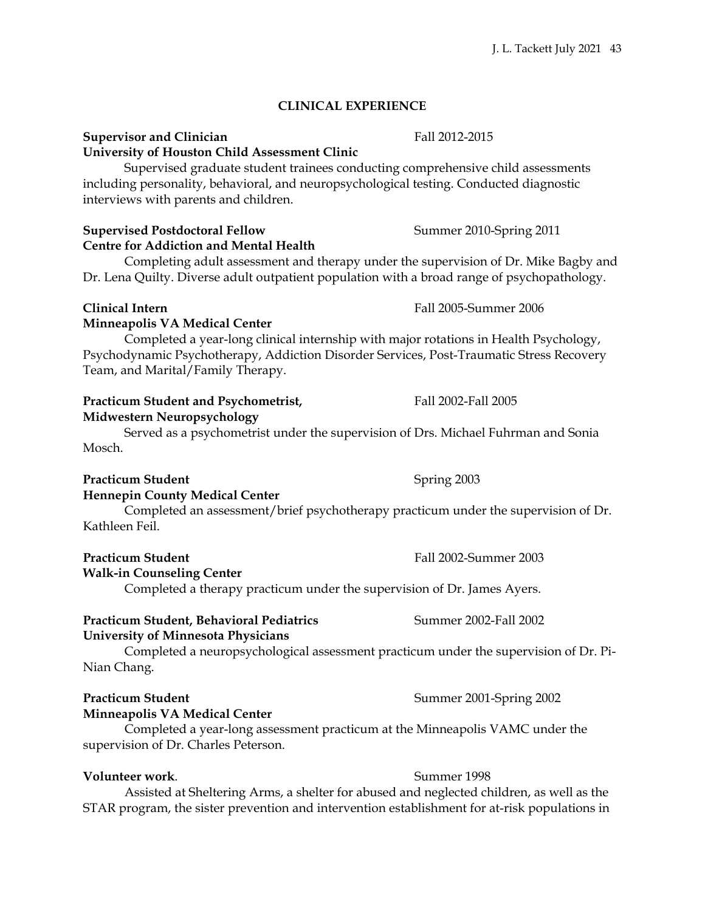## CLINICAL EXPERIENCE

**Supervisor and Clinician** Fall 2012-2015
**University of Houston Child Assessment Clinic**

Supervised graduate student trainees conducting comprehensive child assessments including personality, behavioral, and neuropsychological testing. Conducted diagnostic interviews with parents and children.

**Supervised Postdoctoral Fellow** Summer 2010-Spring 2011
**Centre for Addiction and Mental Health**

Completing adult assessment and therapy under the supervision of Dr. Mike Bagby and Dr. Lena Quilty. Diverse adult outpatient population with a broad range of psychopathology.

**Clinical Intern** Fall 2005-Summer 2006
**Minneapolis VA Medical Center**

Completed a year-long clinical internship with major rotations in Health Psychology, Psychodynamic Psychotherapy, Addiction Disorder Services, Post-Traumatic Stress Recovery Team, and Marital/Family Therapy.

**Practicum Student and Psychometrist,** Fall 2002-Fall 2005
**Midwestern Neuropsychology**

Served as a psychometrist under the supervision of Drs. Michael Fuhrman and Sonia Mosch.

**Practicum Student** Spring 2003
**Hennepin County Medical Center**

Completed an assessment/brief psychotherapy practicum under the supervision of Dr. Kathleen Feil.

**Practicum Student** Fall 2002-Summer 2003
**Walk-in Counseling Center**

Completed a therapy practicum under the supervision of Dr. James Ayers.

**Practicum Student, Behavioral Pediatrics** Summer 2002-Fall 2002
**University of Minnesota Physicians**

Completed a neuropsychological assessment practicum under the supervision of Dr. Pi-Nian Chang.

**Practicum Student** Summer 2001-Spring 2002
**Minneapolis VA Medical Center**

Completed a year-long assessment practicum at the Minneapolis VAMC under the supervision of Dr. Charles Peterson.

**Volunteer work**. Summer 1998

Assisted at Sheltering Arms, a shelter for abused and neglected children, as well as the STAR program, the sister prevention and intervention establishment for at-risk populations in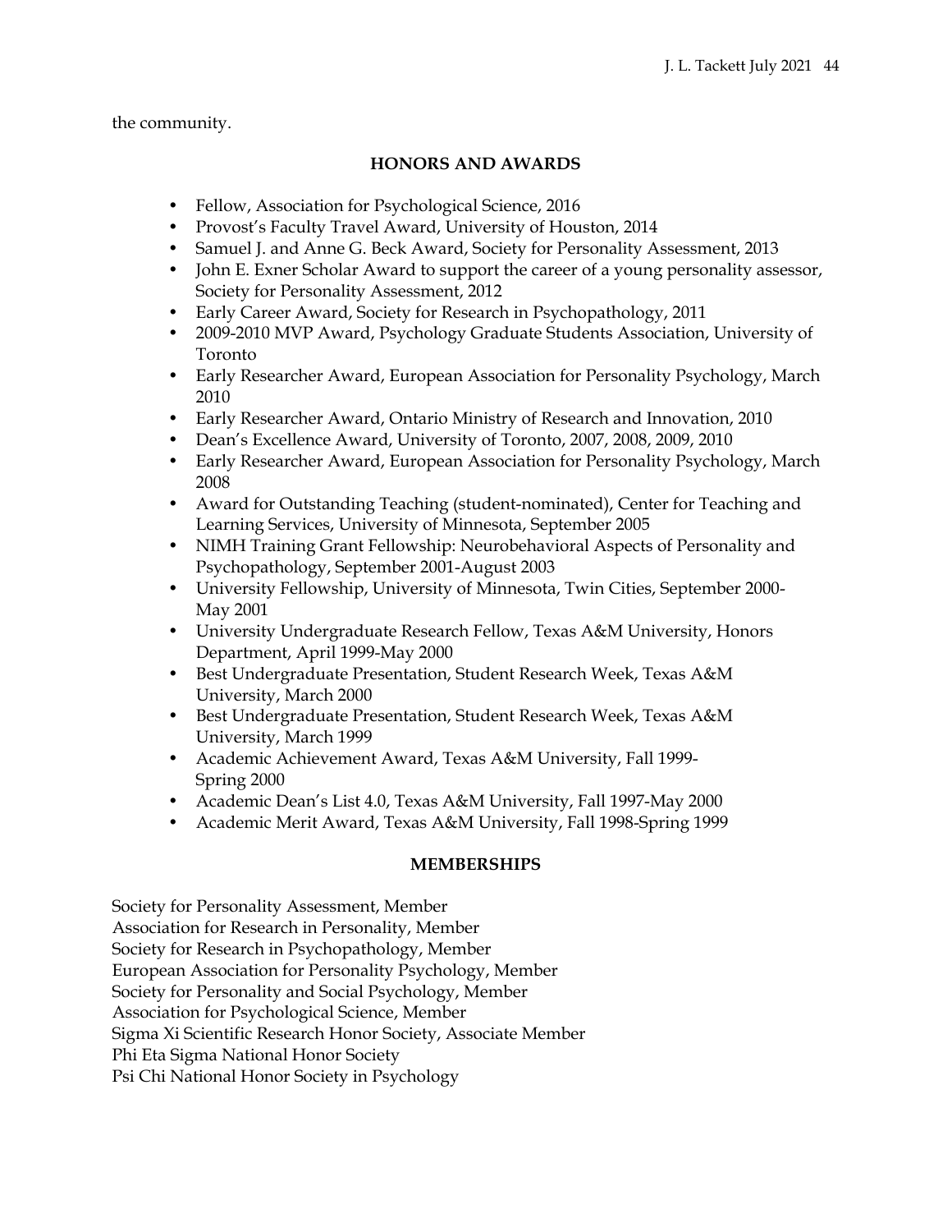the community.

## HONORS AND AWARDS

- Fellow, Association for Psychological Science, 2016
- Provost's Faculty Travel Award, University of Houston, 2014
- Samuel J. and Anne G. Beck Award, Society for Personality Assessment, 2013
- John E. Exner Scholar Award to support the career of a young personality assessor, Society for Personality Assessment, 2012
- Early Career Award, Society for Research in Psychopathology, 2011
- 2009-2010 MVP Award, Psychology Graduate Students Association, University of Toronto
- Early Researcher Award, European Association for Personality Psychology, March 2010
- Early Researcher Award, Ontario Ministry of Research and Innovation, 2010
- Dean's Excellence Award, University of Toronto, 2007, 2008, 2009, 2010
- Early Researcher Award, European Association for Personality Psychology, March 2008
- Award for Outstanding Teaching (student-nominated), Center for Teaching and Learning Services, University of Minnesota, September 2005
- NIMH Training Grant Fellowship: Neurobehavioral Aspects of Personality and Psychopathology, September 2001-August 2003
- University Fellowship, University of Minnesota, Twin Cities, September 2000-May 2001
- University Undergraduate Research Fellow, Texas A&M University, Honors Department, April 1999-May 2000
- Best Undergraduate Presentation, Student Research Week, Texas A&M University, March 2000
- Best Undergraduate Presentation, Student Research Week, Texas A&M University, March 1999
- Academic Achievement Award, Texas A&M University, Fall 1999-Spring 2000
- Academic Dean's List 4.0, Texas A&M University, Fall 1997-May 2000
- Academic Merit Award, Texas A&M University, Fall 1998-Spring 1999

## MEMBERSHIPS

Society for Personality Assessment, Member
Association for Research in Personality, Member
Society for Research in Psychopathology, Member
European Association for Personality Psychology, Member
Society for Personality and Social Psychology, Member
Association for Psychological Science, Member
Sigma Xi Scientific Research Honor Society, Associate Member
Phi Eta Sigma National Honor Society
Psi Chi National Honor Society in Psychology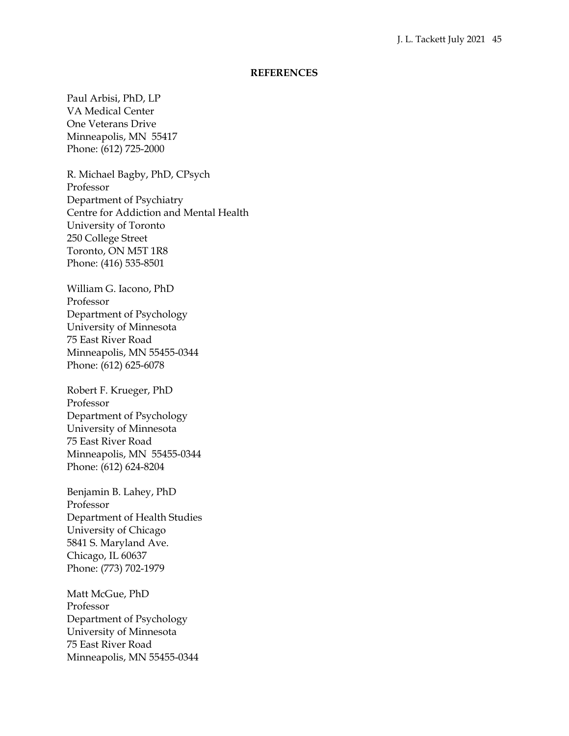## REFERENCES

Paul Arbisi, PhD, LP
VA Medical Center
One Veterans Drive
Minneapolis, MN 55417
Phone: (612) 725-2000

R. Michael Bagby, PhD, CPsych
Professor
Department of Psychiatry
Centre for Addiction and Mental Health
University of Toronto
250 College Street
Toronto, ON M5T 1R8
Phone: (416) 535-8501

William G. Iacono, PhD
Professor
Department of Psychology
University of Minnesota
75 East River Road
Minneapolis, MN 55455-0344
Phone: (612) 625-6078

Robert F. Krueger, PhD
Professor
Department of Psychology
University of Minnesota
75 East River Road
Minneapolis, MN 55455-0344
Phone: (612) 624-8204

Benjamin B. Lahey, PhD
Professor
Department of Health Studies
University of Chicago
5841 S. Maryland Ave.
Chicago, IL 60637
Phone: (773) 702-1979

Matt McGue, PhD
Professor
Department of Psychology
University of Minnesota
75 East River Road
Minneapolis, MN 55455-0344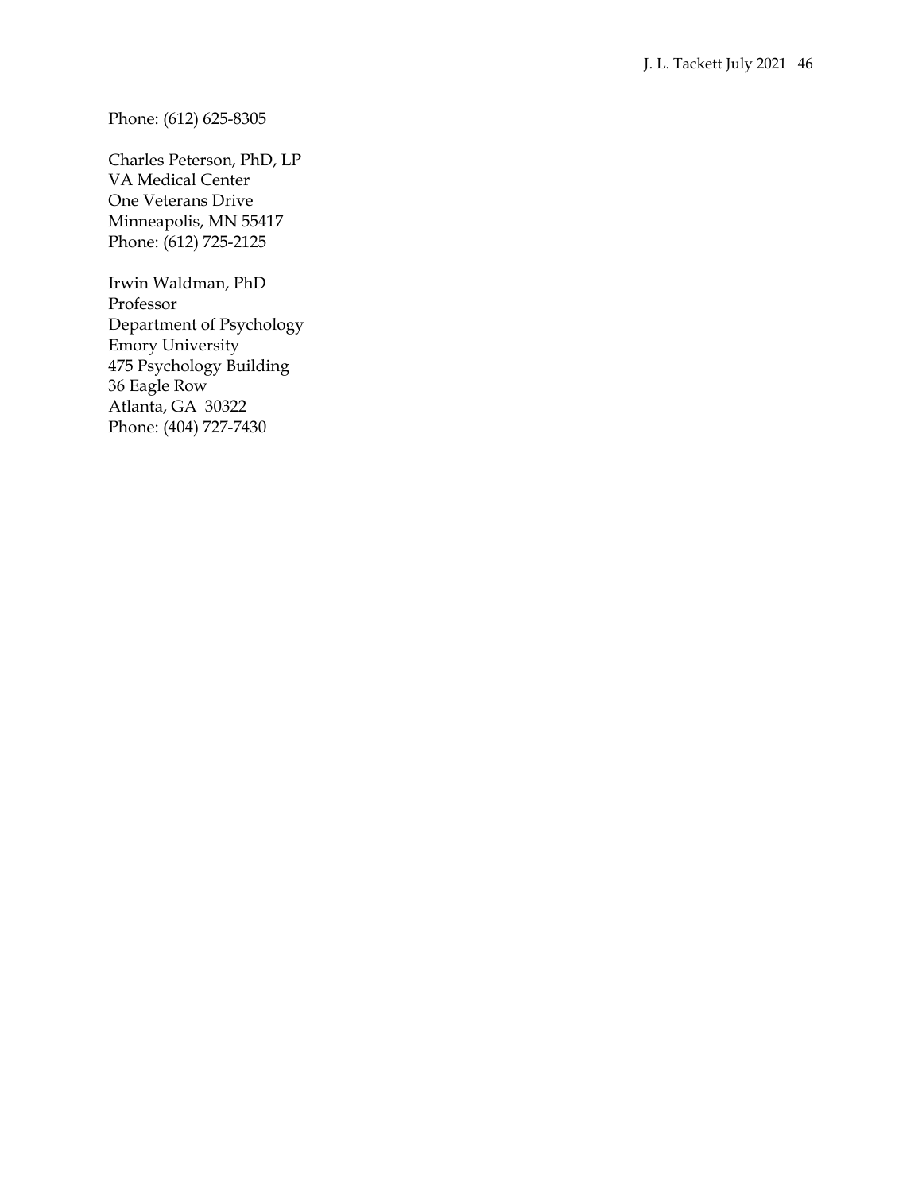Phone: (612) 625-8305

Charles Peterson, PhD, LP
VA Medical Center
One Veterans Drive
Minneapolis, MN 55417
Phone: (612) 725-2125

Irwin Waldman, PhD
Professor
Department of Psychology
Emory University
475 Psychology Building
36 Eagle Row
Atlanta, GA 30322
Phone: (404) 727-7430